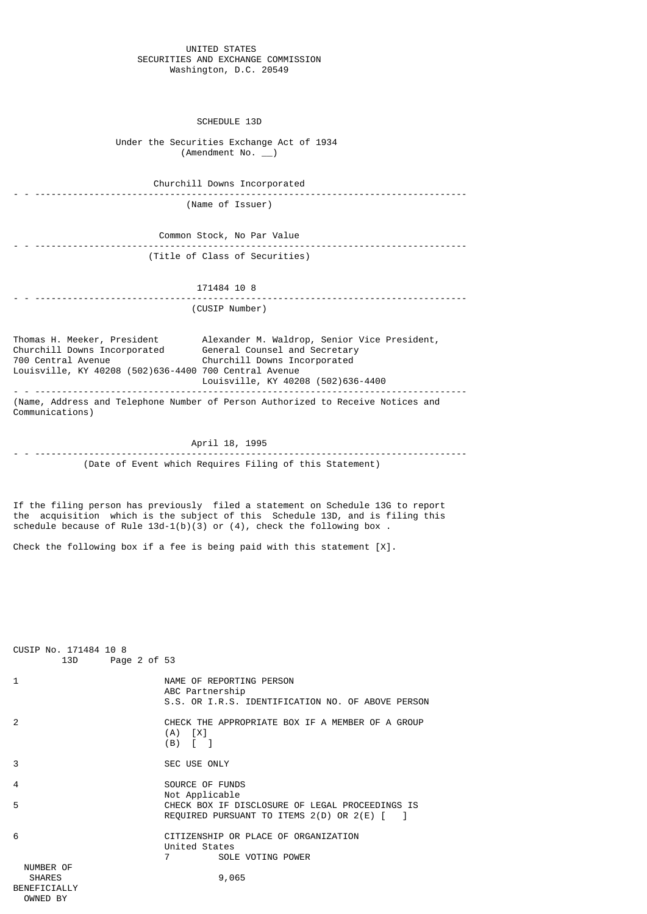UNITED STATES
SECURITIES AND EXCHANGE COMMISSION
Washington, D.C. 20549

# SCHEDULE 13D

Under the Securities Exchange Act of 1934
(Amendment No. __)

Churchill Downs Incorporated

---

(Name of Issuer)

Common Stock, No Par Value

---

(Title of Class of Securities)

171484 10 8

---

(CUSIP Number)

Thomas H. Meeker, President
Churchill Downs Incorporated
700 Central Avenue
Louisville, KY 40208 (502)636-4400

Alexander M. Waldrop, Senior Vice President,
General Counsel and Secretary
Churchill Downs Incorporated
700 Central Avenue
Louisville, KY 40208 (502)636-4400

---

(Name, Address and Telephone Number of Person Authorized to Receive Notices and Communications)

April 18, 1995

---

(Date of Event which Requires Filing of this Statement)

If the filing person has previously filed a statement on Schedule 13G to report the acquisition which is the subject of this Schedule 13D, and is filing this schedule because of Rule 13d-1(b)(3) or (4), check the following box .

Check the following box if a fee is being paid with this statement [X].

CUSIP No. 171484 10 8
13D

| | |
|---|---|
| 1 | NAME OF REPORTING PERSON<br>ABC Partnership<br>S.S. OR I.R.S. IDENTIFICATION NO. OF ABOVE PERSON |
| 2 | CHECK THE APPROPRIATE BOX IF A MEMBER OF A GROUP<br>(A) [X]<br>(B) [ ] |
| 3 | SEC USE ONLY |
| 4 | SOURCE OF FUNDS<br>Not Applicable |
| 5 | CHECK BOX IF DISCLOSURE OF LEGAL PROCEEDINGS IS REQUIRED PURSUANT TO ITEMS 2(D) OR 2(E) [ ] |
| 6 | CITIZENSHIP OR PLACE OF ORGANIZATION<br>United States |

| NUMBER OF SHARES BENEFICIALLY OWNED BY | 7 | SOLE VOTING POWER<br>9,065 |
|---|---|---|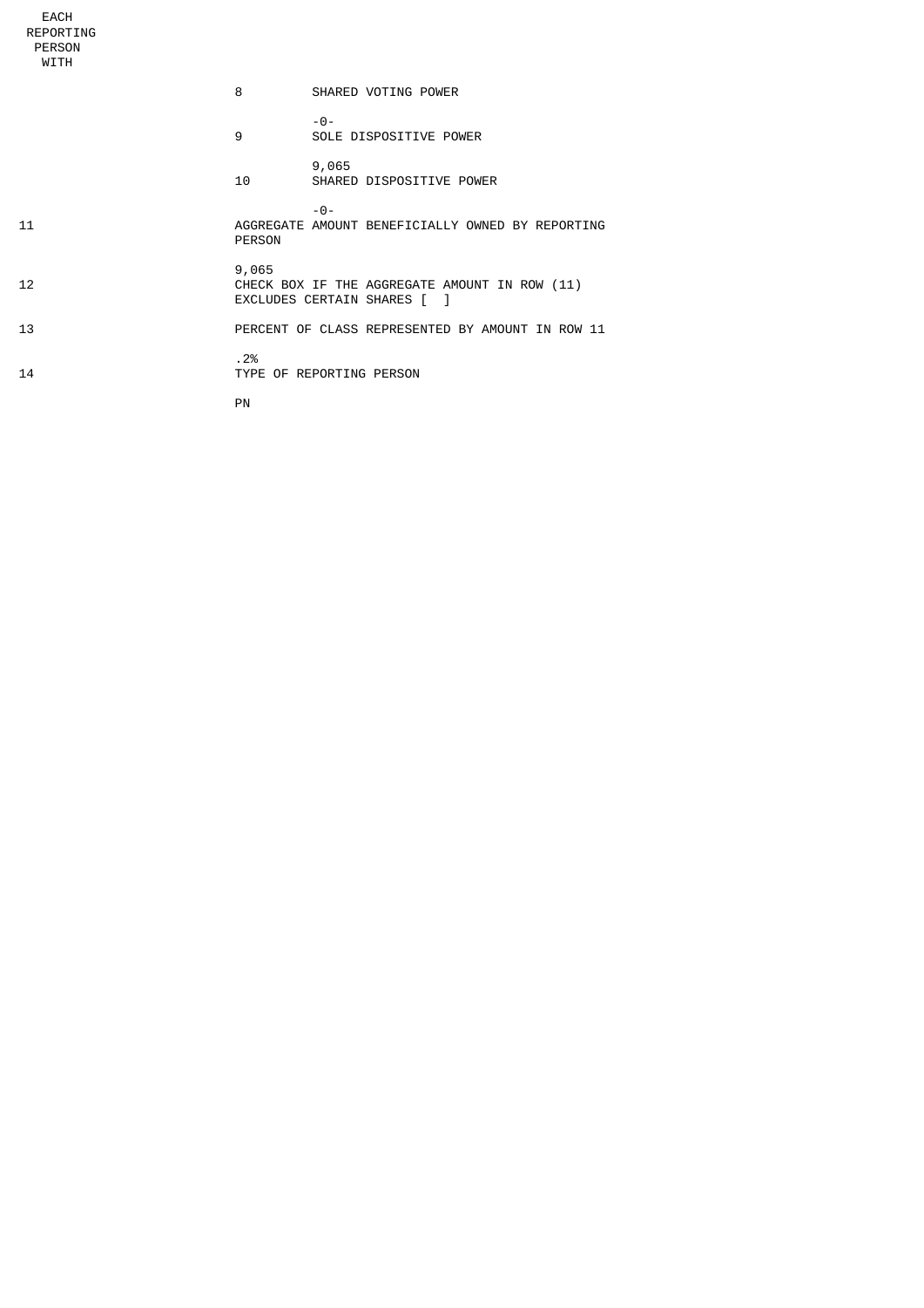| EACH REPORTING PERSON WITH | | |
|---|---|---|
| | 8 | SHARED VOTING POWER |
| | | -0- |
| | 9 | SOLE DISPOSITIVE POWER |
| | | 9,065 |
| | 10 | SHARED DISPOSITIVE POWER |
| | | -0- |
| 11 | AGGREGATE AMOUNT BENEFICIALLY OWNED BY REPORTING PERSON | |
| | 9,065 | |
| 12 | CHECK BOX IF THE AGGREGATE AMOUNT IN ROW (11) EXCLUDES CERTAIN SHARES [ ] | |
| 13 | PERCENT OF CLASS REPRESENTED BY AMOUNT IN ROW 11 | |
| | .2% | |
| 14 | TYPE OF REPORTING PERSON | |
| | PN | |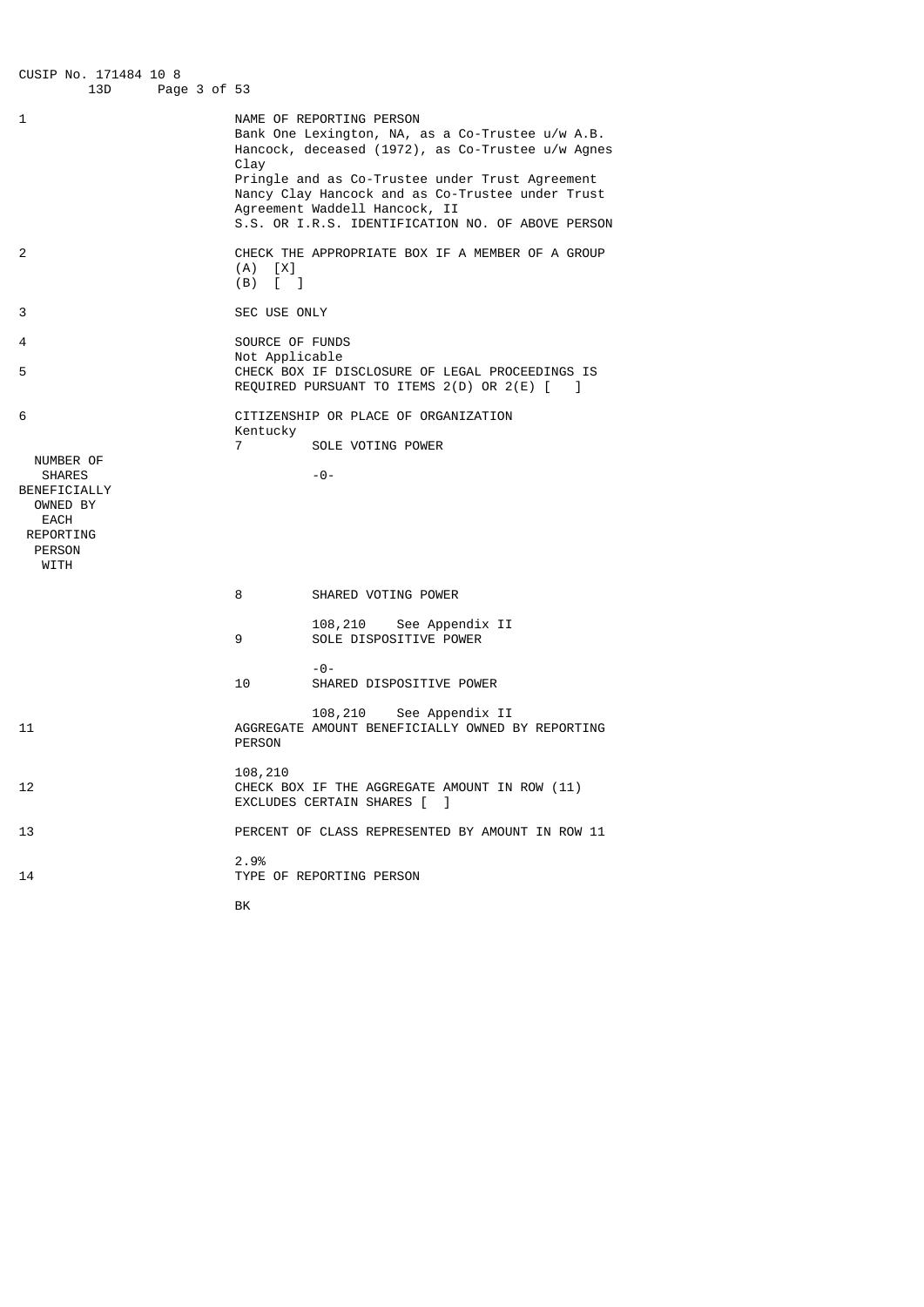CUSIP No. 171484 10 8 13D

| | |
|---|---|
| 1 | NAME OF REPORTING PERSON<br>Bank One Lexington, NA, as a Co-Trustee u/w A.B. Hancock, deceased (1972), as Co-Trustee u/w Agnes Clay Pringle and as Co-Trustee under Trust Agreement Nancy Clay Hancock and as Co-Trustee under Trust Agreement Waddell Hancock, II<br>S.S. OR I.R.S. IDENTIFICATION NO. OF ABOVE PERSON |
| 2 | CHECK THE APPROPRIATE BOX IF A MEMBER OF A GROUP<br>(A) [X]<br>(B) [ ] |
| 3 | SEC USE ONLY |
| 4 | SOURCE OF FUNDS<br>Not Applicable |
| 5 | CHECK BOX IF DISCLOSURE OF LEGAL PROCEEDINGS IS REQUIRED PURSUANT TO ITEMS 2(D) OR 2(E) [ ] |
| 6 | CITIZENSHIP OR PLACE OF ORGANIZATION<br>Kentucky |

| NUMBER OF SHARES BENEFICIALLY OWNED BY EACH REPORTING PERSON WITH | | |
|---|---|---|
| | 7 | SOLE VOTING POWER<br>-0- |
| | 8 | SHARED VOTING POWER<br>108,210 See Appendix II |
| | 9 | SOLE DISPOSITIVE POWER<br>-0- |
| | 10 | SHARED DISPOSITIVE POWER<br>108,210 See Appendix II |

| | |
|---|---|
| 11 | AGGREGATE AMOUNT BENEFICIALLY OWNED BY REPORTING PERSON<br>108,210 |
| 12 | CHECK BOX IF THE AGGREGATE AMOUNT IN ROW (11) EXCLUDES CERTAIN SHARES [ ] |
| 13 | PERCENT OF CLASS REPRESENTED BY AMOUNT IN ROW 11<br>2.9% |
| 14 | TYPE OF REPORTING PERSON<br>BK |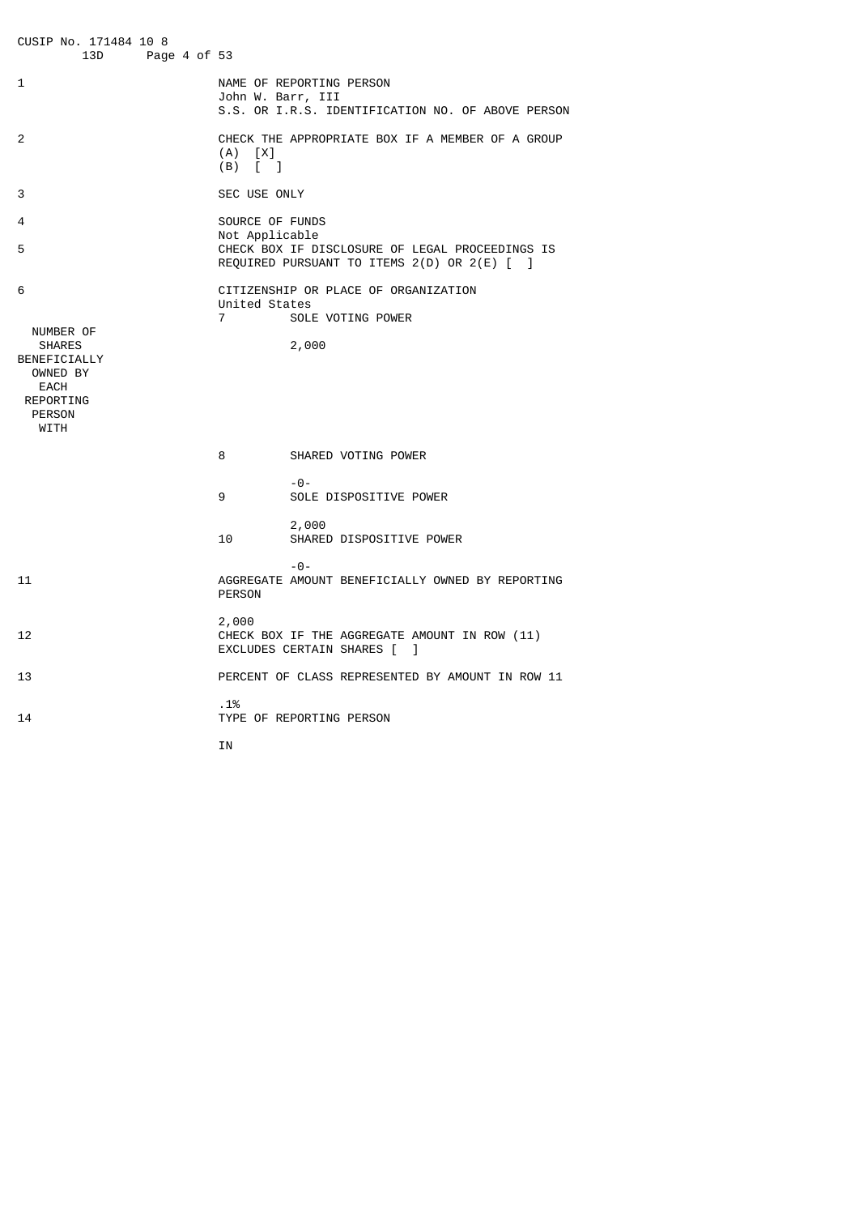CUSIP No. 171484 10 8

13D

| | |
|---|---|
| 1 | NAME OF REPORTING PERSON<br>John W. Barr, III<br>S.S. OR I.R.S. IDENTIFICATION NO. OF ABOVE PERSON |
| 2 | CHECK THE APPROPRIATE BOX IF A MEMBER OF A GROUP<br>(A) [X]<br>(B) [ ] |
| 3 | SEC USE ONLY |
| 4 | SOURCE OF FUNDS<br>Not Applicable |
| 5 | CHECK BOX IF DISCLOSURE OF LEGAL PROCEEDINGS IS REQUIRED PURSUANT TO ITEMS 2(D) OR 2(E) [ ] |
| 6 | CITIZENSHIP OR PLACE OF ORGANIZATION<br>United States |

| NUMBER OF SHARES BENEFICIALLY OWNED BY EACH REPORTING PERSON WITH | | |
|---|---|---|
| | 7 | SOLE VOTING POWER<br>2,000 |
| | 8 | SHARED VOTING POWER<br>-0- |
| | 9 | SOLE DISPOSITIVE POWER<br>2,000 |
| | 10 | SHARED DISPOSITIVE POWER<br>-0- |

| | |
|---|---|
| 11 | AGGREGATE AMOUNT BENEFICIALLY OWNED BY REPORTING PERSON<br>2,000 |
| 12 | CHECK BOX IF THE AGGREGATE AMOUNT IN ROW (11) EXCLUDES CERTAIN SHARES [ ] |
| 13 | PERCENT OF CLASS REPRESENTED BY AMOUNT IN ROW 11<br>.1% |
| 14 | TYPE OF REPORTING PERSON<br>IN |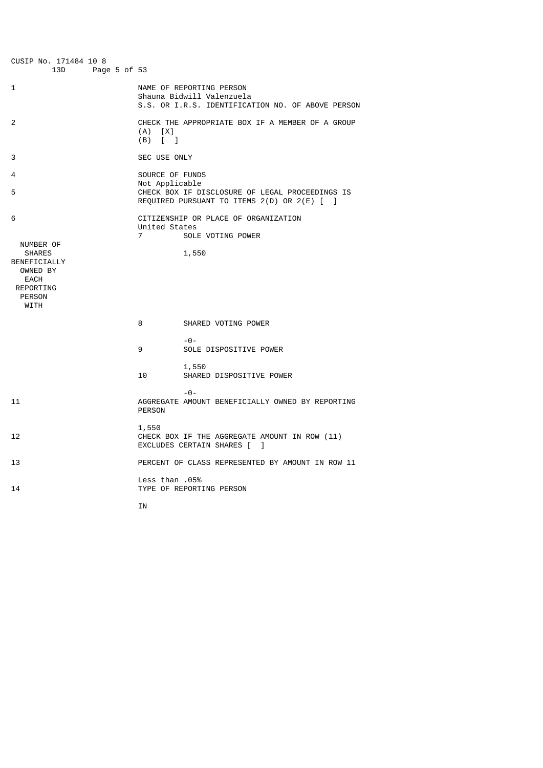CUSIP No. 171484 10 8

13D

| | |
|---|---|
| 1 | NAME OF REPORTING PERSON<br>Shauna Bidwill Valenzuela<br>S.S. OR I.R.S. IDENTIFICATION NO. OF ABOVE PERSON |
| 2 | CHECK THE APPROPRIATE BOX IF A MEMBER OF A GROUP<br>(A) [X]<br>(B) [ ] |
| 3 | SEC USE ONLY |
| 4 | SOURCE OF FUNDS<br>Not Applicable |
| 5 | CHECK BOX IF DISCLOSURE OF LEGAL PROCEEDINGS IS REQUIRED PURSUANT TO ITEMS 2(D) OR 2(E) [ ] |
| 6 | CITIZENSHIP OR PLACE OF ORGANIZATION<br>United States |

| NUMBER OF SHARES BENEFICIALLY OWNED BY EACH REPORTING PERSON WITH | | |
|---|---|---|
| | 7 | SOLE VOTING POWER<br>1,550 |
| | 8 | SHARED VOTING POWER<br>-0- |
| | 9 | SOLE DISPOSITIVE POWER<br>1,550 |
| | 10 | SHARED DISPOSITIVE POWER<br>-0- |

| | |
|---|---|
| 11 | AGGREGATE AMOUNT BENEFICIALLY OWNED BY REPORTING PERSON<br>1,550 |
| 12 | CHECK BOX IF THE AGGREGATE AMOUNT IN ROW (11) EXCLUDES CERTAIN SHARES [ ] |
| 13 | PERCENT OF CLASS REPRESENTED BY AMOUNT IN ROW 11<br>Less than .05% |
| 14 | TYPE OF REPORTING PERSON<br>IN |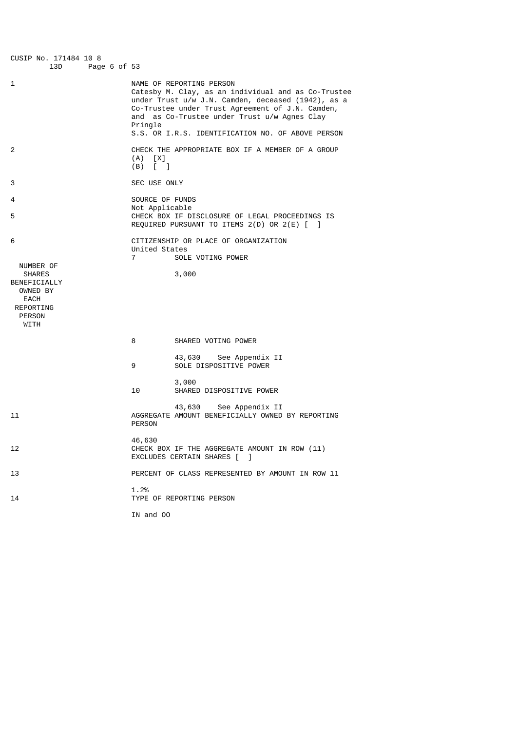CUSIP No. 171484 10 8

13D

| | |
|---|---|
| 1 | NAME OF REPORTING PERSON<br>Catesby M. Clay, as an individual and as Co-Trustee under Trust u/w J.N. Camden, deceased (1942), as a Co-Trustee under Trust Agreement of J.N. Camden, and as Co-Trustee under Trust u/w Agnes Clay Pringle<br>S.S. OR I.R.S. IDENTIFICATION NO. OF ABOVE PERSON |
| 2 | CHECK THE APPROPRIATE BOX IF A MEMBER OF A GROUP<br>(A) [X]<br>(B) [ ] |
| 3 | SEC USE ONLY |
| 4 | SOURCE OF FUNDS<br>Not Applicable |
| 5 | CHECK BOX IF DISCLOSURE OF LEGAL PROCEEDINGS IS REQUIRED PURSUANT TO ITEMS 2(D) OR 2(E) [ ] |
| 6 | CITIZENSHIP OR PLACE OF ORGANIZATION<br>United States |

| NUMBER OF SHARES BENEFICIALLY OWNED BY EACH REPORTING PERSON WITH | | |
|---|---|---|
| | 7 | SOLE VOTING POWER<br>3,000 |
| | 8 | SHARED VOTING POWER<br>43,630 See Appendix II |
| | 9 | SOLE DISPOSITIVE POWER<br>3,000 |
| | 10 | SHARED DISPOSITIVE POWER<br>43,630 See Appendix II |

| | |
|---|---|
| 11 | AGGREGATE AMOUNT BENEFICIALLY OWNED BY REPORTING PERSON<br>46,630 |
| 12 | CHECK BOX IF THE AGGREGATE AMOUNT IN ROW (11) EXCLUDES CERTAIN SHARES [ ] |
| 13 | PERCENT OF CLASS REPRESENTED BY AMOUNT IN ROW 11<br>1.2% |
| 14 | TYPE OF REPORTING PERSON<br>IN and OO |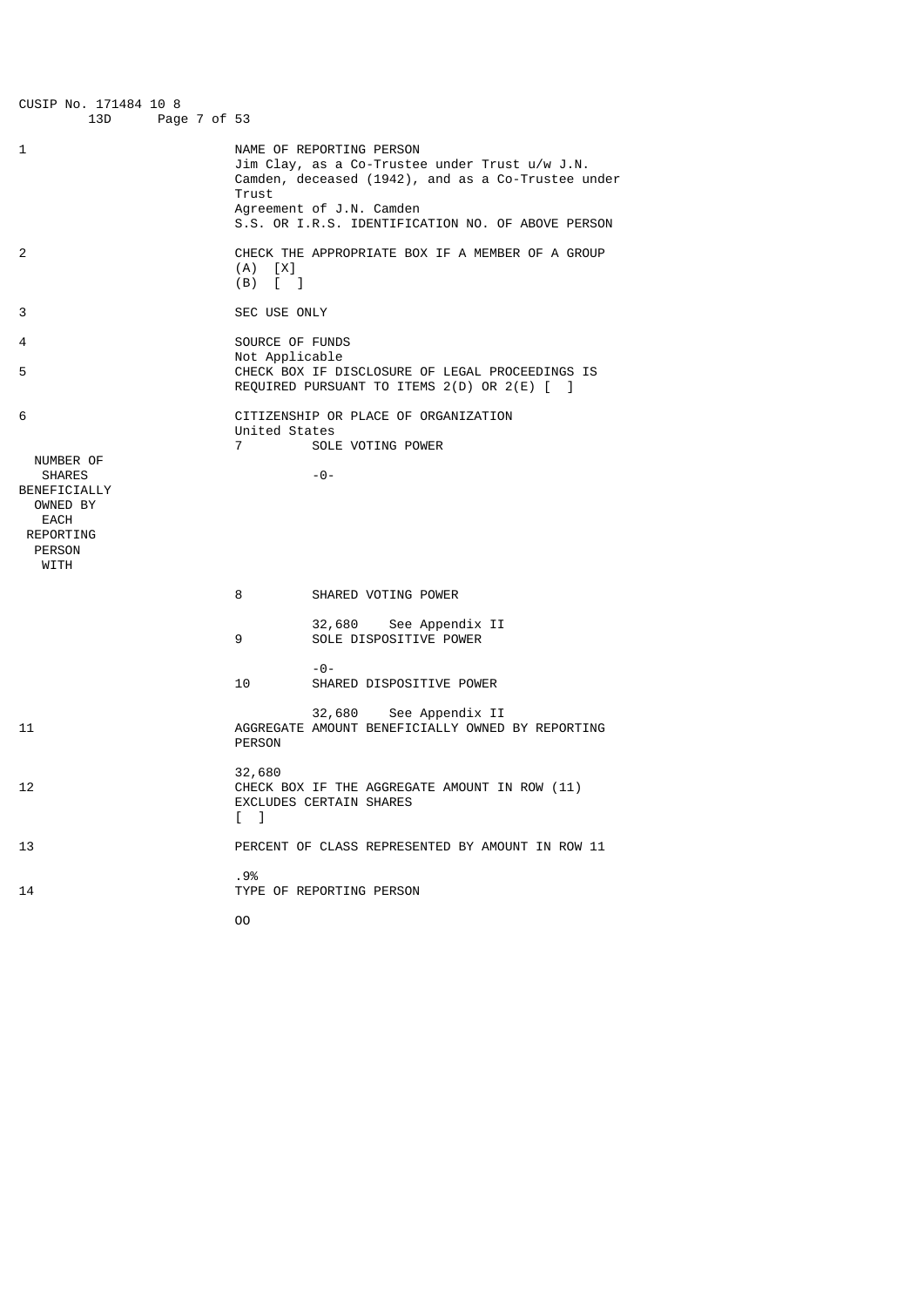CUSIP No. 171484 10 8 13D

| | |
|---|---|
| 1 | NAME OF REPORTING PERSON<br>Jim Clay, as a Co-Trustee under Trust u/w J.N. Camden, deceased (1942), and as a Co-Trustee under Trust Agreement of J.N. Camden<br>S.S. OR I.R.S. IDENTIFICATION NO. OF ABOVE PERSON |
| 2 | CHECK THE APPROPRIATE BOX IF A MEMBER OF A GROUP<br>(A) [X]<br>(B) [ ] |
| 3 | SEC USE ONLY |
| 4 | SOURCE OF FUNDS<br>Not Applicable |
| 5 | CHECK BOX IF DISCLOSURE OF LEGAL PROCEEDINGS IS REQUIRED PURSUANT TO ITEMS 2(D) OR 2(E) [ ] |
| 6 | CITIZENSHIP OR PLACE OF ORGANIZATION<br>United States |

| NUMBER OF SHARES BENEFICIALLY OWNED BY EACH REPORTING PERSON WITH | | |
|---|---|---|
| | 7 | SOLE VOTING POWER<br>-0- |
| | 8 | SHARED VOTING POWER<br>32,680 See Appendix II |
| | 9 | SOLE DISPOSITIVE POWER<br>-0- |
| | 10 | SHARED DISPOSITIVE POWER<br>32,680 See Appendix II |

| | |
|---|---|
| 11 | AGGREGATE AMOUNT BENEFICIALLY OWNED BY REPORTING PERSON<br>32,680 |
| 12 | CHECK BOX IF THE AGGREGATE AMOUNT IN ROW (11) EXCLUDES CERTAIN SHARES<br>[ ] |
| 13 | PERCENT OF CLASS REPRESENTED BY AMOUNT IN ROW 11<br>.9% |
| 14 | TYPE OF REPORTING PERSON<br>OO |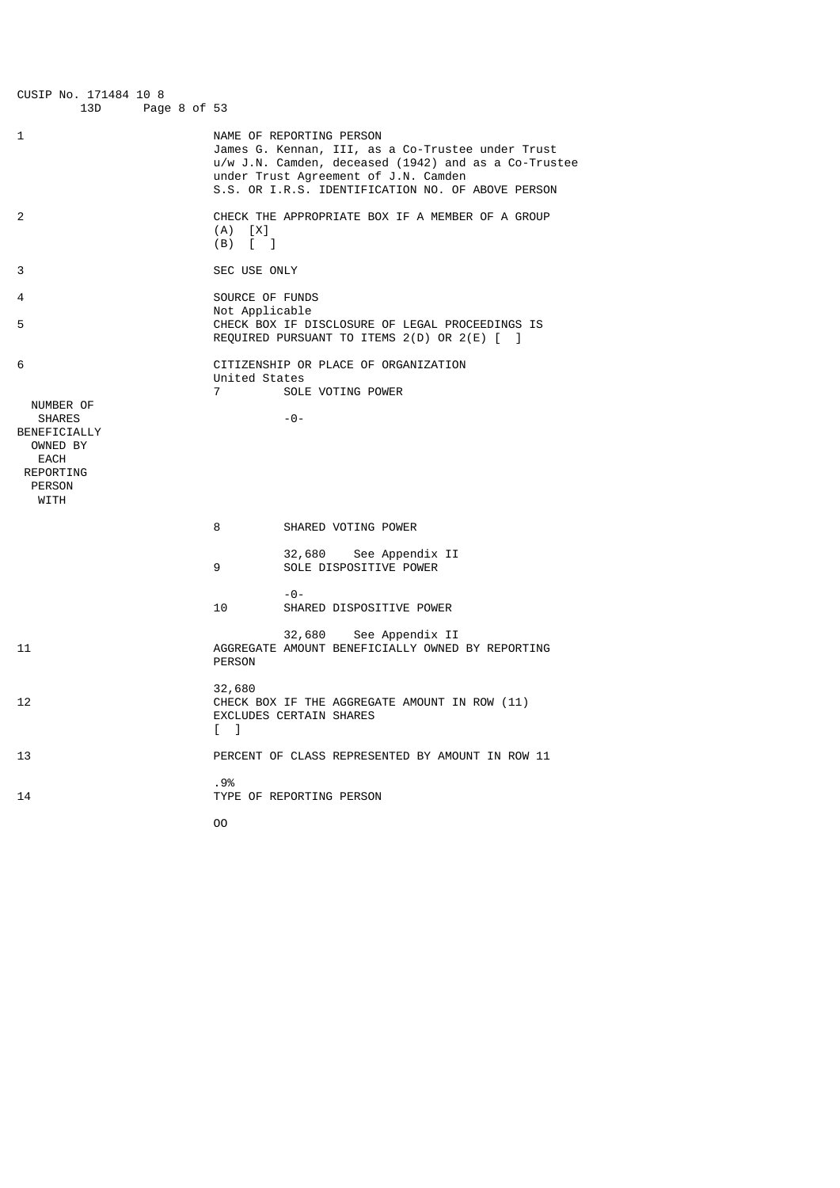CUSIP No. 171484 10 8 13D

| | |
|---|---|
| 1 | NAME OF REPORTING PERSON<br>James G. Kennan, III, as a Co-Trustee under Trust u/w J.N. Camden, deceased (1942) and as a Co-Trustee under Trust Agreement of J.N. Camden<br>S.S. OR I.R.S. IDENTIFICATION NO. OF ABOVE PERSON |
| 2 | CHECK THE APPROPRIATE BOX IF A MEMBER OF A GROUP<br>(A) [X]<br>(B) [ ] |
| 3 | SEC USE ONLY |
| 4 | SOURCE OF FUNDS<br>Not Applicable |
| 5 | CHECK BOX IF DISCLOSURE OF LEGAL PROCEEDINGS IS REQUIRED PURSUANT TO ITEMS 2(D) OR 2(E) [ ] |
| 6 | CITIZENSHIP OR PLACE OF ORGANIZATION<br>United States |
| NUMBER OF SHARES BENEFICIALLY OWNED BY EACH REPORTING PERSON WITH | 7 SOLE VOTING POWER<br>-0- |
| | 8 SHARED VOTING POWER<br>32,680 See Appendix II |
| | 9 SOLE DISPOSITIVE POWER<br>-0- |
| | 10 SHARED DISPOSITIVE POWER<br>32,680 See Appendix II |
| 11 | AGGREGATE AMOUNT BENEFICIALLY OWNED BY REPORTING PERSON<br>32,680 |
| 12 | CHECK BOX IF THE AGGREGATE AMOUNT IN ROW (11) EXCLUDES CERTAIN SHARES<br>[ ] |
| 13 | PERCENT OF CLASS REPRESENTED BY AMOUNT IN ROW 11<br>.9% |
| 14 | TYPE OF REPORTING PERSON<br>OO |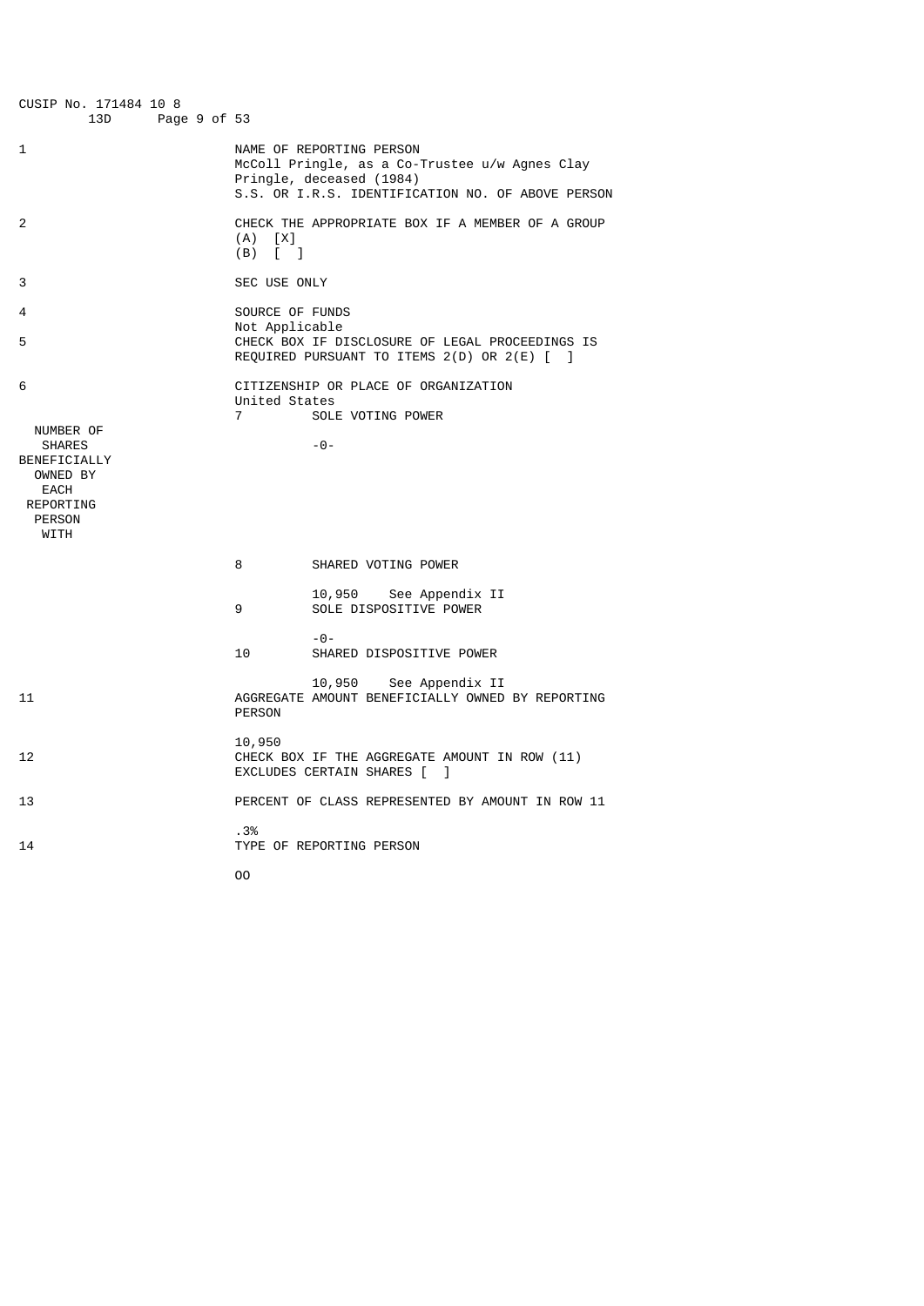CUSIP No. 171484 10 8
13D

| | |
|---|---|
| 1 | NAME OF REPORTING PERSON<br>McColl Pringle, as a Co-Trustee u/w Agnes Clay Pringle, deceased (1984)<br>S.S. OR I.R.S. IDENTIFICATION NO. OF ABOVE PERSON |
| 2 | CHECK THE APPROPRIATE BOX IF A MEMBER OF A GROUP<br>(A) [X]<br>(B) [ ] |
| 3 | SEC USE ONLY |
| 4 | SOURCE OF FUNDS<br>Not Applicable |
| 5 | CHECK BOX IF DISCLOSURE OF LEGAL PROCEEDINGS IS REQUIRED PURSUANT TO ITEMS 2(D) OR 2(E) [ ] |
| 6 | CITIZENSHIP OR PLACE OF ORGANIZATION<br>United States |

| NUMBER OF SHARES BENEFICIALLY OWNED BY EACH REPORTING PERSON WITH | | |
|---|---|---|
| | 7 | SOLE VOTING POWER<br>-0- |
| | 8 | SHARED VOTING POWER<br>10,950 See Appendix II |
| | 9 | SOLE DISPOSITIVE POWER<br>-0- |
| | 10 | SHARED DISPOSITIVE POWER<br>10,950 See Appendix II |

| | |
|---|---|
| 11 | AGGREGATE AMOUNT BENEFICIALLY OWNED BY REPORTING PERSON<br>10,950 |
| 12 | CHECK BOX IF THE AGGREGATE AMOUNT IN ROW (11) EXCLUDES CERTAIN SHARES [ ] |
| 13 | PERCENT OF CLASS REPRESENTED BY AMOUNT IN ROW 11<br>.3% |
| 14 | TYPE OF REPORTING PERSON<br>OO |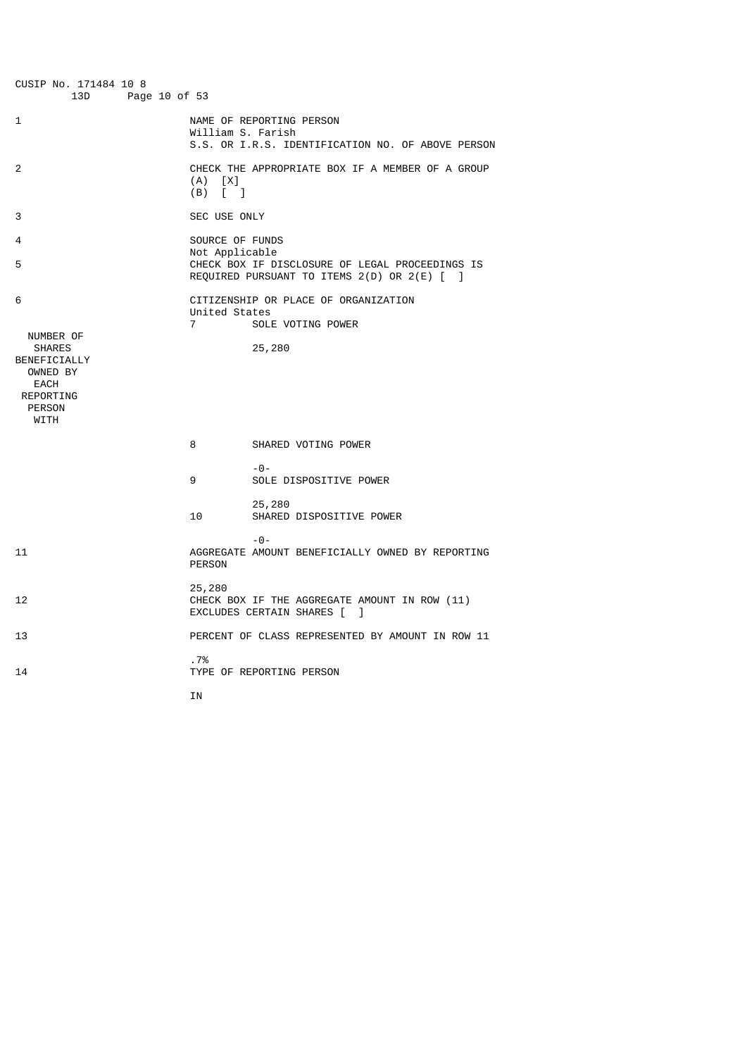CUSIP No. 171484 10 8

13D

| | | |
|---|---|---|
| 1 | NAME OF REPORTING PERSON<br>William S. Farish<br>S.S. OR I.R.S. IDENTIFICATION NO. OF ABOVE PERSON | |
| 2 | CHECK THE APPROPRIATE BOX IF A MEMBER OF A GROUP<br>(A) [X]<br>(B) [ ] | |
| 3 | SEC USE ONLY | |
| 4 | SOURCE OF FUNDS<br>Not Applicable | |
| 5 | CHECK BOX IF DISCLOSURE OF LEGAL PROCEEDINGS IS REQUIRED PURSUANT TO ITEMS 2(D) OR 2(E) [ ] | |
| 6 | CITIZENSHIP OR PLACE OF ORGANIZATION<br>United States | |
| NUMBER OF SHARES BENEFICIALLY OWNED BY EACH REPORTING PERSON WITH | 7 SOLE VOTING POWER | 25,280 |
| | 8 SHARED VOTING POWER | -0- |
| | 9 SOLE DISPOSITIVE POWER | 25,280 |
| | 10 SHARED DISPOSITIVE POWER | -0- |
| 11 | AGGREGATE AMOUNT BENEFICIALLY OWNED BY REPORTING PERSON | 25,280 |
| 12 | CHECK BOX IF THE AGGREGATE AMOUNT IN ROW (11) EXCLUDES CERTAIN SHARES [ ] | |
| 13 | PERCENT OF CLASS REPRESENTED BY AMOUNT IN ROW 11 | .7% |
| 14 | TYPE OF REPORTING PERSON | IN |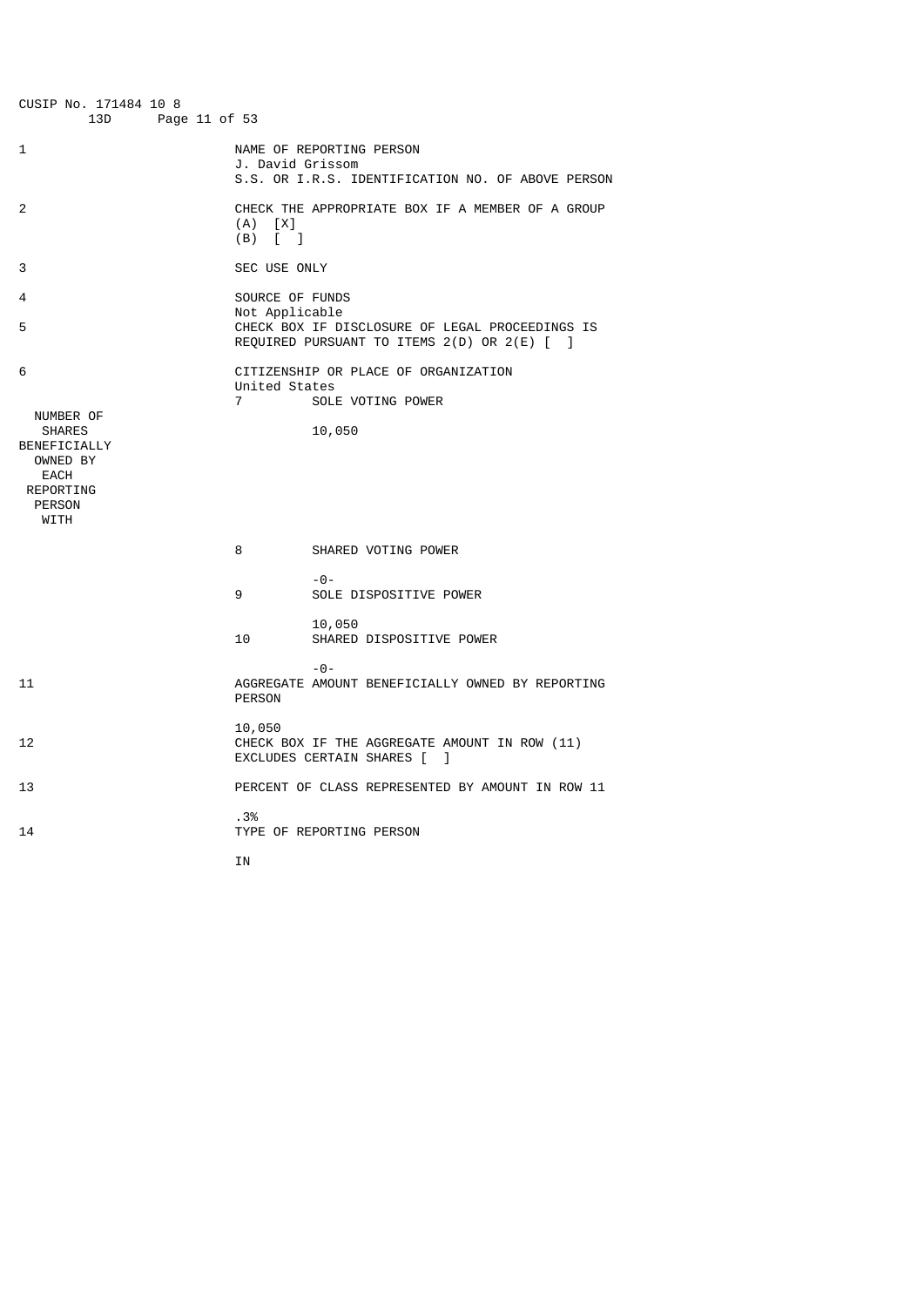CUSIP No. 171484 10 8 13D

| | | |
|---|---|---|
| 1 | NAME OF REPORTING PERSON<br>J. David Grissom<br>S.S. OR I.R.S. IDENTIFICATION NO. OF ABOVE PERSON | |
| 2 | CHECK THE APPROPRIATE BOX IF A MEMBER OF A GROUP<br>(A) [X]<br>(B) [ ] | |
| 3 | SEC USE ONLY | |
| 4 | SOURCE OF FUNDS<br>Not Applicable | |
| 5 | CHECK BOX IF DISCLOSURE OF LEGAL PROCEEDINGS IS REQUIRED PURSUANT TO ITEMS 2(D) OR 2(E) [ ] | |
| 6 | CITIZENSHIP OR PLACE OF ORGANIZATION<br>United States | |
| NUMBER OF SHARES BENEFICIALLY OWNED BY EACH REPORTING PERSON WITH | 7 SOLE VOTING POWER | 10,050 |
| | 8 SHARED VOTING POWER | -0- |
| | 9 SOLE DISPOSITIVE POWER | 10,050 |
| | 10 SHARED DISPOSITIVE POWER | -0- |
| 11 | AGGREGATE AMOUNT BENEFICIALLY OWNED BY REPORTING PERSON<br>10,050 | |
| 12 | CHECK BOX IF THE AGGREGATE AMOUNT IN ROW (11) EXCLUDES CERTAIN SHARES [ ] | |
| 13 | PERCENT OF CLASS REPRESENTED BY AMOUNT IN ROW 11<br>.3% | |
| 14 | TYPE OF REPORTING PERSON<br>IN | |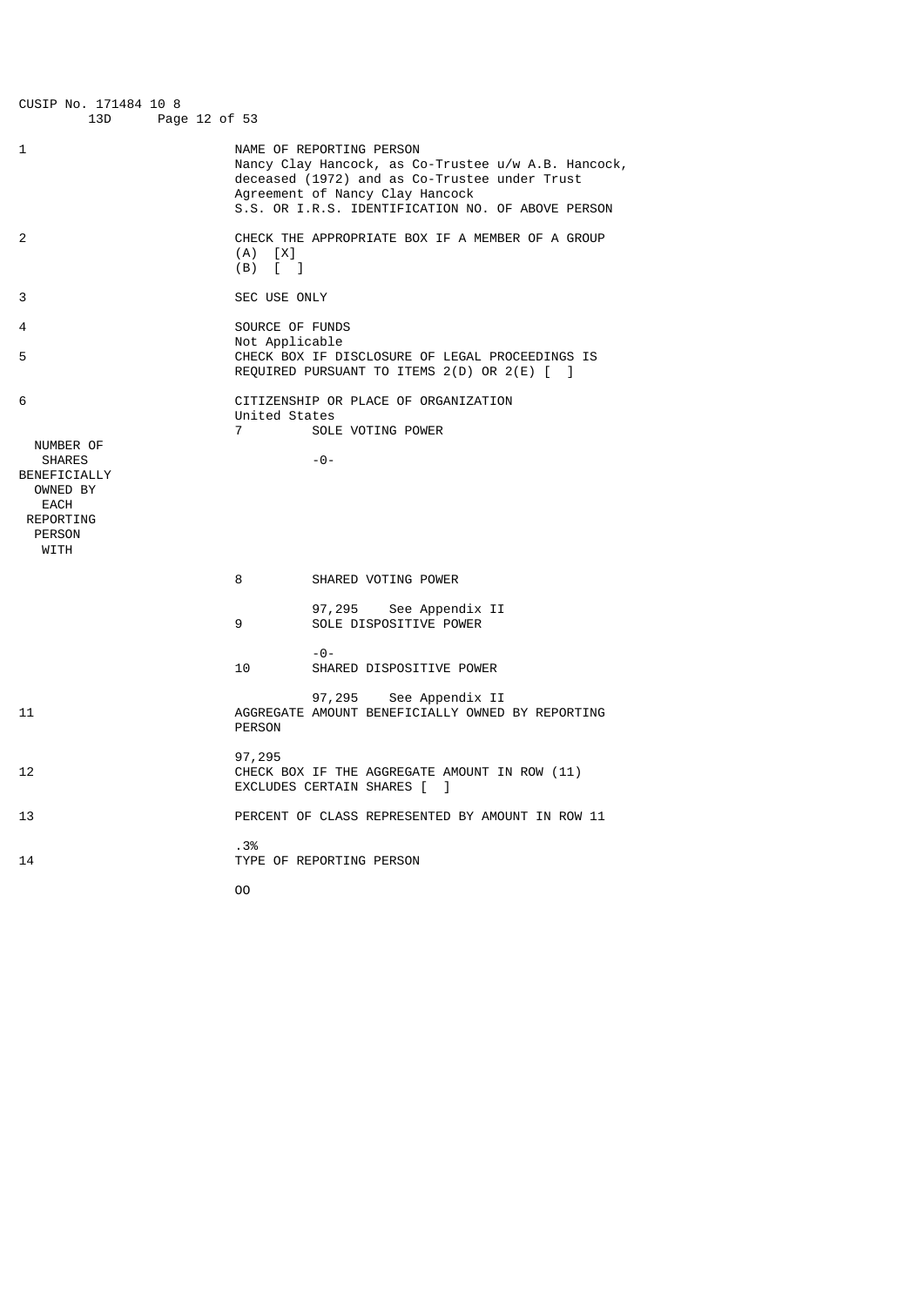CUSIP No. 171484 10 8
13D

| | |
|---|---|
| 1 | NAME OF REPORTING PERSON<br>Nancy Clay Hancock, as Co-Trustee u/w A.B. Hancock, deceased (1972) and as Co-Trustee under Trust Agreement of Nancy Clay Hancock<br>S.S. OR I.R.S. IDENTIFICATION NO. OF ABOVE PERSON |
| 2 | CHECK THE APPROPRIATE BOX IF A MEMBER OF A GROUP<br>(A) [X]<br>(B) [ ] |
| 3 | SEC USE ONLY |
| 4 | SOURCE OF FUNDS<br>Not Applicable |
| 5 | CHECK BOX IF DISCLOSURE OF LEGAL PROCEEDINGS IS REQUIRED PURSUANT TO ITEMS 2(D) OR 2(E) [ ] |
| 6 | CITIZENSHIP OR PLACE OF ORGANIZATION<br>United States |

| | | |
|---|---|---|
| NUMBER OF SHARES BENEFICIALLY OWNED BY EACH REPORTING PERSON WITH | 7 | SOLE VOTING POWER<br>-0- |
| | 8 | SHARED VOTING POWER<br>97,295 See Appendix II |
| | 9 | SOLE DISPOSITIVE POWER<br>-0- |
| | 10 | SHARED DISPOSITIVE POWER<br>97,295 See Appendix II |

| | |
|---|---|
| 11 | AGGREGATE AMOUNT BENEFICIALLY OWNED BY REPORTING PERSON<br>97,295 |
| 12 | CHECK BOX IF THE AGGREGATE AMOUNT IN ROW (11) EXCLUDES CERTAIN SHARES [ ] |
| 13 | PERCENT OF CLASS REPRESENTED BY AMOUNT IN ROW 11<br>.3% |
| 14 | TYPE OF REPORTING PERSON<br>OO |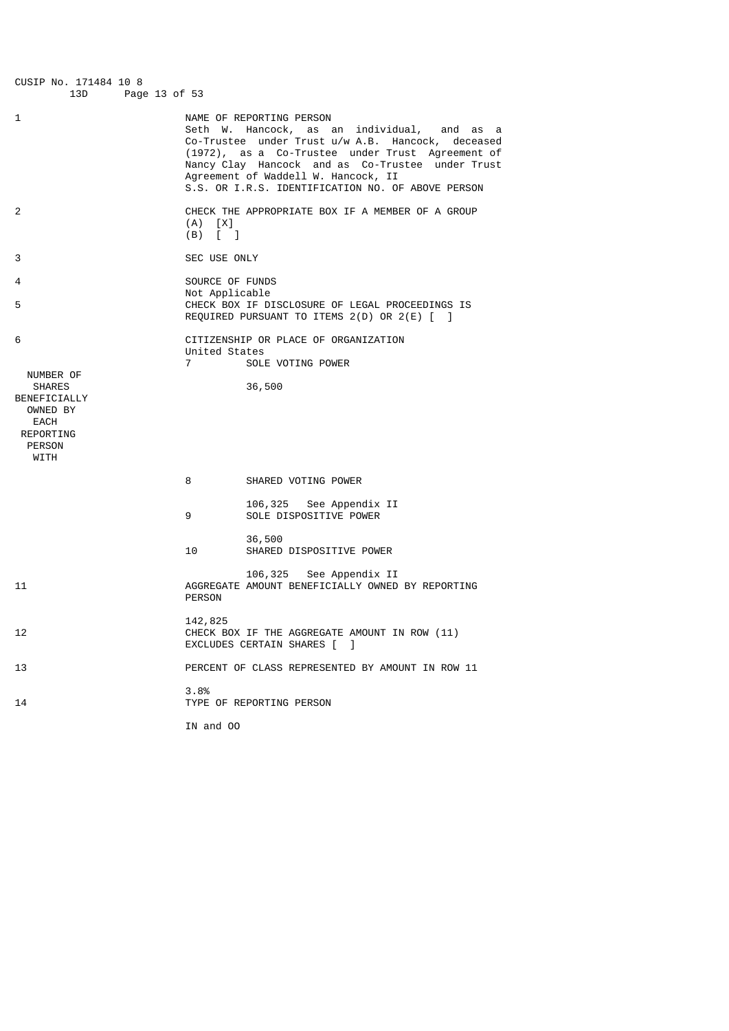CUSIP No. 171484 10 8

13D

| | | |
|---|---|---|
| 1 | NAME OF REPORTING PERSON<br>Seth W. Hancock, as an individual, and as a Co-Trustee under Trust u/w A.B. Hancock, deceased (1972), as a Co-Trustee under Trust Agreement of Nancy Clay Hancock and as Co-Trustee under Trust Agreement of Waddell W. Hancock, II<br>S.S. OR I.R.S. IDENTIFICATION NO. OF ABOVE PERSON | |
| 2 | CHECK THE APPROPRIATE BOX IF A MEMBER OF A GROUP<br>(A) [X]<br>(B) [ ] | |
| 3 | SEC USE ONLY | |
| 4 | SOURCE OF FUNDS<br>Not Applicable | |
| 5 | CHECK BOX IF DISCLOSURE OF LEGAL PROCEEDINGS IS REQUIRED PURSUANT TO ITEMS 2(D) OR 2(E) [ ] | |
| 6 | CITIZENSHIP OR PLACE OF ORGANIZATION<br>United States | |
| NUMBER OF SHARES BENEFICIALLY OWNED BY EACH REPORTING PERSON WITH | 7 SOLE VOTING POWER | 36,500 |
| | 8 SHARED VOTING POWER | 106,325 See Appendix II |
| | 9 SOLE DISPOSITIVE POWER | 36,500 |
| | 10 SHARED DISPOSITIVE POWER | 106,325 See Appendix II |
| 11 | AGGREGATE AMOUNT BENEFICIALLY OWNED BY REPORTING PERSON | 142,825 |
| 12 | CHECK BOX IF THE AGGREGATE AMOUNT IN ROW (11) EXCLUDES CERTAIN SHARES [ ] | |
| 13 | PERCENT OF CLASS REPRESENTED BY AMOUNT IN ROW 11 | 3.8% |
| 14 | TYPE OF REPORTING PERSON | IN and OO |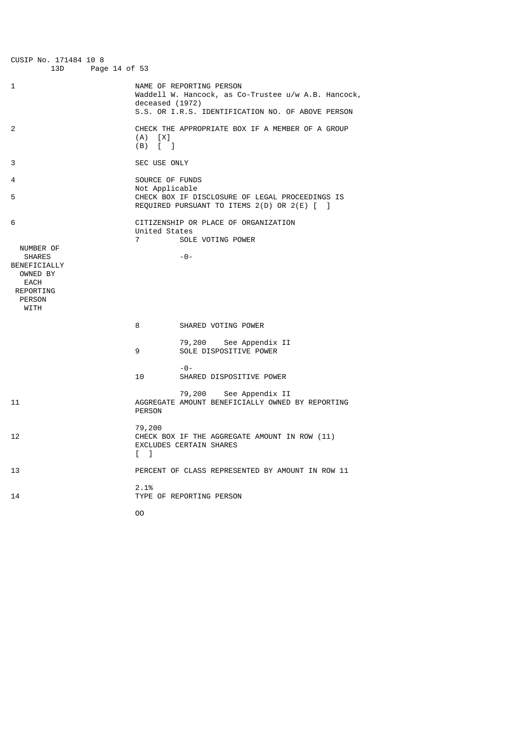CUSIP No. 171484 10 8

13D

| | | |
|---|---|---|
| 1 | NAME OF REPORTING PERSON<br>Waddell W. Hancock, as Co-Trustee u/w A.B. Hancock, deceased (1972)<br>S.S. OR I.R.S. IDENTIFICATION NO. OF ABOVE PERSON | |
| 2 | CHECK THE APPROPRIATE BOX IF A MEMBER OF A GROUP<br>(A) [X]<br>(B) [ ] | |
| 3 | SEC USE ONLY | |
| 4 | SOURCE OF FUNDS<br>Not Applicable | |
| 5 | CHECK BOX IF DISCLOSURE OF LEGAL PROCEEDINGS IS REQUIRED PURSUANT TO ITEMS 2(D) OR 2(E) [ ] | |
| 6 | CITIZENSHIP OR PLACE OF ORGANIZATION<br>United States | |
| NUMBER OF SHARES BENEFICIALLY OWNED BY EACH REPORTING PERSON WITH | 7 SOLE VOTING POWER | -0- |
| | 8 SHARED VOTING POWER | 79,200 See Appendix II |
| | 9 SOLE DISPOSITIVE POWER | -0- |
| | 10 SHARED DISPOSITIVE POWER | 79,200 See Appendix II |
| 11 | AGGREGATE AMOUNT BENEFICIALLY OWNED BY REPORTING PERSON | 79,200 |
| 12 | CHECK BOX IF THE AGGREGATE AMOUNT IN ROW (11) EXCLUDES CERTAIN SHARES [ ] | |
| 13 | PERCENT OF CLASS REPRESENTED BY AMOUNT IN ROW 11 | 2.1% |
| 14 | TYPE OF REPORTING PERSON | OO |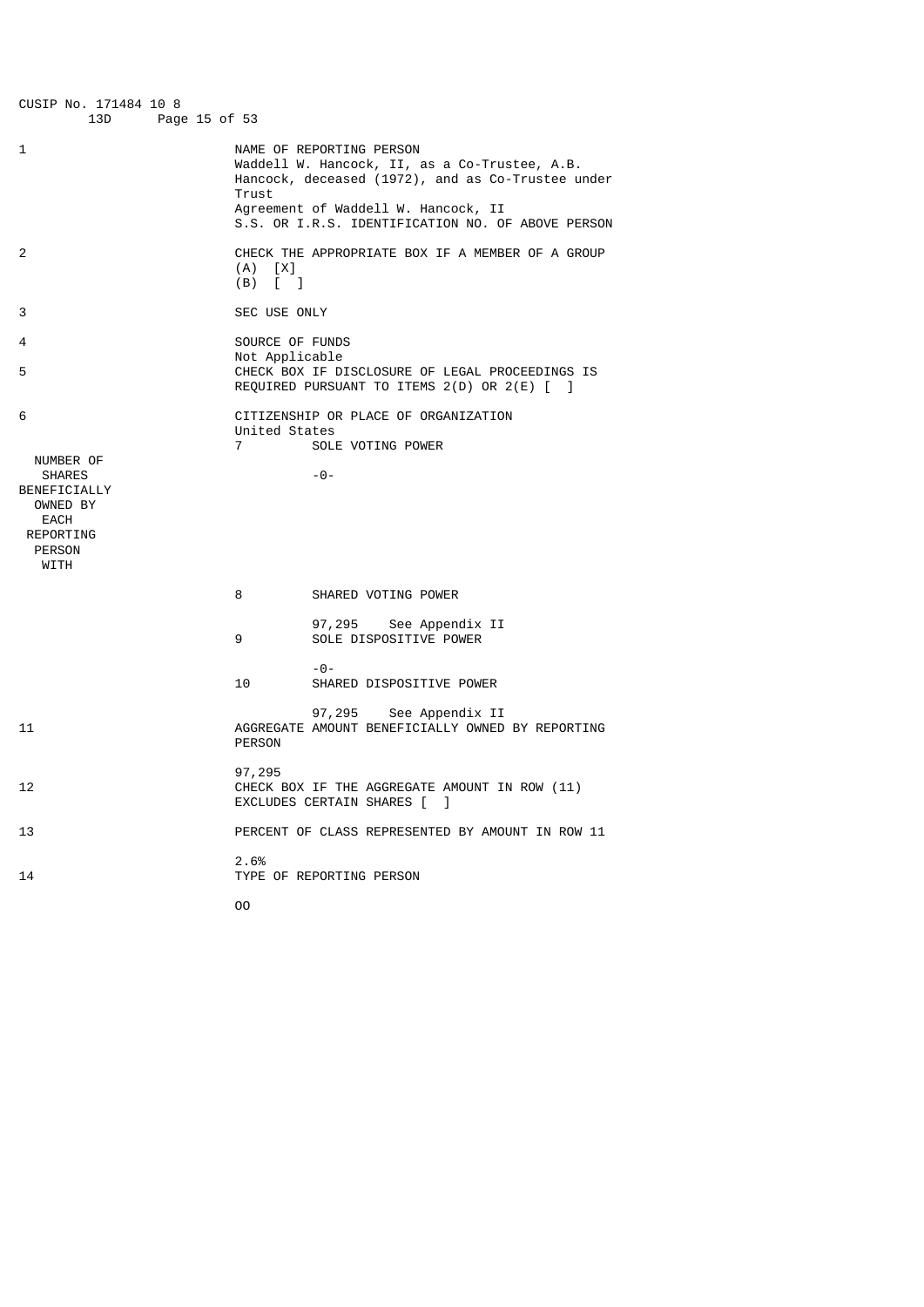CUSIP No. 171484 10 8
13D

| | |
|---|---|
| 1 | NAME OF REPORTING PERSON<br>Waddell W. Hancock, II, as a Co-Trustee, A.B. Hancock, deceased (1972), and as Co-Trustee under Trust Agreement of Waddell W. Hancock, II<br>S.S. OR I.R.S. IDENTIFICATION NO. OF ABOVE PERSON |
| 2 | CHECK THE APPROPRIATE BOX IF A MEMBER OF A GROUP<br>(A) [X]<br>(B) [ ] |
| 3 | SEC USE ONLY |
| 4 | SOURCE OF FUNDS<br>Not Applicable |
| 5 | CHECK BOX IF DISCLOSURE OF LEGAL PROCEEDINGS IS REQUIRED PURSUANT TO ITEMS 2(D) OR 2(E) [ ] |
| 6 | CITIZENSHIP OR PLACE OF ORGANIZATION<br>United States |
| NUMBER OF SHARES BENEFICIALLY OWNED BY EACH REPORTING PERSON WITH | 7 SOLE VOTING POWER<br>-0- |
| | 8 SHARED VOTING POWER<br>97,295 See Appendix II |
| | 9 SOLE DISPOSITIVE POWER<br>-0- |
| | 10 SHARED DISPOSITIVE POWER<br>97,295 See Appendix II |
| 11 | AGGREGATE AMOUNT BENEFICIALLY OWNED BY REPORTING PERSON<br>97,295 |
| 12 | CHECK BOX IF THE AGGREGATE AMOUNT IN ROW (11) EXCLUDES CERTAIN SHARES [ ] |
| 13 | PERCENT OF CLASS REPRESENTED BY AMOUNT IN ROW 11<br>2.6% |
| 14 | TYPE OF REPORTING PERSON<br>OO |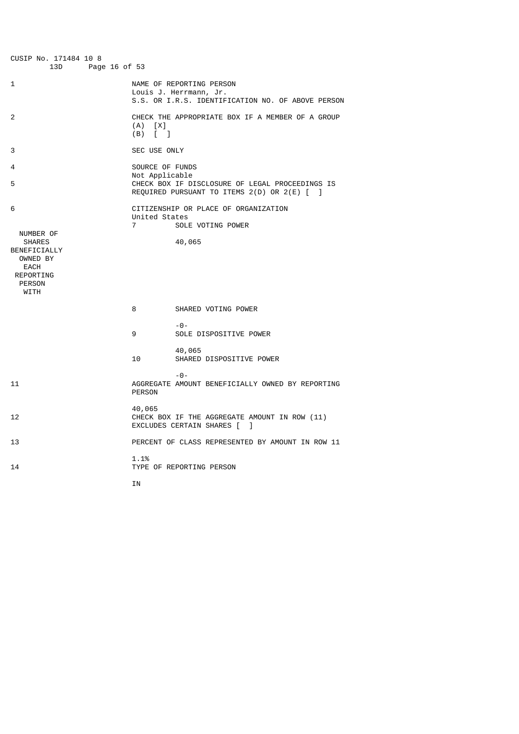CUSIP No. 171484 10 8 13D

| | |
|---|---|
| 1 | NAME OF REPORTING PERSON<br>Louis J. Herrmann, Jr.<br>S.S. OR I.R.S. IDENTIFICATION NO. OF ABOVE PERSON |
| 2 | CHECK THE APPROPRIATE BOX IF A MEMBER OF A GROUP<br>(A) [X]<br>(B) [ ] |
| 3 | SEC USE ONLY |
| 4 | SOURCE OF FUNDS<br>Not Applicable |
| 5 | CHECK BOX IF DISCLOSURE OF LEGAL PROCEEDINGS IS REQUIRED PURSUANT TO ITEMS 2(D) OR 2(E) [ ] |
| 6 | CITIZENSHIP OR PLACE OF ORGANIZATION<br>United States |

| NUMBER OF SHARES BENEFICIALLY OWNED BY EACH REPORTING PERSON WITH | | |
|---|---|---|
| | 7 | SOLE VOTING POWER<br>40,065 |
| | 8 | SHARED VOTING POWER<br>-0- |
| | 9 | SOLE DISPOSITIVE POWER<br>40,065 |
| | 10 | SHARED DISPOSITIVE POWER<br>-0- |

| | |
|---|---|
| 11 | AGGREGATE AMOUNT BENEFICIALLY OWNED BY REPORTING PERSON<br>40,065 |
| 12 | CHECK BOX IF THE AGGREGATE AMOUNT IN ROW (11) EXCLUDES CERTAIN SHARES [ ] |
| 13 | PERCENT OF CLASS REPRESENTED BY AMOUNT IN ROW 11<br>1.1% |
| 14 | TYPE OF REPORTING PERSON<br>IN |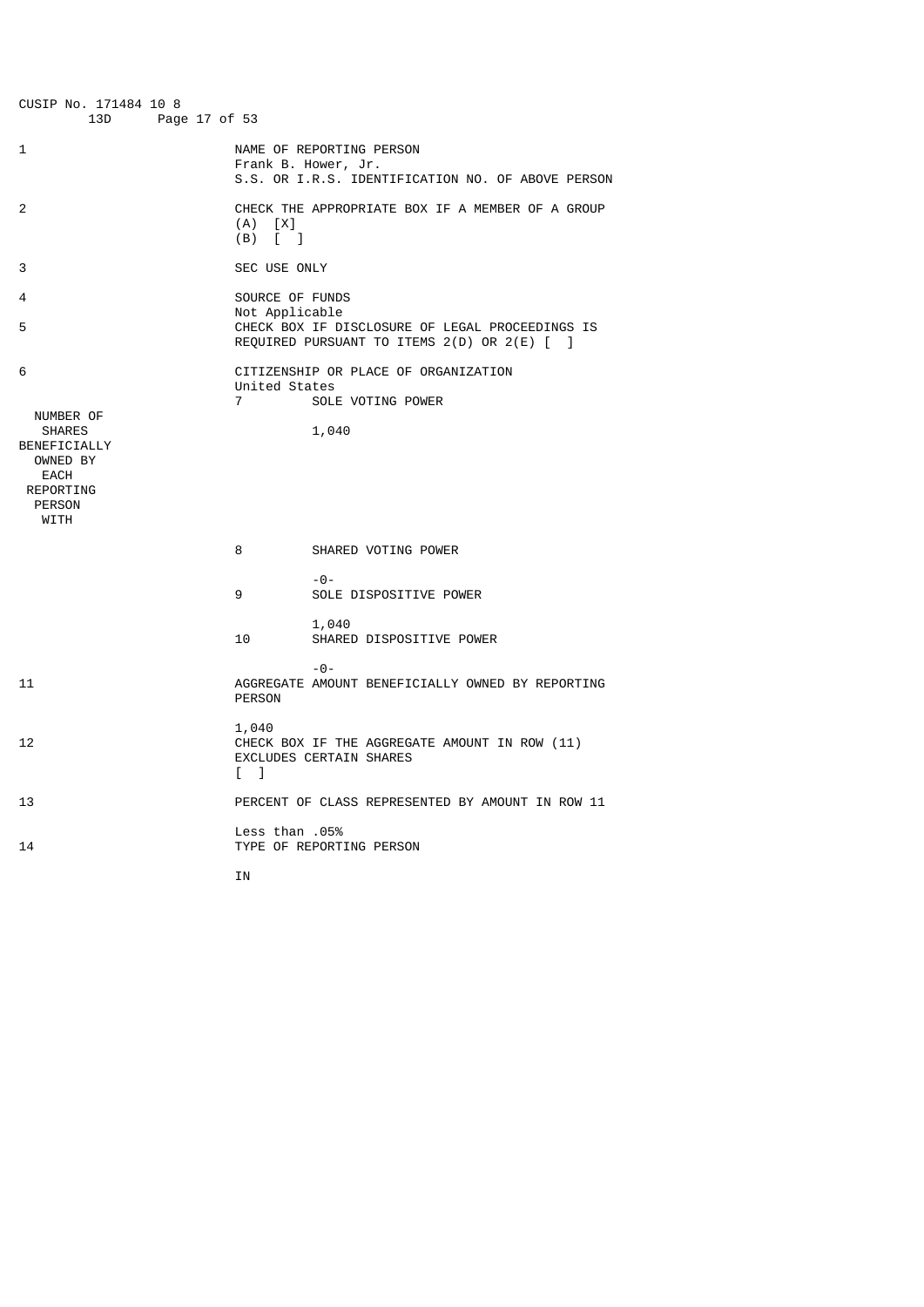CUSIP No. 171484 10 8 13D

| | |
|---|---|
| 1 | NAME OF REPORTING PERSON<br>Frank B. Hower, Jr.<br>S.S. OR I.R.S. IDENTIFICATION NO. OF ABOVE PERSON |
| 2 | CHECK THE APPROPRIATE BOX IF A MEMBER OF A GROUP<br>(A) [X]<br>(B) [ ] |
| 3 | SEC USE ONLY |
| 4 | SOURCE OF FUNDS<br>Not Applicable |
| 5 | CHECK BOX IF DISCLOSURE OF LEGAL PROCEEDINGS IS REQUIRED PURSUANT TO ITEMS 2(D) OR 2(E) [ ] |
| 6 | CITIZENSHIP OR PLACE OF ORGANIZATION<br>United States |

| NUMBER OF SHARES BENEFICIALLY OWNED BY EACH REPORTING PERSON WITH | | |
|---|---|---|
| | 7 | SOLE VOTING POWER<br>1,040 |
| | 8 | SHARED VOTING POWER<br>-0- |
| | 9 | SOLE DISPOSITIVE POWER<br>1,040 |
| | 10 | SHARED DISPOSITIVE POWER<br>-0- |

| | |
|---|---|
| 11 | AGGREGATE AMOUNT BENEFICIALLY OWNED BY REPORTING PERSON<br>1,040 |
| 12 | CHECK BOX IF THE AGGREGATE AMOUNT IN ROW (11) EXCLUDES CERTAIN SHARES<br>[ ] |
| 13 | PERCENT OF CLASS REPRESENTED BY AMOUNT IN ROW 11<br>Less than .05% |
| 14 | TYPE OF REPORTING PERSON<br>IN |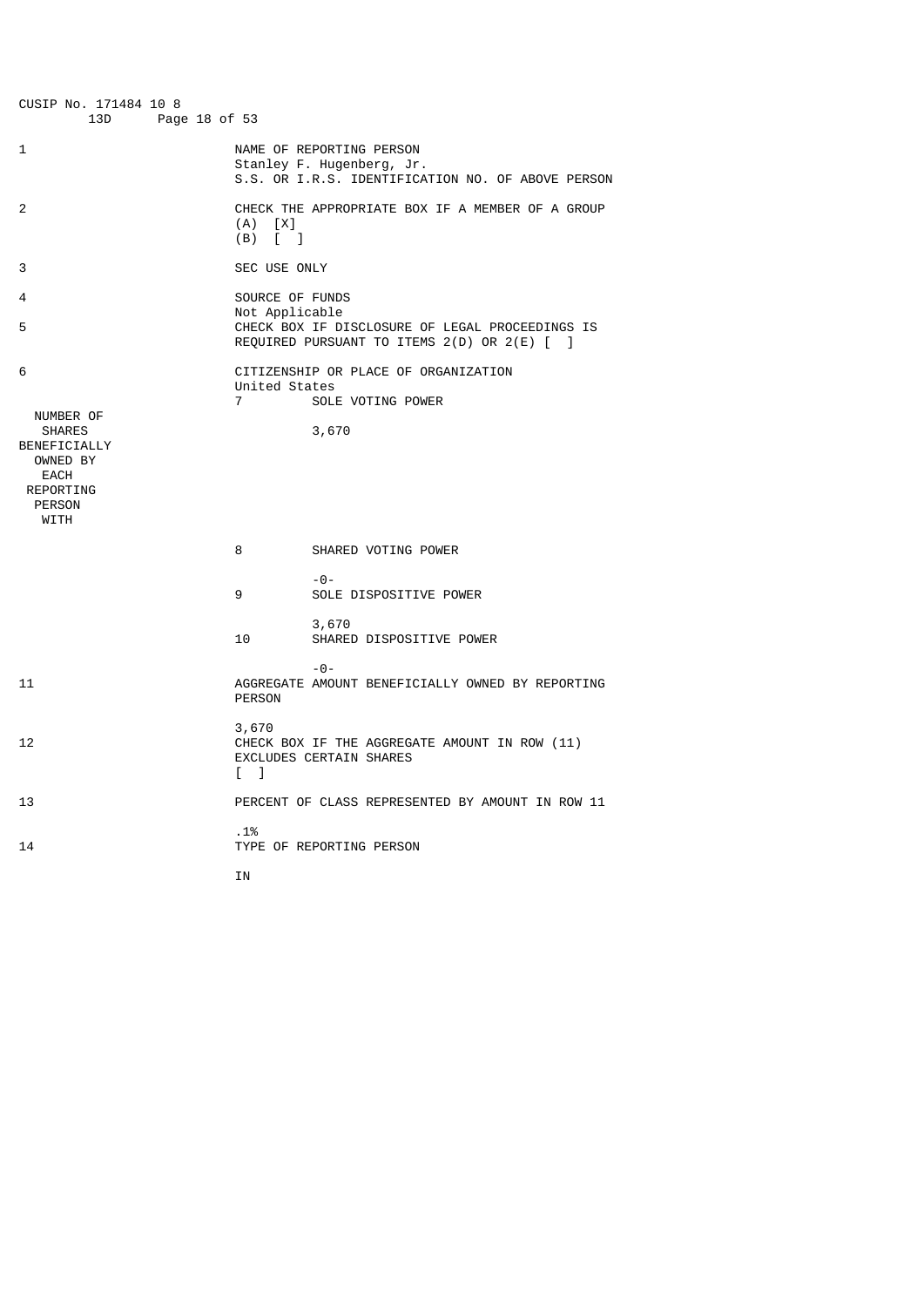CUSIP No. 171484 10 8 13D

| | | |
|---|---|---|
| 1 | NAME OF REPORTING PERSON<br>Stanley F. Hugenberg, Jr.<br>S.S. OR I.R.S. IDENTIFICATION NO. OF ABOVE PERSON | |
| 2 | CHECK THE APPROPRIATE BOX IF A MEMBER OF A GROUP<br>(A) [X]<br>(B) [ ] | |
| 3 | SEC USE ONLY | |
| 4 | SOURCE OF FUNDS<br>Not Applicable | |
| 5 | CHECK BOX IF DISCLOSURE OF LEGAL PROCEEDINGS IS REQUIRED PURSUANT TO ITEMS 2(D) OR 2(E) [ ] | |
| 6 | CITIZENSHIP OR PLACE OF ORGANIZATION<br>United States | |
| NUMBER OF SHARES BENEFICIALLY OWNED BY EACH REPORTING PERSON WITH | 7 SOLE VOTING POWER | 3,670 |
| | 8 SHARED VOTING POWER | -0- |
| | 9 SOLE DISPOSITIVE POWER | 3,670 |
| | 10 SHARED DISPOSITIVE POWER | -0- |
| 11 | AGGREGATE AMOUNT BENEFICIALLY OWNED BY REPORTING PERSON | 3,670 |
| 12 | CHECK BOX IF THE AGGREGATE AMOUNT IN ROW (11) EXCLUDES CERTAIN SHARES [ ] | |
| 13 | PERCENT OF CLASS REPRESENTED BY AMOUNT IN ROW 11 | .1% |
| 14 | TYPE OF REPORTING PERSON | IN |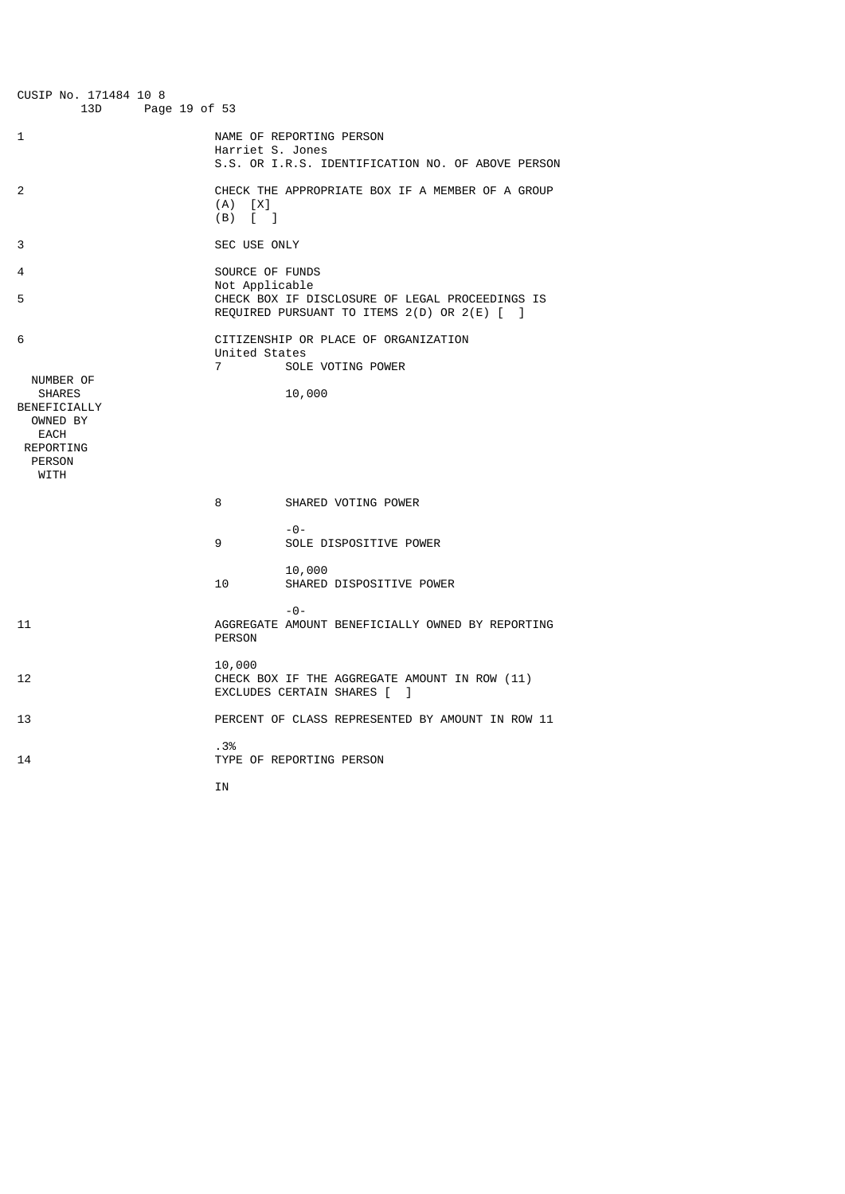CUSIP No. 171484 10 8
13D

| | | |
|---|---|---|
| 1 | NAME OF REPORTING PERSON<br>Harriet S. Jones<br>S.S. OR I.R.S. IDENTIFICATION NO. OF ABOVE PERSON | |
| 2 | CHECK THE APPROPRIATE BOX IF A MEMBER OF A GROUP<br>(A) [X]<br>(B) [ ] | |
| 3 | SEC USE ONLY | |
| 4 | SOURCE OF FUNDS<br>Not Applicable | |
| 5 | CHECK BOX IF DISCLOSURE OF LEGAL PROCEEDINGS IS REQUIRED PURSUANT TO ITEMS 2(D) OR 2(E) [ ] | |
| 6 | CITIZENSHIP OR PLACE OF ORGANIZATION<br>United States | |
| NUMBER OF SHARES BENEFICIALLY OWNED BY EACH REPORTING PERSON WITH | 7 SOLE VOTING POWER | 10,000 |
| | 8 SHARED VOTING POWER | -0- |
| | 9 SOLE DISPOSITIVE POWER | 10,000 |
| | 10 SHARED DISPOSITIVE POWER | -0- |
| 11 | AGGREGATE AMOUNT BENEFICIALLY OWNED BY REPORTING PERSON<br>10,000 | |
| 12 | CHECK BOX IF THE AGGREGATE AMOUNT IN ROW (11) EXCLUDES CERTAIN SHARES [ ] | |
| 13 | PERCENT OF CLASS REPRESENTED BY AMOUNT IN ROW 11<br>.3% | |
| 14 | TYPE OF REPORTING PERSON<br>IN | |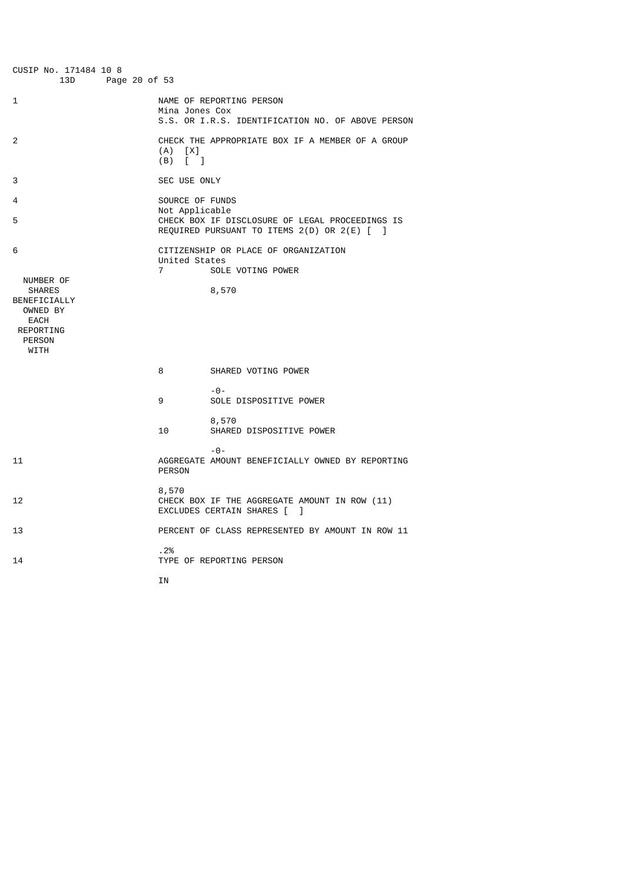CUSIP No. 171484 10 8 13D

| | | |
|---|---|---|
| 1 | NAME OF REPORTING PERSON<br>Mina Jones Cox<br>S.S. OR I.R.S. IDENTIFICATION NO. OF ABOVE PERSON | |
| 2 | CHECK THE APPROPRIATE BOX IF A MEMBER OF A GROUP<br>(A) [X]<br>(B) [ ] | |
| 3 | SEC USE ONLY | |
| 4 | SOURCE OF FUNDS<br>Not Applicable | |
| 5 | CHECK BOX IF DISCLOSURE OF LEGAL PROCEEDINGS IS REQUIRED PURSUANT TO ITEMS 2(D) OR 2(E) [ ] | |
| 6 | CITIZENSHIP OR PLACE OF ORGANIZATION<br>United States | |
| NUMBER OF SHARES BENEFICIALLY OWNED BY EACH REPORTING PERSON WITH | 7 SOLE VOTING POWER | 8,570 |
| | 8 SHARED VOTING POWER | -0- |
| | 9 SOLE DISPOSITIVE POWER | 8,570 |
| | 10 SHARED DISPOSITIVE POWER | -0- |
| 11 | AGGREGATE AMOUNT BENEFICIALLY OWNED BY REPORTING PERSON<br>8,570 | |
| 12 | CHECK BOX IF THE AGGREGATE AMOUNT IN ROW (11) EXCLUDES CERTAIN SHARES [ ] | |
| 13 | PERCENT OF CLASS REPRESENTED BY AMOUNT IN ROW 11<br>.2% | |
| 14 | TYPE OF REPORTING PERSON<br>IN | |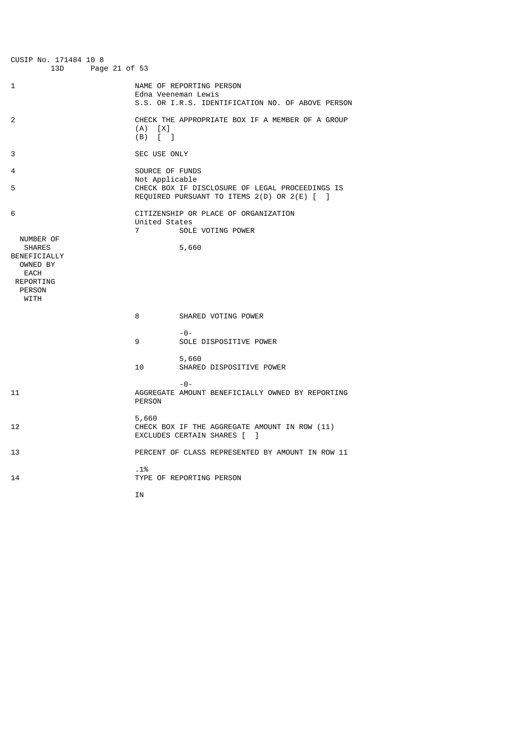CUSIP No. 171484 10 8 13D

| | |
|---|---|
| 1 | NAME OF REPORTING PERSON<br>Edna Veeneman Lewis<br>S.S. OR I.R.S. IDENTIFICATION NO. OF ABOVE PERSON |
| 2 | CHECK THE APPROPRIATE BOX IF A MEMBER OF A GROUP<br>(A) [X]<br>(B) [ ] |
| 3 | SEC USE ONLY |
| 4 | SOURCE OF FUNDS<br>Not Applicable |
| 5 | CHECK BOX IF DISCLOSURE OF LEGAL PROCEEDINGS IS REQUIRED PURSUANT TO ITEMS 2(D) OR 2(E) [ ] |
| 6 | CITIZENSHIP OR PLACE OF ORGANIZATION<br>United States |

| NUMBER OF SHARES BENEFICIALLY OWNED BY EACH REPORTING PERSON WITH | | |
|---|---|---|
| | 7 | SOLE VOTING POWER<br>5,660 |
| | 8 | SHARED VOTING POWER<br>-0- |
| | 9 | SOLE DISPOSITIVE POWER<br>5,660 |
| | 10 | SHARED DISPOSITIVE POWER<br>-0- |

| | |
|---|---|
| 11 | AGGREGATE AMOUNT BENEFICIALLY OWNED BY REPORTING PERSON<br>5,660 |
| 12 | CHECK BOX IF THE AGGREGATE AMOUNT IN ROW (11) EXCLUDES CERTAIN SHARES [ ] |
| 13 | PERCENT OF CLASS REPRESENTED BY AMOUNT IN ROW 11<br>.1% |
| 14 | TYPE OF REPORTING PERSON<br>IN |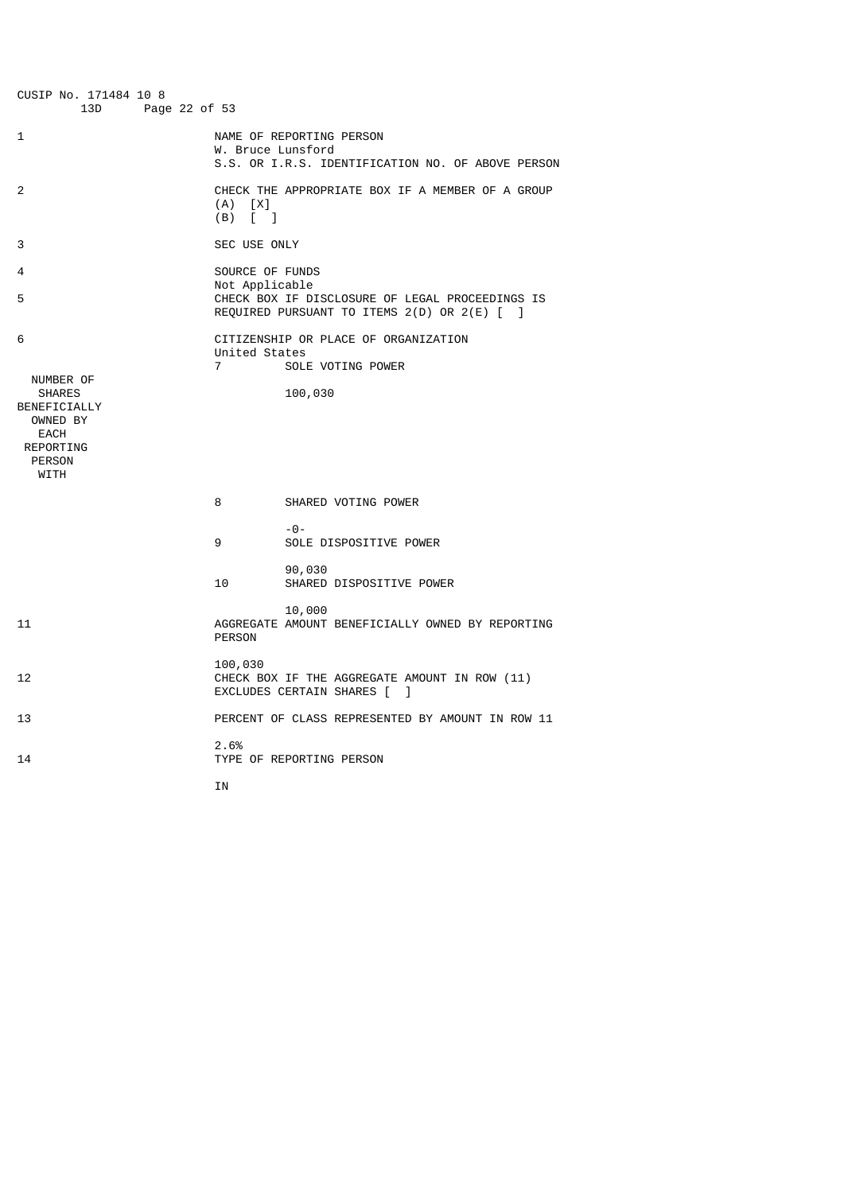CUSIP No. 171484 10 8

13D

| | | |
|---|---|---|
| 1 | NAME OF REPORTING PERSON<br>W. Bruce Lunsford<br>S.S. OR I.R.S. IDENTIFICATION NO. OF ABOVE PERSON | |
| 2 | CHECK THE APPROPRIATE BOX IF A MEMBER OF A GROUP<br>(A) [X]<br>(B) [ ] | |
| 3 | SEC USE ONLY | |
| 4 | SOURCE OF FUNDS<br>Not Applicable | |
| 5 | CHECK BOX IF DISCLOSURE OF LEGAL PROCEEDINGS IS REQUIRED PURSUANT TO ITEMS 2(D) OR 2(E) [ ] | |
| 6 | CITIZENSHIP OR PLACE OF ORGANIZATION<br>United States | |
| NUMBER OF SHARES BENEFICIALLY OWNED BY EACH REPORTING PERSON WITH | 7 SOLE VOTING POWER | 100,030 |
| | 8 SHARED VOTING POWER | -0- |
| | 9 SOLE DISPOSITIVE POWER | 90,030 |
| | 10 SHARED DISPOSITIVE POWER | 10,000 |
| 11 | AGGREGATE AMOUNT BENEFICIALLY OWNED BY REPORTING PERSON | 100,030 |
| 12 | CHECK BOX IF THE AGGREGATE AMOUNT IN ROW (11) EXCLUDES CERTAIN SHARES [ ] | |
| 13 | PERCENT OF CLASS REPRESENTED BY AMOUNT IN ROW 11 | 2.6% |
| 14 | TYPE OF REPORTING PERSON | IN |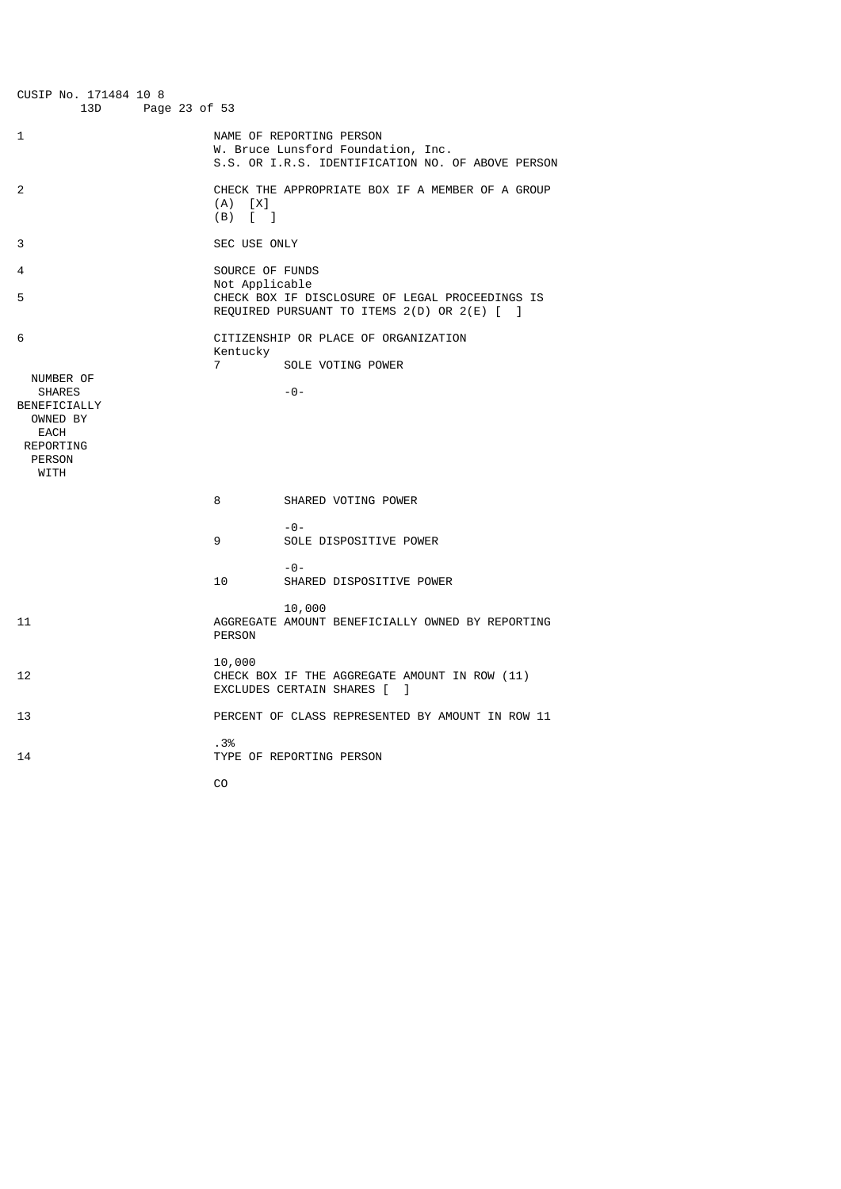CUSIP No. 171484 10 8

| | | | |
|---|---|---|---|
| 1 | NAME OF REPORTING PERSON<br>W. Bruce Lunsford Foundation, Inc.<br>S.S. OR I.R.S. IDENTIFICATION NO. OF ABOVE PERSON | | |
| 2 | CHECK THE APPROPRIATE BOX IF A MEMBER OF A GROUP<br>(A) [X]<br>(B) [ ] | | |
| 3 | SEC USE ONLY | | |
| 4 | SOURCE OF FUNDS<br>Not Applicable | | |
| 5 | CHECK BOX IF DISCLOSURE OF LEGAL PROCEEDINGS IS REQUIRED PURSUANT TO ITEMS 2(D) OR 2(E) [ ] | | |
| 6 | CITIZENSHIP OR PLACE OF ORGANIZATION<br>Kentucky | | |
| NUMBER OF SHARES BENEFICIALLY OWNED BY EACH REPORTING PERSON WITH | 7 | SOLE VOTING POWER | -0- |
| | 8 | SHARED VOTING POWER | -0- |
| | 9 | SOLE DISPOSITIVE POWER | -0- |
| | 10 | SHARED DISPOSITIVE POWER | 10,000 |
| 11 | AGGREGATE AMOUNT BENEFICIALLY OWNED BY REPORTING PERSON<br>10,000 | | |
| 12 | CHECK BOX IF THE AGGREGATE AMOUNT IN ROW (11) EXCLUDES CERTAIN SHARES [ ] | | |
| 13 | PERCENT OF CLASS REPRESENTED BY AMOUNT IN ROW 11<br>.3% | | |
| 14 | TYPE OF REPORTING PERSON<br>CO | | |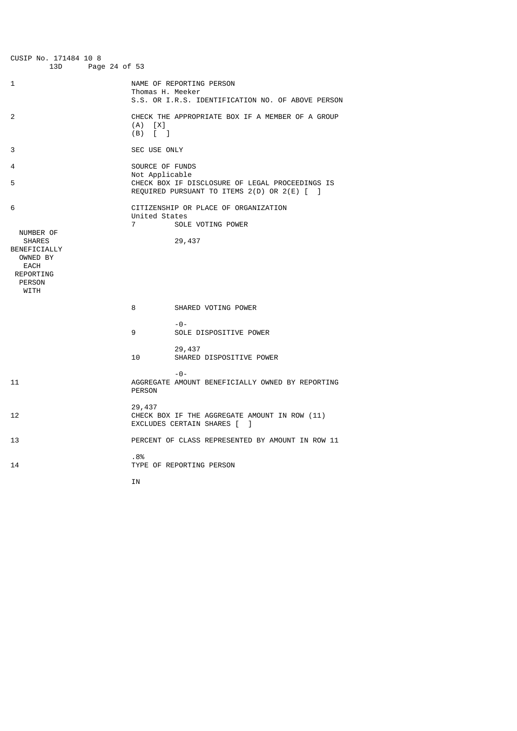CUSIP No. 171484 10 8
13D

| | |
|---|---|
| 1 | NAME OF REPORTING PERSON<br>Thomas H. Meeker<br>S.S. OR I.R.S. IDENTIFICATION NO. OF ABOVE PERSON |
| 2 | CHECK THE APPROPRIATE BOX IF A MEMBER OF A GROUP<br>(A) [X]<br>(B) [ ] |
| 3 | SEC USE ONLY |
| 4 | SOURCE OF FUNDS<br>Not Applicable |
| 5 | CHECK BOX IF DISCLOSURE OF LEGAL PROCEEDINGS IS REQUIRED PURSUANT TO ITEMS 2(D) OR 2(E) [ ] |
| 6 | CITIZENSHIP OR PLACE OF ORGANIZATION<br>United States |

| NUMBER OF SHARES BENEFICIALLY OWNED BY EACH REPORTING PERSON WITH | | |
|---|---|---|
| | 7 | SOLE VOTING POWER<br>29,437 |
| | 8 | SHARED VOTING POWER<br>-0- |
| | 9 | SOLE DISPOSITIVE POWER<br>29,437 |
| | 10 | SHARED DISPOSITIVE POWER<br>-0- |

| | |
|---|---|
| 11 | AGGREGATE AMOUNT BENEFICIALLY OWNED BY REPORTING PERSON<br>29,437 |
| 12 | CHECK BOX IF THE AGGREGATE AMOUNT IN ROW (11) EXCLUDES CERTAIN SHARES [ ] |
| 13 | PERCENT OF CLASS REPRESENTED BY AMOUNT IN ROW 11<br>.8% |
| 14 | TYPE OF REPORTING PERSON<br>IN |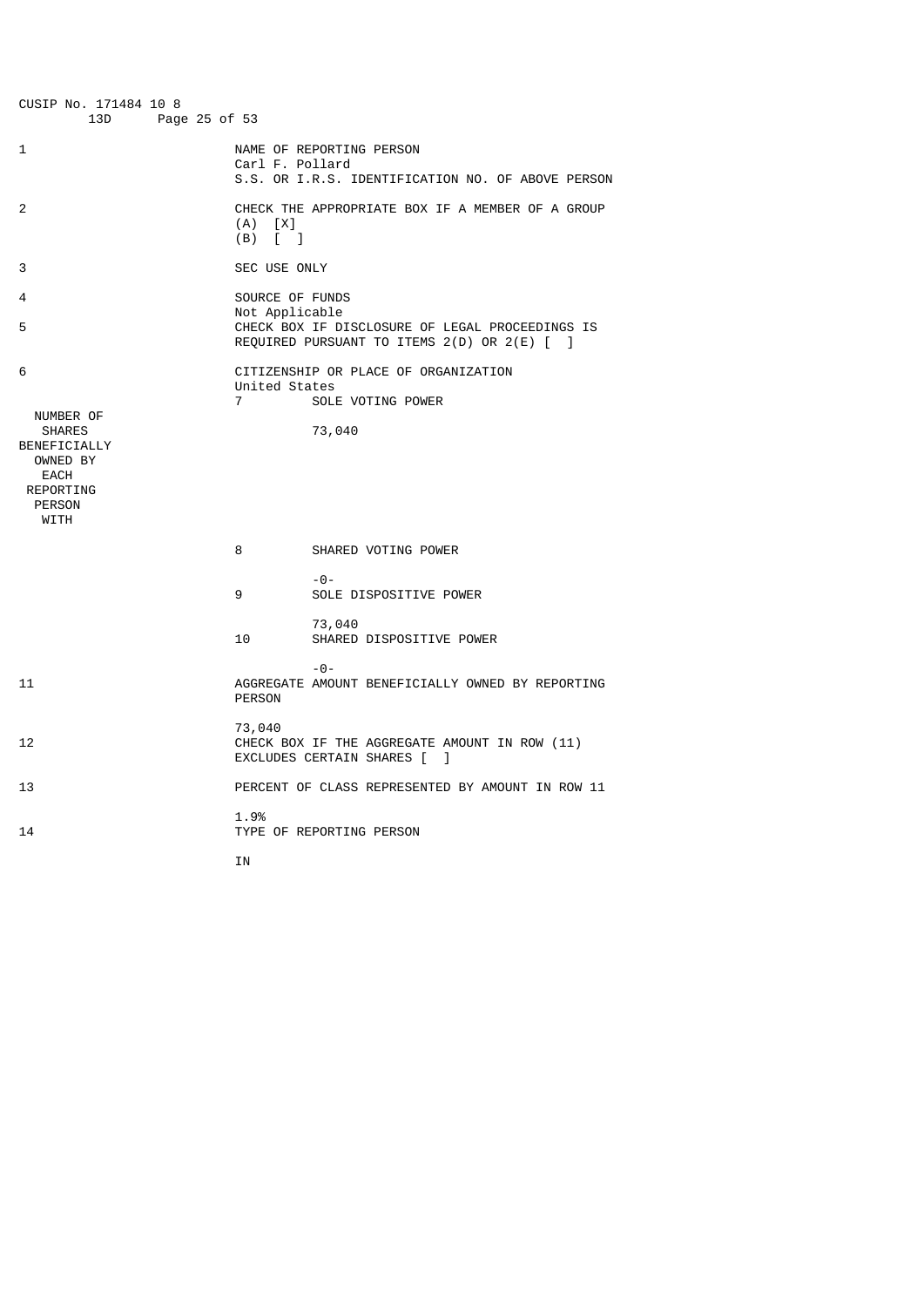CUSIP No. 171484 10 8 13D

| | | |
|---|---|---|
| 1 | NAME OF REPORTING PERSON<br>Carl F. Pollard<br>S.S. OR I.R.S. IDENTIFICATION NO. OF ABOVE PERSON | |
| 2 | CHECK THE APPROPRIATE BOX IF A MEMBER OF A GROUP<br>(A) [X]<br>(B) [ ] | |
| 3 | SEC USE ONLY | |
| 4 | SOURCE OF FUNDS<br>Not Applicable | |
| 5 | CHECK BOX IF DISCLOSURE OF LEGAL PROCEEDINGS IS REQUIRED PURSUANT TO ITEMS 2(D) OR 2(E) [ ] | |
| 6 | CITIZENSHIP OR PLACE OF ORGANIZATION<br>United States | |
| NUMBER OF SHARES BENEFICIALLY OWNED BY EACH REPORTING PERSON WITH | 7 SOLE VOTING POWER | 73,040 |
| | 8 SHARED VOTING POWER | -0- |
| | 9 SOLE DISPOSITIVE POWER | 73,040 |
| | 10 SHARED DISPOSITIVE POWER | -0- |
| 11 | AGGREGATE AMOUNT BENEFICIALLY OWNED BY REPORTING PERSON<br>73,040 | |
| 12 | CHECK BOX IF THE AGGREGATE AMOUNT IN ROW (11) EXCLUDES CERTAIN SHARES [ ] | |
| 13 | PERCENT OF CLASS REPRESENTED BY AMOUNT IN ROW 11<br>1.9% | |
| 14 | TYPE OF REPORTING PERSON<br>IN | |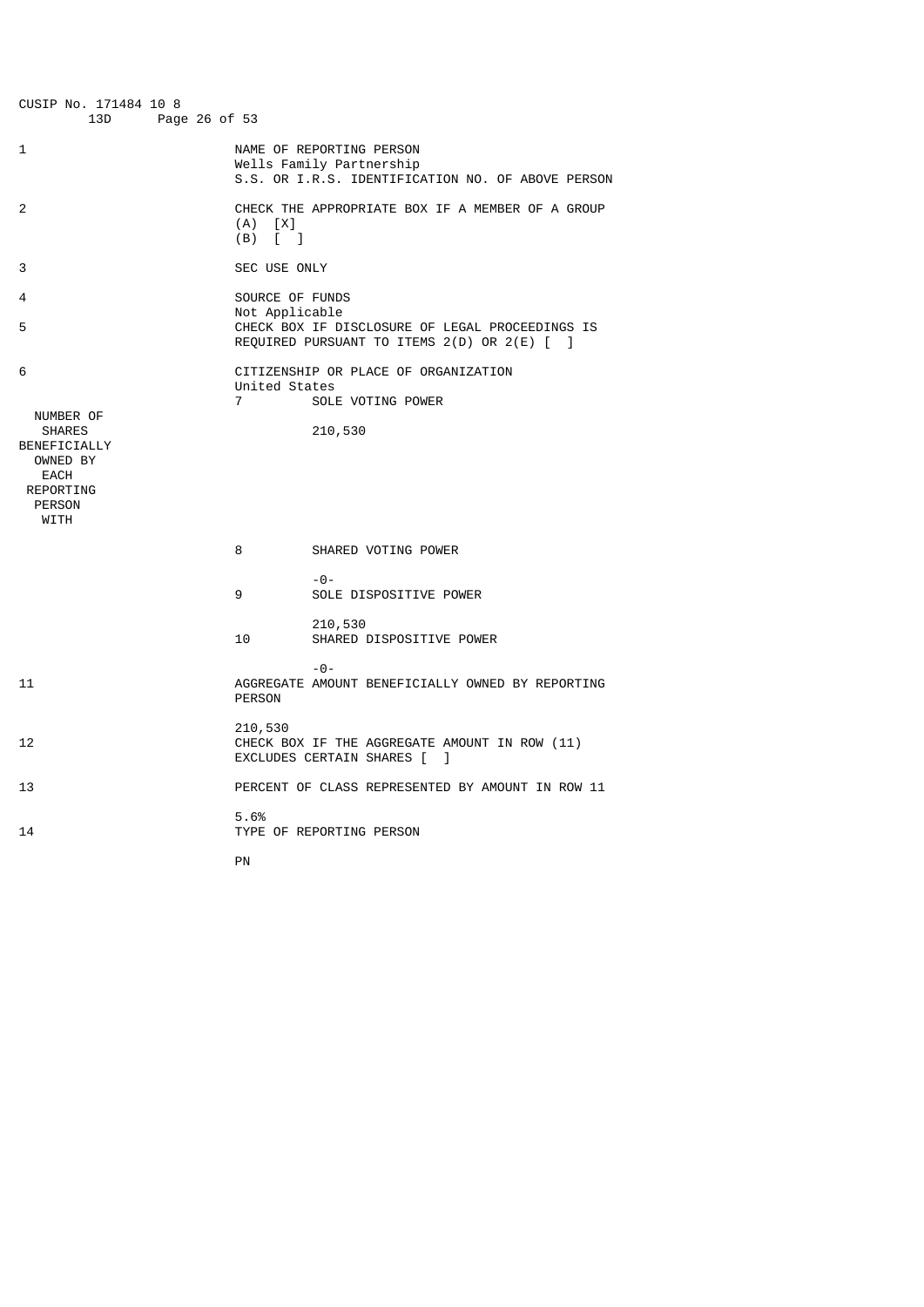CUSIP No. 171484 10 8 13D

| | |
|---|---|
| 1 | NAME OF REPORTING PERSON<br>Wells Family Partnership<br>S.S. OR I.R.S. IDENTIFICATION NO. OF ABOVE PERSON |
| 2 | CHECK THE APPROPRIATE BOX IF A MEMBER OF A GROUP<br>(A) [X]<br>(B) [ ] |
| 3 | SEC USE ONLY |
| 4 | SOURCE OF FUNDS<br>Not Applicable |
| 5 | CHECK BOX IF DISCLOSURE OF LEGAL PROCEEDINGS IS REQUIRED PURSUANT TO ITEMS 2(D) OR 2(E) [ ] |
| 6 | CITIZENSHIP OR PLACE OF ORGANIZATION<br>United States |

| NUMBER OF SHARES BENEFICIALLY OWNED BY EACH REPORTING PERSON WITH | | |
|---|---|---|
| | 7 | SOLE VOTING POWER<br>210,530 |
| | 8 | SHARED VOTING POWER<br>-0- |
| | 9 | SOLE DISPOSITIVE POWER<br>210,530 |
| | 10 | SHARED DISPOSITIVE POWER<br>-0- |

| | |
|---|---|
| 11 | AGGREGATE AMOUNT BENEFICIALLY OWNED BY REPORTING PERSON<br>210,530 |
| 12 | CHECK BOX IF THE AGGREGATE AMOUNT IN ROW (11) EXCLUDES CERTAIN SHARES [ ] |
| 13 | PERCENT OF CLASS REPRESENTED BY AMOUNT IN ROW 11<br>5.6% |
| 14 | TYPE OF REPORTING PERSON<br>PN |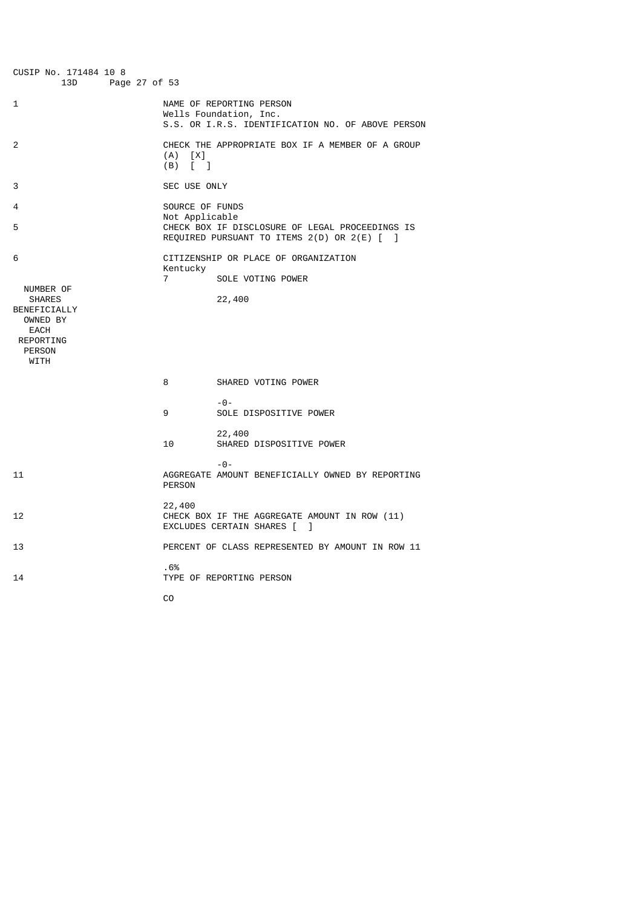CUSIP No. 171484 10 8 13D

| | | |
|---|---|---|
| 1 | NAME OF REPORTING PERSON<br>Wells Foundation, Inc.<br>S.S. OR I.R.S. IDENTIFICATION NO. OF ABOVE PERSON | |
| 2 | CHECK THE APPROPRIATE BOX IF A MEMBER OF A GROUP<br>(A) [X]<br>(B) [ ] | |
| 3 | SEC USE ONLY | |
| 4 | SOURCE OF FUNDS<br>Not Applicable | |
| 5 | CHECK BOX IF DISCLOSURE OF LEGAL PROCEEDINGS IS REQUIRED PURSUANT TO ITEMS 2(D) OR 2(E) [ ] | |
| 6 | CITIZENSHIP OR PLACE OF ORGANIZATION<br>Kentucky | |
| NUMBER OF SHARES BENEFICIALLY OWNED BY EACH REPORTING PERSON WITH | 7 | SOLE VOTING POWER<br>22,400 |
| | 8 | SHARED VOTING POWER<br>-0- |
| | 9 | SOLE DISPOSITIVE POWER<br>22,400 |
| | 10 | SHARED DISPOSITIVE POWER<br>-0- |
| 11 | AGGREGATE AMOUNT BENEFICIALLY OWNED BY REPORTING PERSON<br>22,400 | |
| 12 | CHECK BOX IF THE AGGREGATE AMOUNT IN ROW (11) EXCLUDES CERTAIN SHARES [ ] | |
| 13 | PERCENT OF CLASS REPRESENTED BY AMOUNT IN ROW 11<br>.6% | |
| 14 | TYPE OF REPORTING PERSON<br>CO | |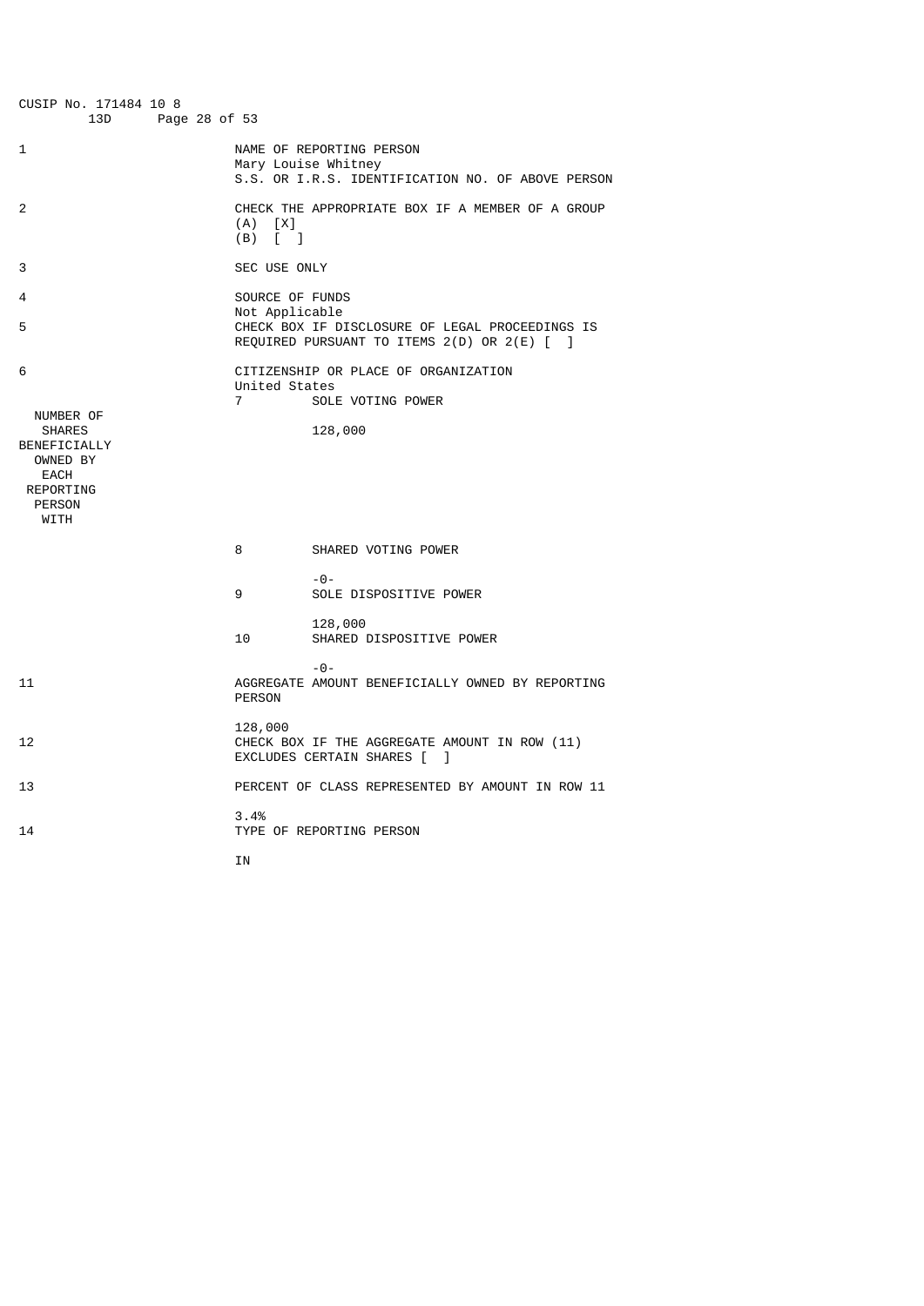CUSIP No. 171484 10 8 13D

| | |
|---|---|
| 1 | NAME OF REPORTING PERSON<br>Mary Louise Whitney<br>S.S. OR I.R.S. IDENTIFICATION NO. OF ABOVE PERSON |
| 2 | CHECK THE APPROPRIATE BOX IF A MEMBER OF A GROUP<br>(A) [X]<br>(B) [ ] |
| 3 | SEC USE ONLY |
| 4 | SOURCE OF FUNDS<br>Not Applicable |
| 5 | CHECK BOX IF DISCLOSURE OF LEGAL PROCEEDINGS IS REQUIRED PURSUANT TO ITEMS 2(D) OR 2(E) [ ] |
| 6 | CITIZENSHIP OR PLACE OF ORGANIZATION<br>United States |
| NUMBER OF SHARES BENEFICIALLY OWNED BY EACH REPORTING PERSON WITH | 7 SOLE VOTING POWER<br>128,000 |
| | 8 SHARED VOTING POWER<br>-0- |
| | 9 SOLE DISPOSITIVE POWER<br>128,000 |
| | 10 SHARED DISPOSITIVE POWER<br>-0- |
| 11 | AGGREGATE AMOUNT BENEFICIALLY OWNED BY REPORTING PERSON<br>128,000 |
| 12 | CHECK BOX IF THE AGGREGATE AMOUNT IN ROW (11) EXCLUDES CERTAIN SHARES [ ] |
| 13 | PERCENT OF CLASS REPRESENTED BY AMOUNT IN ROW 11<br>3.4% |
| 14 | TYPE OF REPORTING PERSON<br>IN |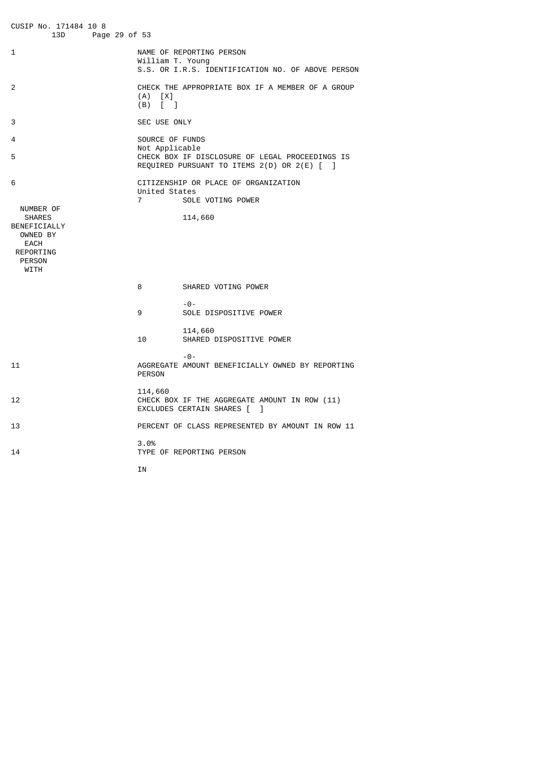CUSIP No. 171484 10 8 13D

| | |
|---|---|
| 1 | NAME OF REPORTING PERSON<br>William T. Young<br>S.S. OR I.R.S. IDENTIFICATION NO. OF ABOVE PERSON |
| 2 | CHECK THE APPROPRIATE BOX IF A MEMBER OF A GROUP<br>(A) [X]<br>(B) [ ] |
| 3 | SEC USE ONLY |
| 4 | SOURCE OF FUNDS<br>Not Applicable |
| 5 | CHECK BOX IF DISCLOSURE OF LEGAL PROCEEDINGS IS REQUIRED PURSUANT TO ITEMS 2(D) OR 2(E) [ ] |
| 6 | CITIZENSHIP OR PLACE OF ORGANIZATION<br>United States |

| NUMBER OF SHARES BENEFICIALLY OWNED BY EACH REPORTING PERSON WITH | | |
|---|---|---|
| | 7 | SOLE VOTING POWER<br>114,660 |
| | 8 | SHARED VOTING POWER<br>-0- |
| | 9 | SOLE DISPOSITIVE POWER<br>114,660 |
| | 10 | SHARED DISPOSITIVE POWER<br>-0- |

| | |
|---|---|
| 11 | AGGREGATE AMOUNT BENEFICIALLY OWNED BY REPORTING PERSON<br>114,660 |
| 12 | CHECK BOX IF THE AGGREGATE AMOUNT IN ROW (11) EXCLUDES CERTAIN SHARES [ ] |
| 13 | PERCENT OF CLASS REPRESENTED BY AMOUNT IN ROW 11<br>3.0% |
| 14 | TYPE OF REPORTING PERSON<br>IN |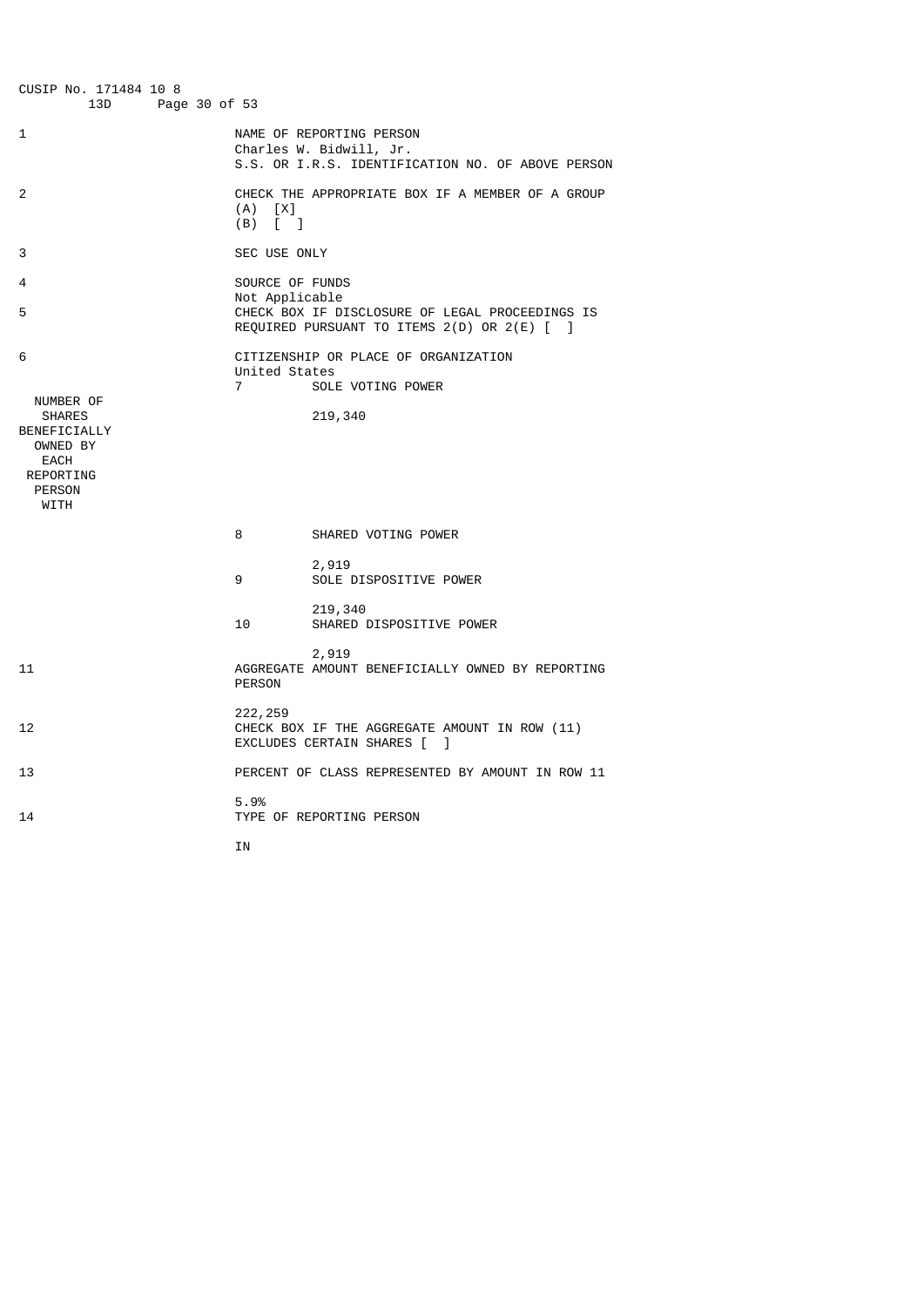CUSIP No. 171484 10 8
13D

| | | |
|---|---|---|
| 1 | NAME OF REPORTING PERSON<br>Charles W. Bidwill, Jr.<br>S.S. OR I.R.S. IDENTIFICATION NO. OF ABOVE PERSON | |
| 2 | CHECK THE APPROPRIATE BOX IF A MEMBER OF A GROUP<br>(A) [X]<br>(B) [ ] | |
| 3 | SEC USE ONLY | |
| 4 | SOURCE OF FUNDS<br>Not Applicable | |
| 5 | CHECK BOX IF DISCLOSURE OF LEGAL PROCEEDINGS IS REQUIRED PURSUANT TO ITEMS 2(D) OR 2(E) [ ] | |
| 6 | CITIZENSHIP OR PLACE OF ORGANIZATION<br>United States | |
| NUMBER OF SHARES BENEFICIALLY OWNED BY EACH REPORTING PERSON WITH | 7 SOLE VOTING POWER | 219,340 |
| | 8 SHARED VOTING POWER | 2,919 |
| | 9 SOLE DISPOSITIVE POWER | 219,340 |
| | 10 SHARED DISPOSITIVE POWER | 2,919 |
| 11 | AGGREGATE AMOUNT BENEFICIALLY OWNED BY REPORTING PERSON<br>222,259 | |
| 12 | CHECK BOX IF THE AGGREGATE AMOUNT IN ROW (11) EXCLUDES CERTAIN SHARES [ ] | |
| 13 | PERCENT OF CLASS REPRESENTED BY AMOUNT IN ROW 11<br>5.9% | |
| 14 | TYPE OF REPORTING PERSON<br>IN | |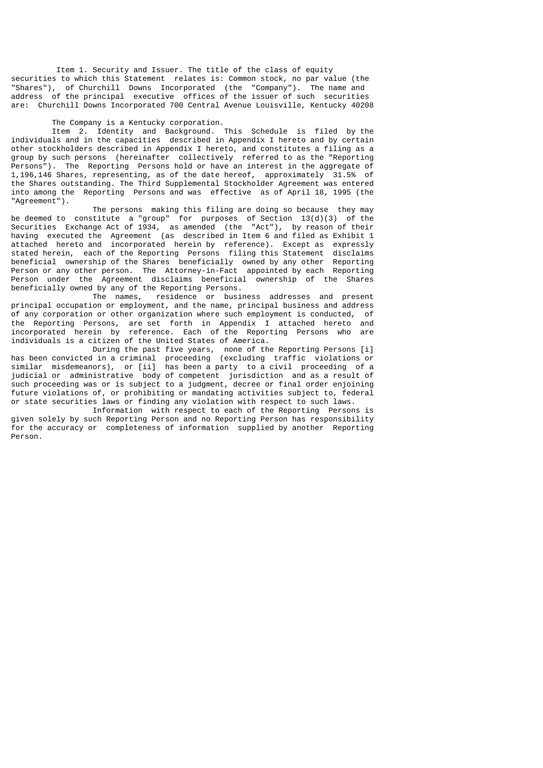Item 1. Security and Issuer. The title of the class of equity securities to which this Statement relates is: Common stock, no par value (the "Shares"), of Churchill Downs Incorporated (the "Company"). The name and address of the principal executive offices of the issuer of such securities are: Churchill Downs Incorporated 700 Central Avenue Louisville, Kentucky 40208

The Company is a Kentucky corporation.

Item 2. Identity and Background. This Schedule is filed by the individuals and in the capacities described in Appendix I hereto and by certain other stockholders described in Appendix I hereto, and constitutes a filing as a group by such persons (hereinafter collectively referred to as the "Reporting Persons"). The Reporting Persons hold or have an interest in the aggregate of 1,196,146 Shares, representing, as of the date hereof, approximately 31.5% of the Shares outstanding. The Third Supplemental Stockholder Agreement was entered into among the Reporting Persons and was effective as of April 18, 1995 (the "Agreement").

The persons making this filing are doing so because they may be deemed to constitute a "group" for purposes of Section 13(d)(3) of the Securities Exchange Act of 1934, as amended (the "Act"), by reason of their having executed the Agreement (as described in Item 6 and filed as Exhibit 1 attached hereto and incorporated herein by reference). Except as expressly stated herein, each of the Reporting Persons filing this Statement disclaims beneficial ownership of the Shares beneficially owned by any other Reporting Person or any other person. The Attorney-in-Fact appointed by each Reporting Person under the Agreement disclaims beneficial ownership of the Shares beneficially owned by any of the Reporting Persons.

The names, residence or business addresses and present principal occupation or employment, and the name, principal business and address of any corporation or other organization where such employment is conducted, of the Reporting Persons, are set forth in Appendix I attached hereto and incorporated herein by reference. Each of the Reporting Persons who are individuals is a citizen of the United States of America.

During the past five years, none of the Reporting Persons [i] has been convicted in a criminal proceeding (excluding traffic violations or similar misdemeanors), or [ii] has been a party to a civil proceeding of a judicial or administrative body of competent jurisdiction and as a result of such proceeding was or is subject to a judgment, decree or final order enjoining future violations of, or prohibiting or mandating activities subject to, federal or state securities laws or finding any violation with respect to such laws.

Information with respect to each of the Reporting Persons is given solely by such Reporting Person and no Reporting Person has responsibility for the accuracy or completeness of information supplied by another Reporting Person.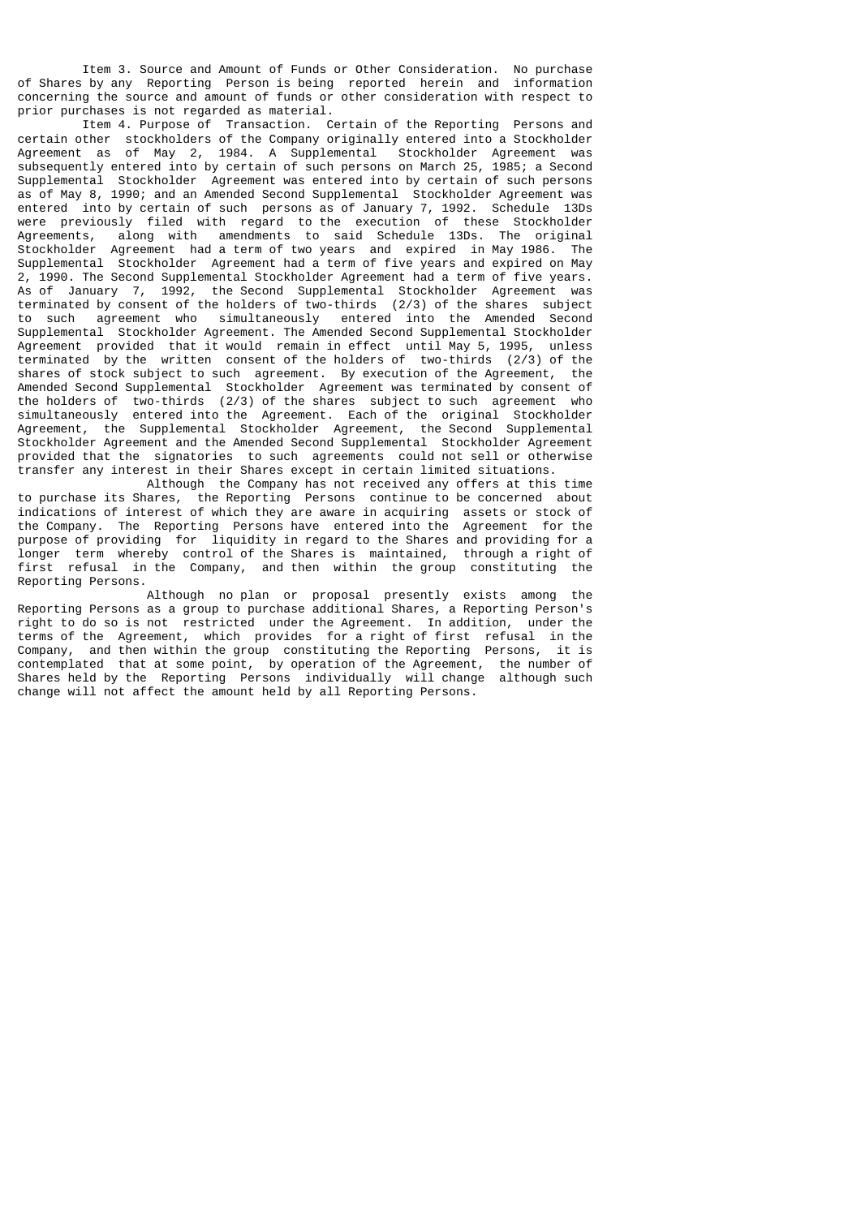Item 3. Source and Amount of Funds or Other Consideration. No purchase of Shares by any Reporting Person is being reported herein and information concerning the source and amount of funds or other consideration with respect to prior purchases is not regarded as material.

Item 4. Purpose of Transaction. Certain of the Reporting Persons and certain other stockholders of the Company originally entered into a Stockholder Agreement as of May 2, 1984. A Supplemental Stockholder Agreement was subsequently entered into by certain of such persons on March 25, 1985; a Second Supplemental Stockholder Agreement was entered into by certain of such persons as of May 8, 1990; and an Amended Second Supplemental Stockholder Agreement was entered into by certain of such persons as of January 7, 1992. Schedule 13Ds were previously filed with regard to the execution of these Stockholder Agreements, along with amendments to said Schedule 13Ds. The original Stockholder Agreement had a term of two years and expired in May 1986. The Supplemental Stockholder Agreement had a term of five years and expired on May 2, 1990. The Second Supplemental Stockholder Agreement had a term of five years. As of January 7, 1992, the Second Supplemental Stockholder Agreement was terminated by consent of the holders of two-thirds (2/3) of the shares subject to such agreement who simultaneously entered into the Amended Second Supplemental Stockholder Agreement. The Amended Second Supplemental Stockholder Agreement provided that it would remain in effect until May 5, 1995, unless terminated by the written consent of the holders of two-thirds (2/3) of the shares of stock subject to such agreement. By execution of the Agreement, the Amended Second Supplemental Stockholder Agreement was terminated by consent of the holders of two-thirds (2/3) of the shares subject to such agreement who simultaneously entered into the Agreement. Each of the original Stockholder Agreement, the Supplemental Stockholder Agreement, the Second Supplemental Stockholder Agreement and the Amended Second Supplemental Stockholder Agreement provided that the signatories to such agreements could not sell or otherwise transfer any interest in their Shares except in certain limited situations.

Although the Company has not received any offers at this time to purchase its Shares, the Reporting Persons continue to be concerned about indications of interest of which they are aware in acquiring assets or stock of the Company. The Reporting Persons have entered into the Agreement for the purpose of providing for liquidity in regard to the Shares and providing for a longer term whereby control of the Shares is maintained, through a right of first refusal in the Company, and then within the group constituting the Reporting Persons.

Although no plan or proposal presently exists among the Reporting Persons as a group to purchase additional Shares, a Reporting Person's right to do so is not restricted under the Agreement. In addition, under the terms of the Agreement, which provides for a right of first refusal in the Company, and then within the group constituting the Reporting Persons, it is contemplated that at some point, by operation of the Agreement, the number of Shares held by the Reporting Persons individually will change although such change will not affect the amount held by all Reporting Persons.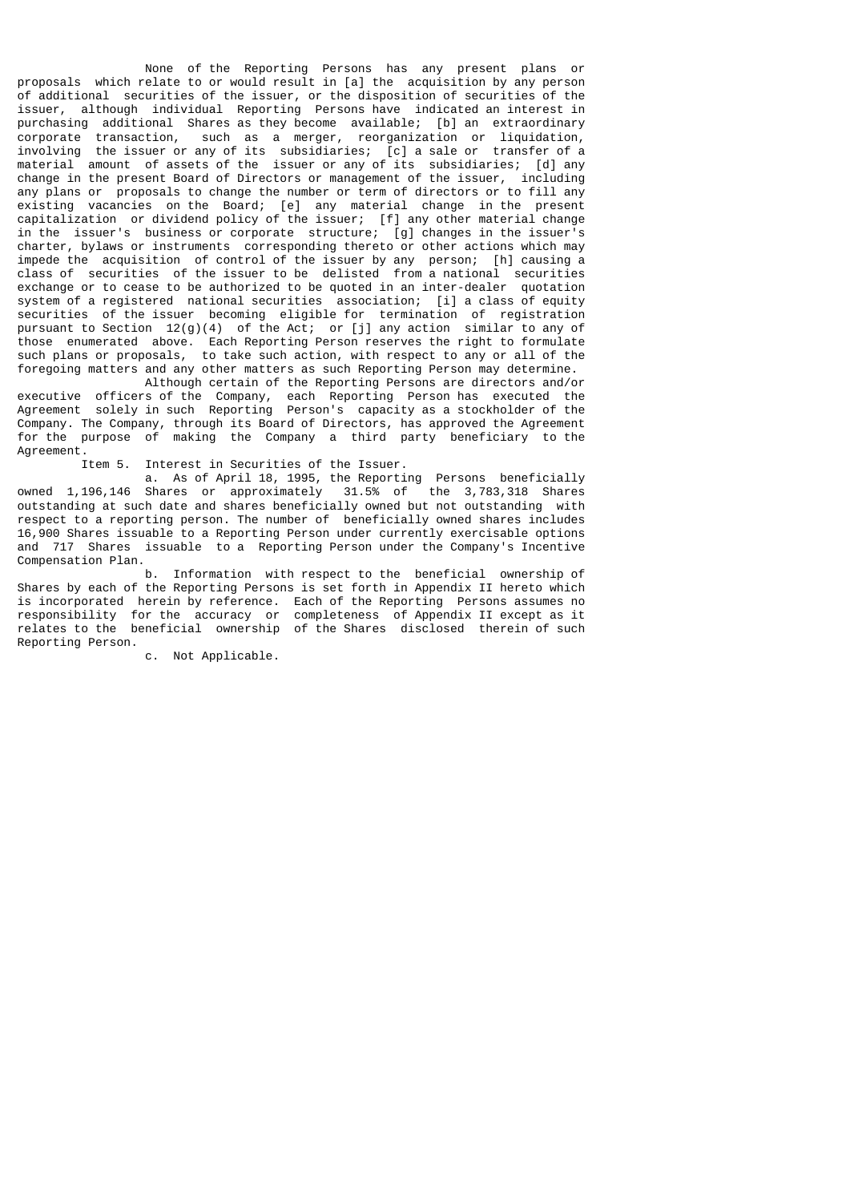None of the Reporting Persons has any present plans or proposals which relate to or would result in [a] the acquisition by any person of additional securities of the issuer, or the disposition of securities of the issuer, although individual Reporting Persons have indicated an interest in purchasing additional Shares as they become available; [b] an extraordinary corporate transaction, such as a merger, reorganization or liquidation, involving the issuer or any of its subsidiaries; [c] a sale or transfer of a material amount of assets of the issuer or any of its subsidiaries; [d] any change in the present Board of Directors or management of the issuer, including any plans or proposals to change the number or term of directors or to fill any existing vacancies on the Board; [e] any material change in the present capitalization or dividend policy of the issuer; [f] any other material change in the issuer's business or corporate structure; [g] changes in the issuer's charter, bylaws or instruments corresponding thereto or other actions which may impede the acquisition of control of the issuer by any person; [h] causing a class of securities of the issuer to be delisted from a national securities exchange or to cease to be authorized to be quoted in an inter-dealer quotation system of a registered national securities association; [i] a class of equity securities of the issuer becoming eligible for termination of registration pursuant to Section 12(g)(4) of the Act; or [j] any action similar to any of those enumerated above. Each Reporting Person reserves the right to formulate such plans or proposals, to take such action, with respect to any or all of the foregoing matters and any other matters as such Reporting Person may determine.

Although certain of the Reporting Persons are directors and/or executive officers of the Company, each Reporting Person has executed the Agreement solely in such Reporting Person's capacity as a stockholder of the Company. The Company, through its Board of Directors, has approved the Agreement for the purpose of making the Company a third party beneficiary to the Agreement.

Item 5. Interest in Securities of the Issuer.

a. As of April 18, 1995, the Reporting Persons beneficially owned 1,196,146 Shares or approximately 31.5% of the 3,783,318 Shares outstanding at such date and shares beneficially owned but not outstanding with respect to a reporting person. The number of beneficially owned shares includes 16,900 Shares issuable to a Reporting Person under currently exercisable options and 717 Shares issuable to a Reporting Person under the Company's Incentive Compensation Plan.

b. Information with respect to the beneficial ownership of Shares by each of the Reporting Persons is set forth in Appendix II hereto which is incorporated herein by reference. Each of the Reporting Persons assumes no responsibility for the accuracy or completeness of Appendix II except as it relates to the beneficial ownership of the Shares disclosed therein of such Reporting Person.

c. Not Applicable.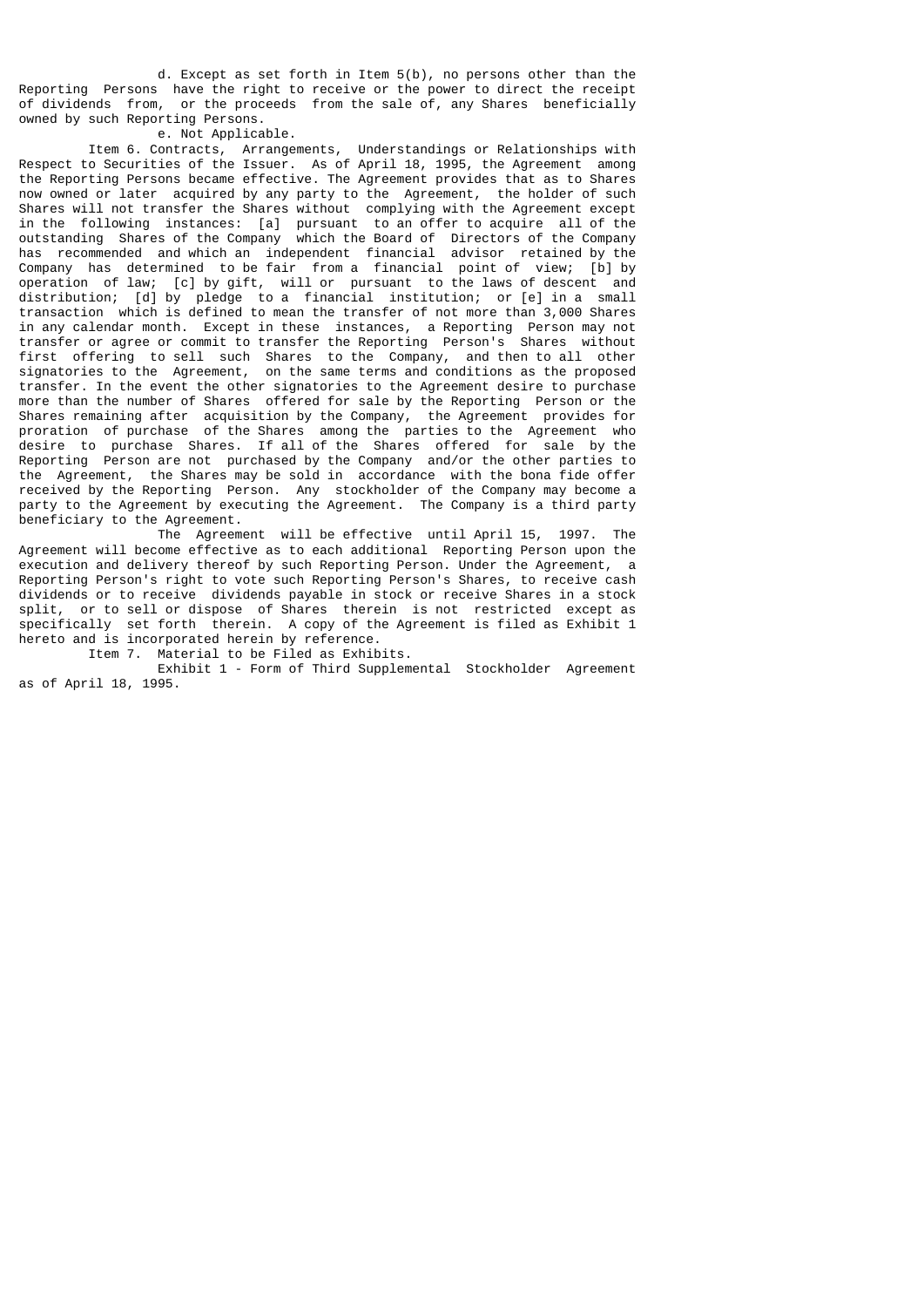d. Except as set forth in Item 5(b), no persons other than the Reporting Persons have the right to receive or the power to direct the receipt of dividends from, or the proceeds from the sale of, any Shares beneficially owned by such Reporting Persons.

e. Not Applicable.

Item 6. Contracts, Arrangements, Understandings or Relationships with Respect to Securities of the Issuer. As of April 18, 1995, the Agreement among the Reporting Persons became effective. The Agreement provides that as to Shares now owned or later acquired by any party to the Agreement, the holder of such Shares will not transfer the Shares without complying with the Agreement except in the following instances: [a] pursuant to an offer to acquire all of the outstanding Shares of the Company which the Board of Directors of the Company has recommended and which an independent financial advisor retained by the Company has determined to be fair from a financial point of view; [b] by operation of law; [c] by gift, will or pursuant to the laws of descent and distribution; [d] by pledge to a financial institution; or [e] in a small transaction which is defined to mean the transfer of not more than 3,000 Shares in any calendar month. Except in these instances, a Reporting Person may not transfer or agree or commit to transfer the Reporting Person's Shares without first offering to sell such Shares to the Company, and then to all other signatories to the Agreement, on the same terms and conditions as the proposed transfer. In the event the other signatories to the Agreement desire to purchase more than the number of Shares offered for sale by the Reporting Person or the Shares remaining after acquisition by the Company, the Agreement provides for proration of purchase of the Shares among the parties to the Agreement who desire to purchase Shares. If all of the Shares offered for sale by the Reporting Person are not purchased by the Company and/or the other parties to the Agreement, the Shares may be sold in accordance with the bona fide offer received by the Reporting Person. Any stockholder of the Company may become a party to the Agreement by executing the Agreement. The Company is a third party beneficiary to the Agreement.

The Agreement will be effective until April 15, 1997. The Agreement will become effective as to each additional Reporting Person upon the execution and delivery thereof by such Reporting Person. Under the Agreement, a Reporting Person's right to vote such Reporting Person's Shares, to receive cash dividends or to receive dividends payable in stock or receive Shares in a stock split, or to sell or dispose of Shares therein is not restricted except as specifically set forth therein. A copy of the Agreement is filed as Exhibit 1 hereto and is incorporated herein by reference.

Item 7. Material to be Filed as Exhibits.

Exhibit 1 - Form of Third Supplemental Stockholder Agreement as of April 18, 1995.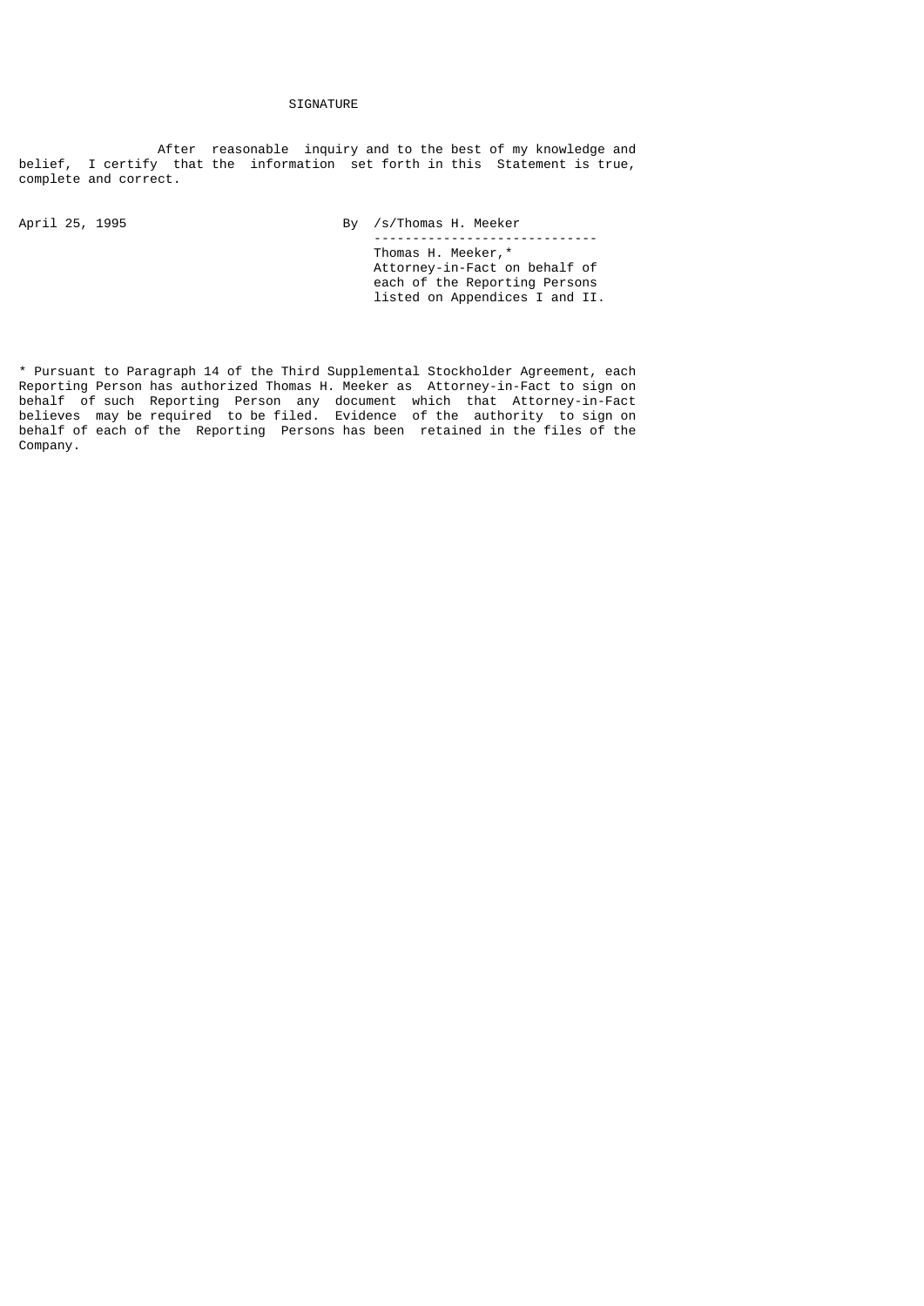SIGNATURE

After reasonable inquiry and to the best of my knowledge and belief, I certify that the information set forth in this Statement is true, complete and correct.

April 25, 1995

By /s/Thomas H. Meeker

Thomas H. Meeker,*
Attorney-in-Fact on behalf of each of the Reporting Persons listed on Appendices I and II.

* Pursuant to Paragraph 14 of the Third Supplemental Stockholder Agreement, each Reporting Person has authorized Thomas H. Meeker as Attorney-in-Fact to sign on behalf of such Reporting Person any document which that Attorney-in-Fact believes may be required to be filed. Evidence of the authority to sign on behalf of each of the Reporting Persons has been retained in the files of the Company.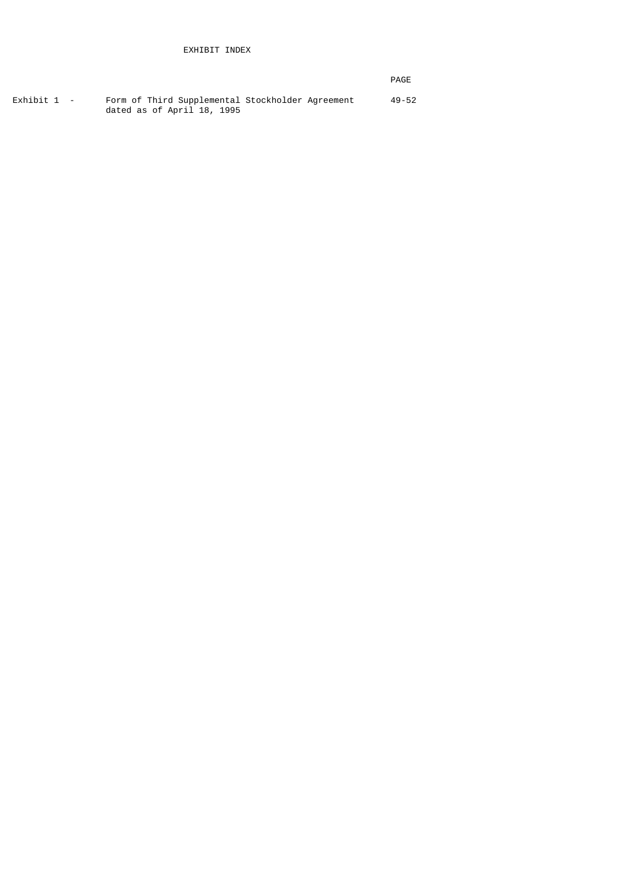# EXHIBIT INDEX

| | | PAGE |
|---|---|---|
| Exhibit 1 - | Form of Third Supplemental Stockholder Agreement dated as of April 18, 1995 | 49-52 |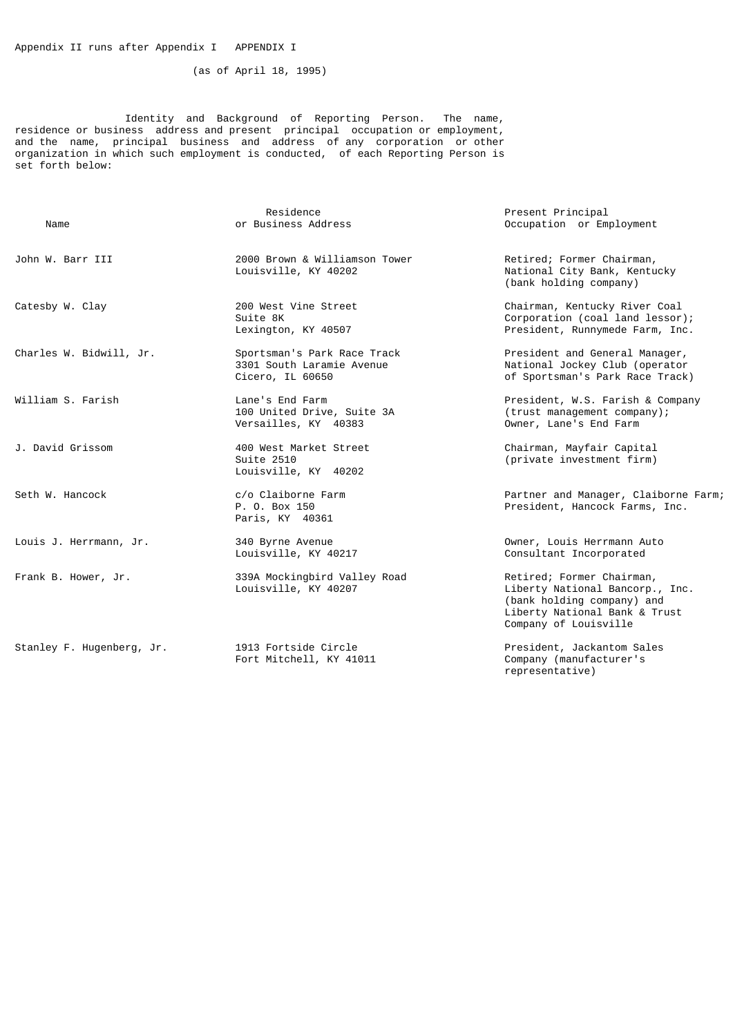Appendix II runs after Appendix I   APPENDIX I

(as of April 18, 1995)

Identity and Background of Reporting Person. The name, residence or business address and present principal occupation or employment, and the name, principal business and address of any corporation or other organization in which such employment is conducted, of each Reporting Person is set forth below:

| Name | Residence or Business Address | Present Principal Occupation or Employment |
|---|---|---|
| John W. Barr III | 2000 Brown & Williamson Tower<br>Louisville, KY 40202 | Retired; Former Chairman, National City Bank, Kentucky (bank holding company) |
| Catesby W. Clay | 200 West Vine Street<br>Suite 8K<br>Lexington, KY 40507 | Chairman, Kentucky River Coal Corporation (coal land lessor); President, Runnymede Farm, Inc. |
| Charles W. Bidwill, Jr. | Sportsman's Park Race Track<br>3301 South Laramie Avenue<br>Cicero, IL 60650 | President and General Manager, National Jockey Club (operator of Sportsman's Park Race Track) |
| William S. Farish | Lane's End Farm<br>100 United Drive, Suite 3A<br>Versailles, KY 40383 | President, W.S. Farish & Company (trust management company); Owner, Lane's End Farm |
| J. David Grissom | 400 West Market Street<br>Suite 2510<br>Louisville, KY 40202 | Chairman, Mayfair Capital (private investment firm) |
| Seth W. Hancock | c/o Claiborne Farm<br>P. O. Box 150<br>Paris, KY 40361 | Partner and Manager, Claiborne Farm; President, Hancock Farms, Inc. |
| Louis J. Herrmann, Jr. | 340 Byrne Avenue<br>Louisville, KY 40217 | Owner, Louis Herrmann Auto Consultant Incorporated |
| Frank B. Hower, Jr. | 339A Mockingbird Valley Road<br>Louisville, KY 40207 | Retired; Former Chairman, Liberty National Bancorp., Inc. (bank holding company) and Liberty National Bank & Trust Company of Louisville |
| Stanley F. Hugenberg, Jr. | 1913 Fortside Circle<br>Fort Mitchell, KY 41011 | President, Jackantom Sales Company (manufacturer's representative) |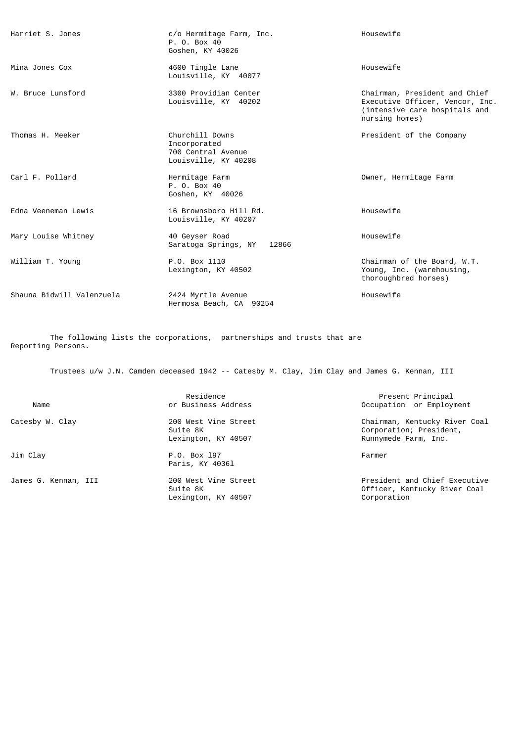| | | |
|---|---|---|
| Harriet S. Jones | c/o Hermitage Farm, Inc.<br>P. O. Box 40<br>Goshen, KY 40026 | Housewife |
| Mina Jones Cox | 4600 Tingle Lane<br>Louisville, KY 40077 | Housewife |
| W. Bruce Lunsford | 3300 Providian Center<br>Louisville, KY 40202 | Chairman, President and Chief Executive Officer, Vencor, Inc. (intensive care hospitals and nursing homes) |
| Thomas H. Meeker | Churchill Downs Incorporated<br>700 Central Avenue<br>Louisville, KY 40208 | President of the Company |
| Carl F. Pollard | Hermitage Farm<br>P. O. Box 40<br>Goshen, KY 40026 | Owner, Hermitage Farm |
| Edna Veeneman Lewis | 16 Brownsboro Hill Rd.<br>Louisville, KY 40207 | Housewife |
| Mary Louise Whitney | 40 Geyser Road<br>Saratoga Springs, NY 12866 | Housewife |
| William T. Young | P.O. Box 1110<br>Lexington, KY 40502 | Chairman of the Board, W.T. Young, Inc. (warehousing, thoroughbred horses) |
| Shauna Bidwill Valenzuela | 2424 Myrtle Avenue<br>Hermosa Beach, CA 90254 | Housewife |

The following lists the corporations, partnerships and trusts that are Reporting Persons.

Trustees u/w J.N. Camden deceased 1942 -- Catesby M. Clay, Jim Clay and James G. Kennan, III

| Name | Residence or Business Address | Present Principal Occupation or Employment |
|---|---|---|
| Catesby W. Clay | 200 West Vine Street<br>Suite 8K<br>Lexington, KY 40507 | Chairman, Kentucky River Coal Corporation; President, Runnymede Farm, Inc. |
| Jim Clay | P.O. Box 197<br>Paris, KY 40361 | Farmer |
| James G. Kennan, III | 200 West Vine Street<br>Suite 8K<br>Lexington, KY 40507 | President and Chief Executive Officer, Kentucky River Coal Corporation |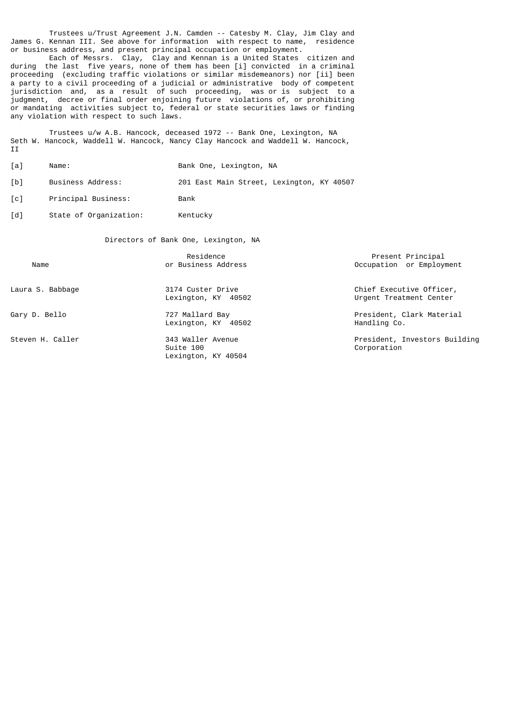Trustees u/Trust Agreement J.N. Camden -- Catesby M. Clay, Jim Clay and James G. Kennan III. See above for information with respect to name, residence or business address, and present principal occupation or employment.

Each of Messrs. Clay, Clay and Kennan is a United States citizen and during the last five years, none of them has been [i] convicted in a criminal proceeding (excluding traffic violations or similar misdemeanors) nor [ii] been a party to a civil proceeding of a judicial or administrative body of competent jurisdiction and, as a result of such proceeding, was or is subject to a judgment, decree or final order enjoining future violations of, or prohibiting or mandating activities subject to, federal or state securities laws or finding any violation with respect to such laws.

Trustees u/w A.B. Hancock, deceased 1972 -- Bank One, Lexington, NA Seth W. Hancock, Waddell W. Hancock, Nancy Clay Hancock and Waddell W. Hancock, II

[a] Name: Bank One, Lexington, NA

[b] Business Address: 201 East Main Street, Lexington, KY 40507

[c] Principal Business: Bank

[d] State of Organization: Kentucky

Directors of Bank One, Lexington, NA

| Name | Residence or Business Address | Present Principal Occupation or Employment |
|---|---|---|
| Laura S. Babbage | 3174 Custer Drive Lexington, KY 40502 | Chief Executive Officer, Urgent Treatment Center |
| Gary D. Bello | 727 Mallard Bay Lexington, KY 40502 | President, Clark Material Handling Co. |
| Steven H. Caller | 343 Waller Avenue Suite 100 Lexington, KY 40504 | President, Investors Building Corporation |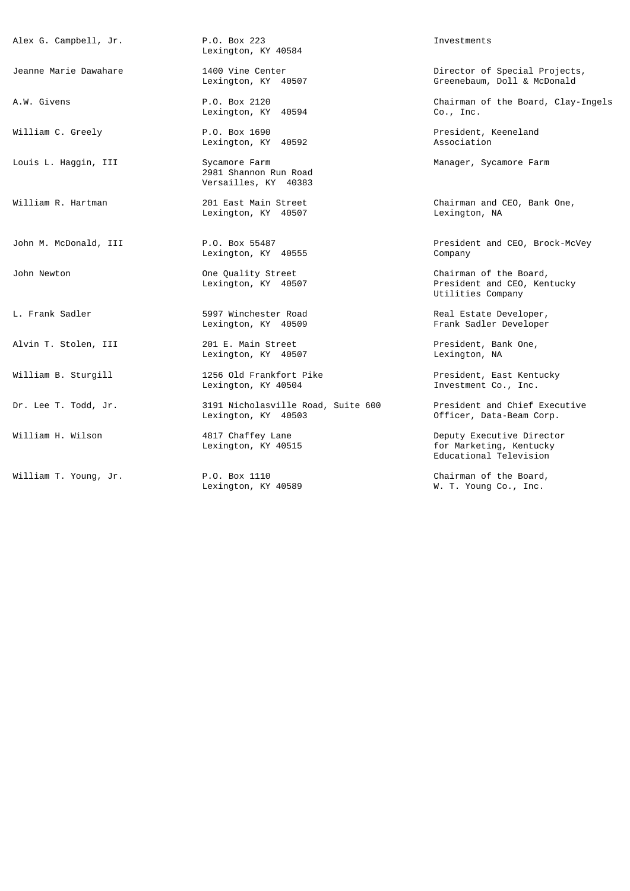| | | |
|---|---|---|
| Alex G. Campbell, Jr. | P.O. Box 223<br>Lexington, KY 40584 | Investments |
| Jeanne Marie Dawahare | 1400 Vine Center<br>Lexington, KY 40507 | Director of Special Projects, Greenebaum, Doll & McDonald |
| A.W. Givens | P.O. Box 2120<br>Lexington, KY 40594 | Chairman of the Board, Clay-Ingels Co., Inc. |
| William C. Greely | P.O. Box 1690<br>Lexington, KY 40592 | President, Keeneland Association |
| Louis L. Haggin, III | Sycamore Farm<br>2981 Shannon Run Road<br>Versailles, KY 40383 | Manager, Sycamore Farm |
| William R. Hartman | 201 East Main Street<br>Lexington, KY 40507 | Chairman and CEO, Bank One, Lexington, NA |
| John M. McDonald, III | P.O. Box 55487<br>Lexington, KY 40555 | President and CEO, Brock-McVey Company |
| John Newton | One Quality Street<br>Lexington, KY 40507 | Chairman of the Board, President and CEO, Kentucky Utilities Company |
| L. Frank Sadler | 5997 Winchester Road<br>Lexington, KY 40509 | Real Estate Developer, Frank Sadler Developer |
| Alvin T. Stolen, III | 201 E. Main Street<br>Lexington, KY 40507 | President, Bank One, Lexington, NA |
| William B. Sturgill | 1256 Old Frankfort Pike<br>Lexington, KY 40504 | President, East Kentucky Investment Co., Inc. |
| Dr. Lee T. Todd, Jr. | 3191 Nicholasville Road, Suite 600<br>Lexington, KY 40503 | President and Chief Executive Officer, Data-Beam Corp. |
| William H. Wilson | 4817 Chaffey Lane<br>Lexington, KY 40515 | Deputy Executive Director for Marketing, Kentucky Educational Television |
| William T. Young, Jr. | P.O. Box 1110<br>Lexington, KY 40589 | Chairman of the Board, W. T. Young Co., Inc. |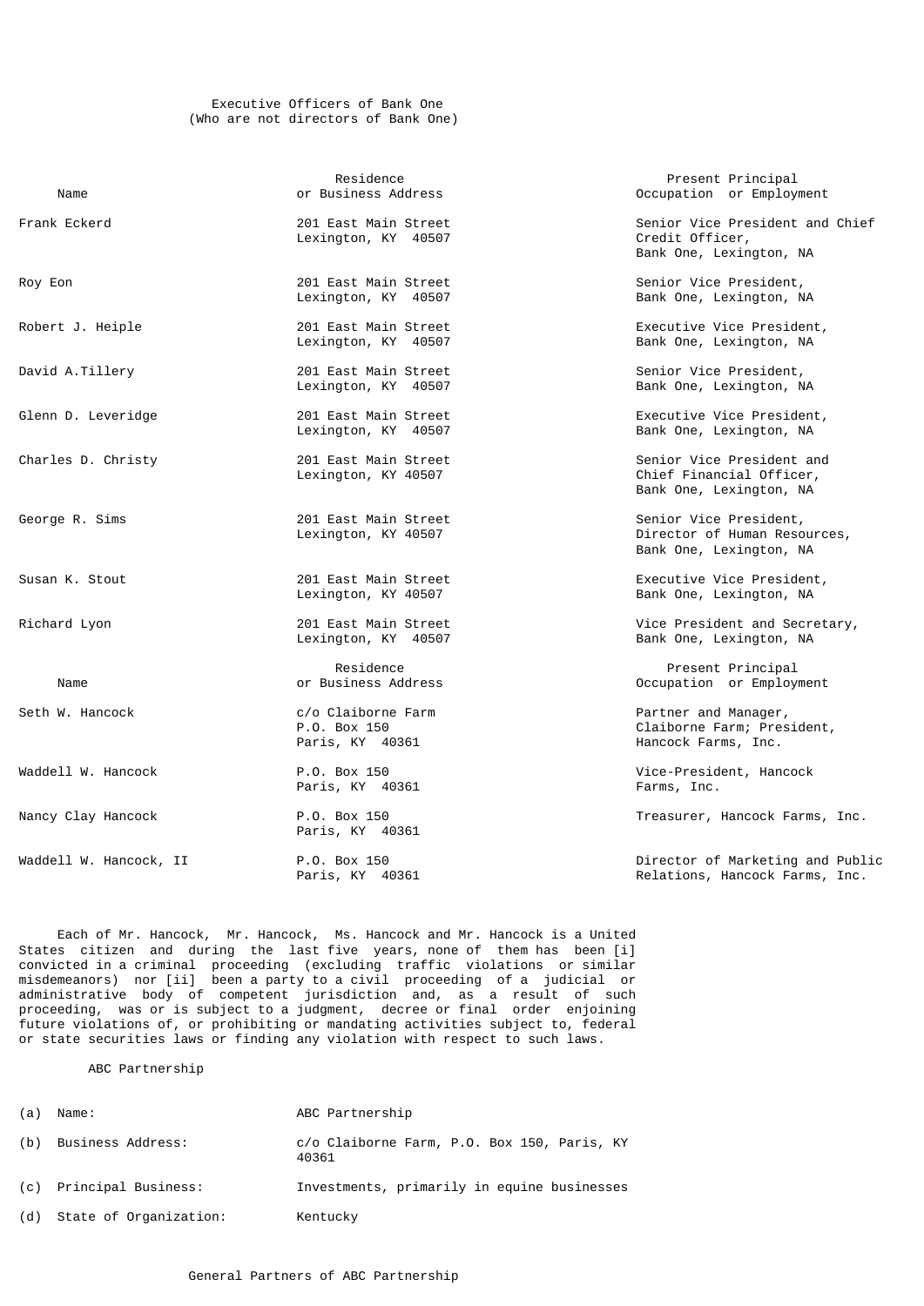Executive Officers of Bank One
(Who are not directors of Bank One)

| Name | Residence or Business Address | Present Principal Occupation or Employment |
|---|---|---|
| Frank Eckerd | 201 East Main Street Lexington, KY 40507 | Senior Vice President and Chief Credit Officer, Bank One, Lexington, NA |
| Roy Eon | 201 East Main Street Lexington, KY 40507 | Senior Vice President, Bank One, Lexington, NA |
| Robert J. Heiple | 201 East Main Street Lexington, KY 40507 | Executive Vice President, Bank One, Lexington, NA |
| David A.Tillery | 201 East Main Street Lexington, KY 40507 | Senior Vice President, Bank One, Lexington, NA |
| Glenn D. Leveridge | 201 East Main Street Lexington, KY 40507 | Executive Vice President, Bank One, Lexington, NA |
| Charles D. Christy | 201 East Main Street Lexington, KY 40507 | Senior Vice President and Chief Financial Officer, Bank One, Lexington, NA |
| George R. Sims | 201 East Main Street Lexington, KY 40507 | Senior Vice President, Director of Human Resources, Bank One, Lexington, NA |
| Susan K. Stout | 201 East Main Street Lexington, KY 40507 | Executive Vice President, Bank One, Lexington, NA |
| Richard Lyon | 201 East Main Street Lexington, KY 40507 | Vice President and Secretary, Bank One, Lexington, NA |

| Name | Residence or Business Address | Present Principal Occupation or Employment |
|---|---|---|
| Seth W. Hancock | c/o Claiborne Farm P.O. Box 150 Paris, KY 40361 | Partner and Manager, Claiborne Farm; President, Hancock Farms, Inc. |
| Waddell W. Hancock | P.O. Box 150 Paris, KY 40361 | Vice-President, Hancock Farms, Inc. |
| Nancy Clay Hancock | P.O. Box 150 Paris, KY 40361 | Treasurer, Hancock Farms, Inc. |
| Waddell W. Hancock, II | P.O. Box 150 Paris, KY 40361 | Director of Marketing and Public Relations, Hancock Farms, Inc. |

Each of Mr. Hancock, Mr. Hancock, Ms. Hancock and Mr. Hancock is a United States citizen and during the last five years, none of them has been [i] convicted in a criminal proceeding (excluding traffic violations or similar misdemeanors) nor [ii] been a party to a civil proceeding of a judicial or administrative body of competent jurisdiction and, as a result of such proceeding, was or is subject to a judgment, decree or final order enjoining future violations of, or prohibiting or mandating activities subject to, federal or state securities laws or finding any violation with respect to such laws.

ABC Partnership

(a) Name: ABC Partnership

(b) Business Address: c/o Claiborne Farm, P.O. Box 150, Paris, KY 40361

(c) Principal Business: Investments, primarily in equine businesses

(d) State of Organization: Kentucky

General Partners of ABC Partnership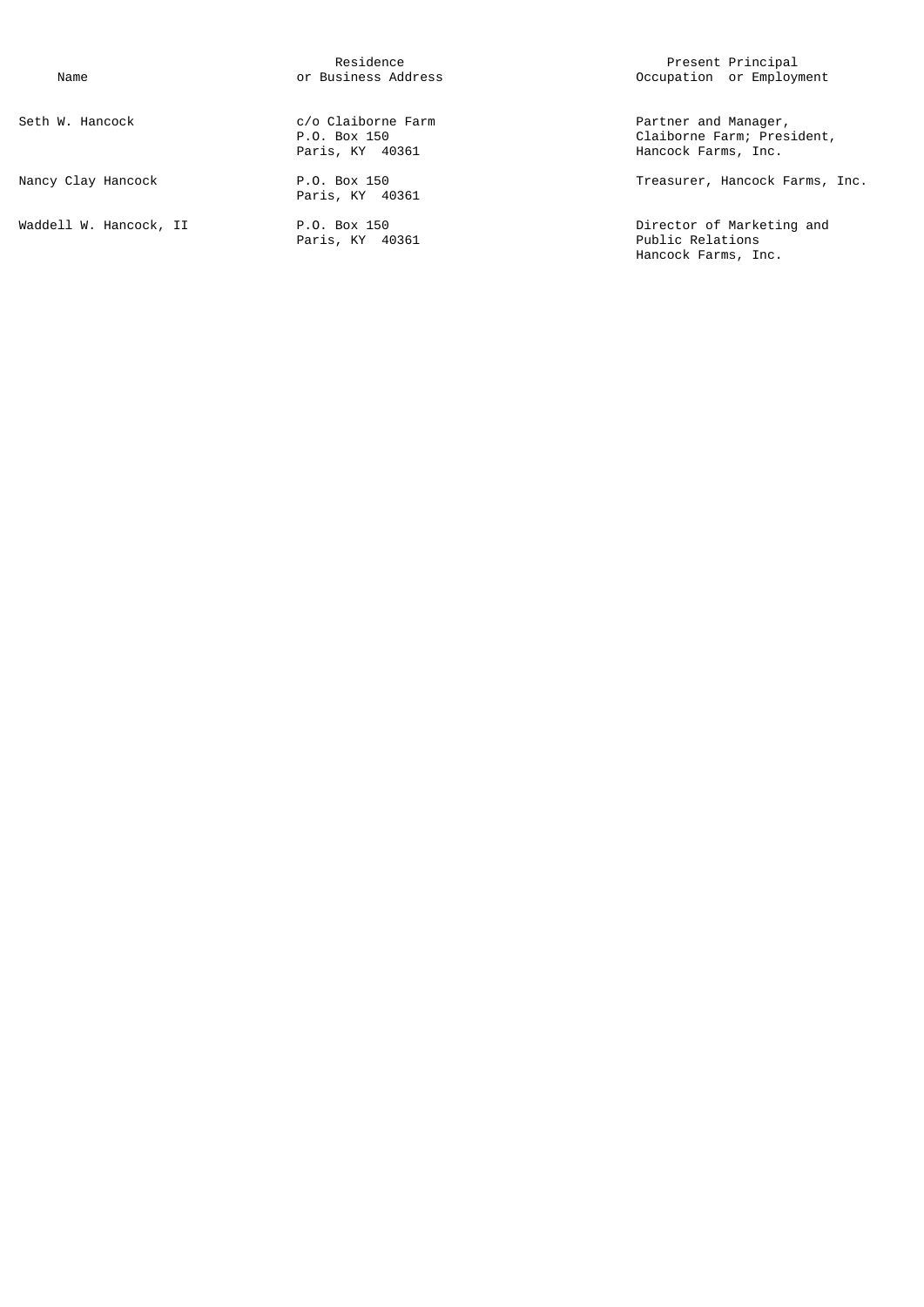| Name | Residence or Business Address | Present Principal Occupation or Employment |
| --- | --- | --- |
| Seth W. Hancock | c/o Claiborne Farm<br>P.O. Box 150<br>Paris, KY 40361 | Partner and Manager, Claiborne Farm; President, Hancock Farms, Inc. |
| Nancy Clay Hancock | P.O. Box 150<br>Paris, KY 40361 | Treasurer, Hancock Farms, Inc. |
| Waddell W. Hancock, II | P.O. Box 150<br>Paris, KY 40361 | Director of Marketing and Public Relations Hancock Farms, Inc. |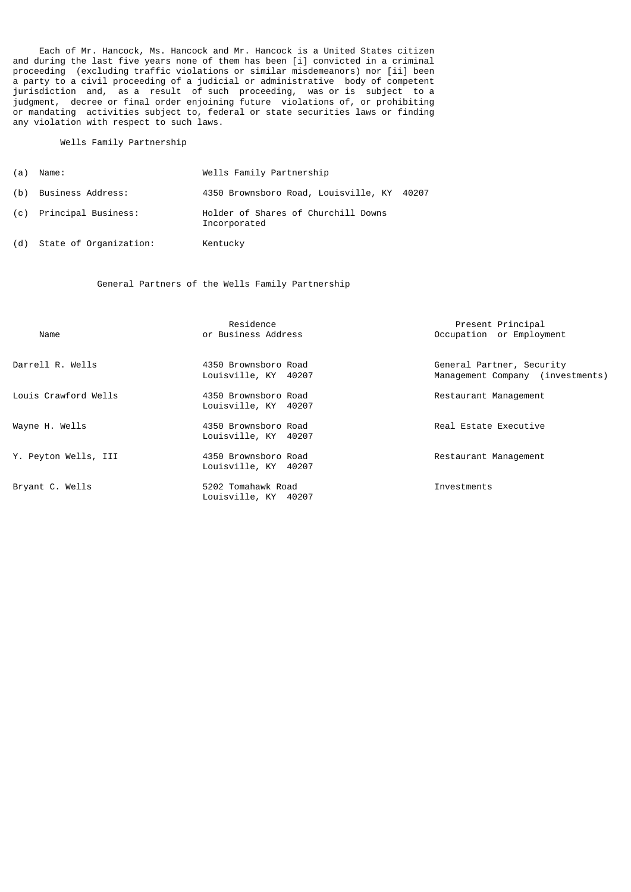Each of Mr. Hancock, Ms. Hancock and Mr. Hancock is a United States citizen and during the last five years none of them has been [i] convicted in a criminal proceeding (excluding traffic violations or similar misdemeanors) nor [ii] been a party to a civil proceeding of a judicial or administrative body of competent jurisdiction and, as a result of such proceeding, was or is subject to a judgment, decree or final order enjoining future violations of, or prohibiting or mandating activities subject to, federal or state securities laws or finding any violation with respect to such laws.

Wells Family Partnership

| | | |
|---|---|---|
| (a) | Name: | Wells Family Partnership |
| (b) | Business Address: | 4350 Brownsboro Road, Louisville, KY 40207 |
| (c) | Principal Business: | Holder of Shares of Churchill Downs Incorporated |
| (d) | State of Organization: | Kentucky |

General Partners of the Wells Family Partnership

| Name | Residence or Business Address | Present Principal Occupation or Employment |
|---|---|---|
| Darrell R. Wells | 4350 Brownsboro Road Louisville, KY 40207 | General Partner, Security Management Company (investments) |
| Louis Crawford Wells | 4350 Brownsboro Road Louisville, KY 40207 | Restaurant Management |
| Wayne H. Wells | 4350 Brownsboro Road Louisville, KY 40207 | Real Estate Executive |
| Y. Peyton Wells, III | 4350 Brownsboro Road Louisville, KY 40207 | Restaurant Management |
| Bryant C. Wells | 5202 Tomahawk Road Louisville, KY 40207 | Investments |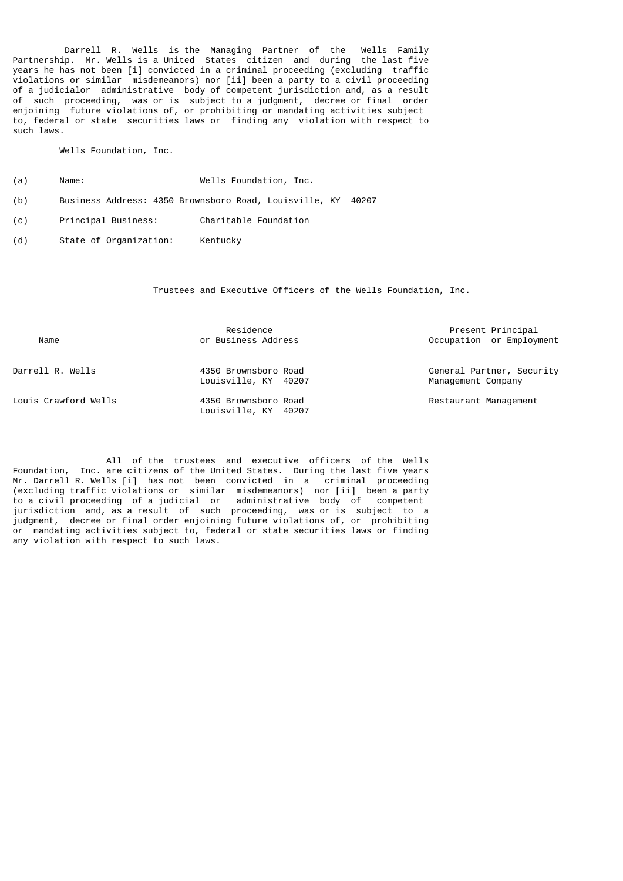Darrell R. Wells is the Managing Partner of the Wells Family Partnership. Mr. Wells is a United States citizen and during the last five years he has not been [i] convicted in a criminal proceeding (excluding traffic violations or similar misdemeanors) nor [ii] been a party to a civil proceeding of a judicialor administrative body of competent jurisdiction and, as a result of such proceeding, was or is subject to a judgment, decree or final order enjoining future violations of, or prohibiting or mandating activities subject to, federal or state securities laws or finding any violation with respect to such laws.

Wells Foundation, Inc.

(a) Name: Wells Foundation, Inc.

(b) Business Address: 4350 Brownsboro Road, Louisville, KY 40207

(c) Principal Business: Charitable Foundation

(d) State of Organization: Kentucky

Trustees and Executive Officers of the Wells Foundation, Inc.

| Name | Residence or Business Address | Present Principal Occupation or Employment |
|---|---|---|
| Darrell R. Wells | 4350 Brownsboro Road Louisville, KY 40207 | General Partner, Security Management Company |
| Louis Crawford Wells | 4350 Brownsboro Road Louisville, KY 40207 | Restaurant Management |

All of the trustees and executive officers of the Wells Foundation, Inc. are citizens of the United States. During the last five years Mr. Darrell R. Wells [i] has not been convicted in a criminal proceeding (excluding traffic violations or similar misdemeanors) nor [ii] been a party to a civil proceeding of a judicial or administrative body of competent jurisdiction and, as a result of such proceeding, was or is subject to a judgment, decree or final order enjoining future violations of, or prohibiting or mandating activities subject to, federal or state securities laws or finding any violation with respect to such laws.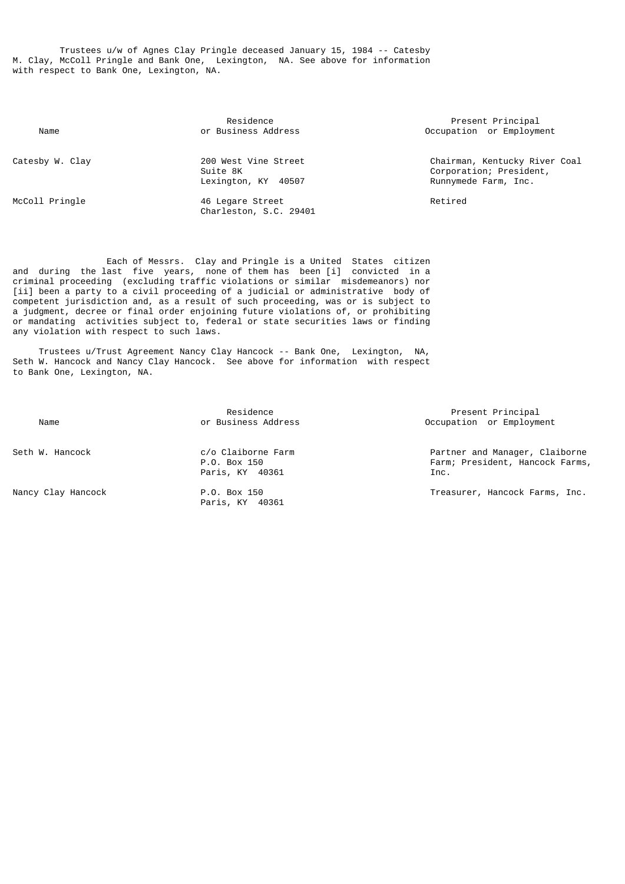Trustees u/w of Agnes Clay Pringle deceased January 15, 1984 -- Catesby M. Clay, McColl Pringle and Bank One, Lexington, NA. See above for information with respect to Bank One, Lexington, NA.

| Name | Residence or Business Address | Present Principal Occupation or Employment |
|---|---|---|
| Catesby W. Clay | 200 West Vine Street Suite 8K Lexington, KY 40507 | Chairman, Kentucky River Coal Corporation; President, Runnymede Farm, Inc. |
| McColl Pringle | 46 Legare Street Charleston, S.C. 29401 | Retired |

Each of Messrs. Clay and Pringle is a United States citizen and during the last five years, none of them has been [i] convicted in a criminal proceeding (excluding traffic violations or similar misdemeanors) nor [ii] been a party to a civil proceeding of a judicial or administrative body of competent jurisdiction and, as a result of such proceeding, was or is subject to a judgment, decree or final order enjoining future violations of, or prohibiting or mandating activities subject to, federal or state securities laws or finding any violation with respect to such laws.

Trustees u/Trust Agreement Nancy Clay Hancock -- Bank One, Lexington, NA, Seth W. Hancock and Nancy Clay Hancock. See above for information with respect to Bank One, Lexington, NA.

| Name | Residence or Business Address | Present Principal Occupation or Employment |
|---|---|---|
| Seth W. Hancock | c/o Claiborne Farm P.O. Box 150 Paris, KY 40361 | Partner and Manager, Claiborne Farm; President, Hancock Farms, Inc. |
| Nancy Clay Hancock | P.O. Box 150 Paris, KY 40361 | Treasurer, Hancock Farms, Inc. |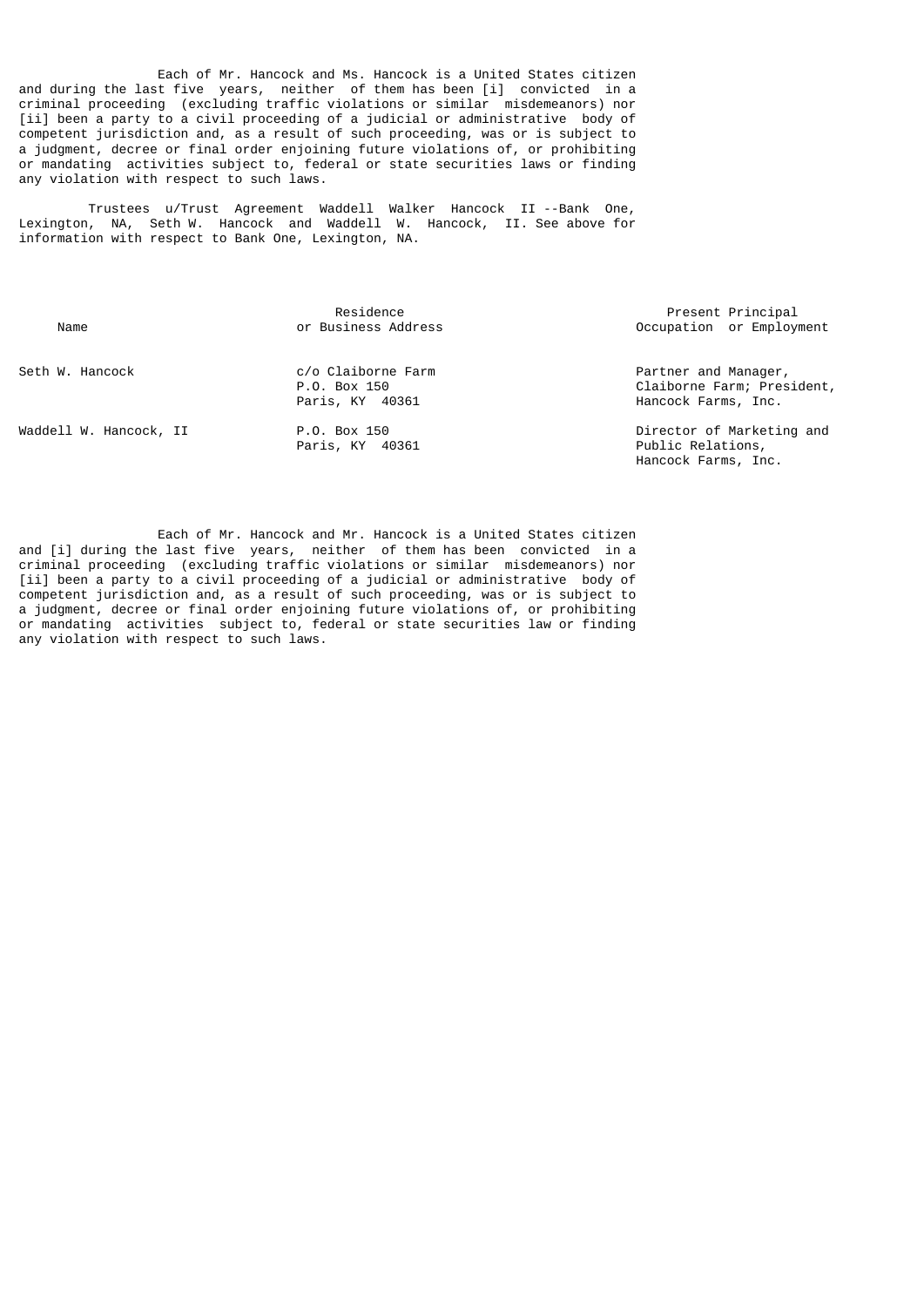Each of Mr. Hancock and Ms. Hancock is a United States citizen and during the last five years, neither of them has been [i] convicted in a criminal proceeding (excluding traffic violations or similar misdemeanors) nor [ii] been a party to a civil proceeding of a judicial or administrative body of competent jurisdiction and, as a result of such proceeding, was or is subject to a judgment, decree or final order enjoining future violations of, or prohibiting or mandating activities subject to, federal or state securities laws or finding any violation with respect to such laws.

Trustees u/Trust Agreement Waddell Walker Hancock II --Bank One, Lexington, NA, Seth W. Hancock and Waddell W. Hancock, II. See above for information with respect to Bank One, Lexington, NA.

| Name | Residence or Business Address | Present Principal Occupation or Employment |
| --- | --- | --- |
| Seth W. Hancock | c/o Claiborne Farm<br>P.O. Box 150<br>Paris, KY 40361 | Partner and Manager, Claiborne Farm; President, Hancock Farms, Inc. |
| Waddell W. Hancock, II | P.O. Box 150<br>Paris, KY 40361 | Director of Marketing and Public Relations, Hancock Farms, Inc. |

Each of Mr. Hancock and Mr. Hancock is a United States citizen and [i] during the last five years, neither of them has been convicted in a criminal proceeding (excluding traffic violations or similar misdemeanors) nor [ii] been a party to a civil proceeding of a judicial or administrative body of competent jurisdiction and, as a result of such proceeding, was or is subject to a judgment, decree or final order enjoining future violations of, or prohibiting or mandating activities subject to, federal or state securities law or finding any violation with respect to such laws.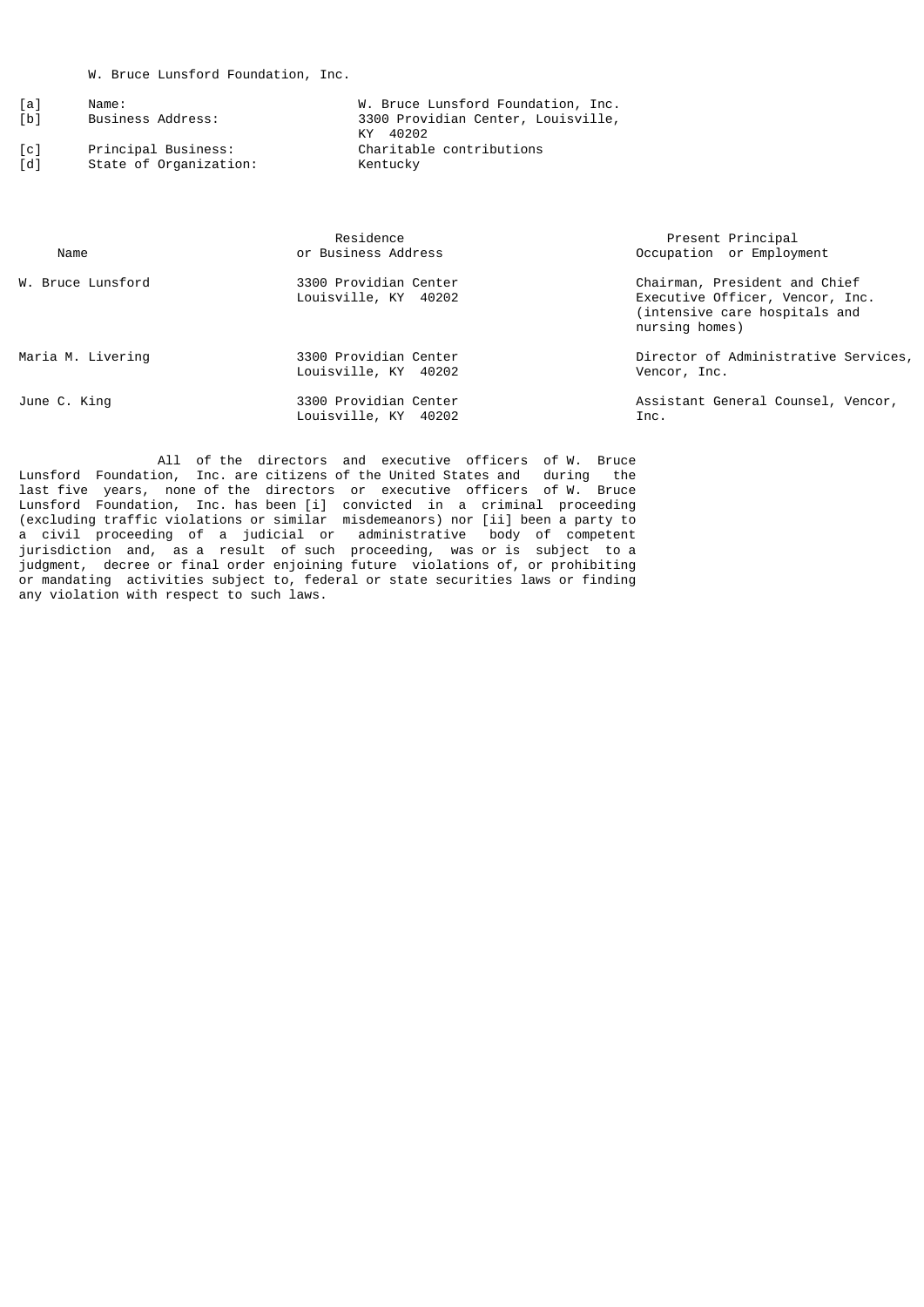W. Bruce Lunsford Foundation, Inc.

| | | |
|---|---|---|
| [a] | Name: | W. Bruce Lunsford Foundation, Inc. |
| [b] | Business Address: | 3300 Providian Center, Louisville, KY 40202 |
| [c] | Principal Business: | Charitable contributions |
| [d] | State of Organization: | Kentucky |

| Name | Residence or Business Address | Present Principal Occupation or Employment |
|---|---|---|
| W. Bruce Lunsford | 3300 Providian Center Louisville, KY 40202 | Chairman, President and Chief Executive Officer, Vencor, Inc. (intensive care hospitals and nursing homes) |
| Maria M. Livering | 3300 Providian Center Louisville, KY 40202 | Director of Administrative Services, Vencor, Inc. |
| June C. King | 3300 Providian Center Louisville, KY 40202 | Assistant General Counsel, Vencor, Inc. |

All of the directors and executive officers of W. Bruce Lunsford Foundation, Inc. are citizens of the United States and during the last five years, none of the directors or executive officers of W. Bruce Lunsford Foundation, Inc. has been [i] convicted in a criminal proceeding (excluding traffic violations or similar misdemeanors) nor [ii] been a party to a civil proceeding of a judicial or administrative body of competent jurisdiction and, as a result of such proceeding, was or is subject to a judgment, decree or final order enjoining future violations of, or prohibiting or mandating activities subject to, federal or state securities laws or finding any violation with respect to such laws.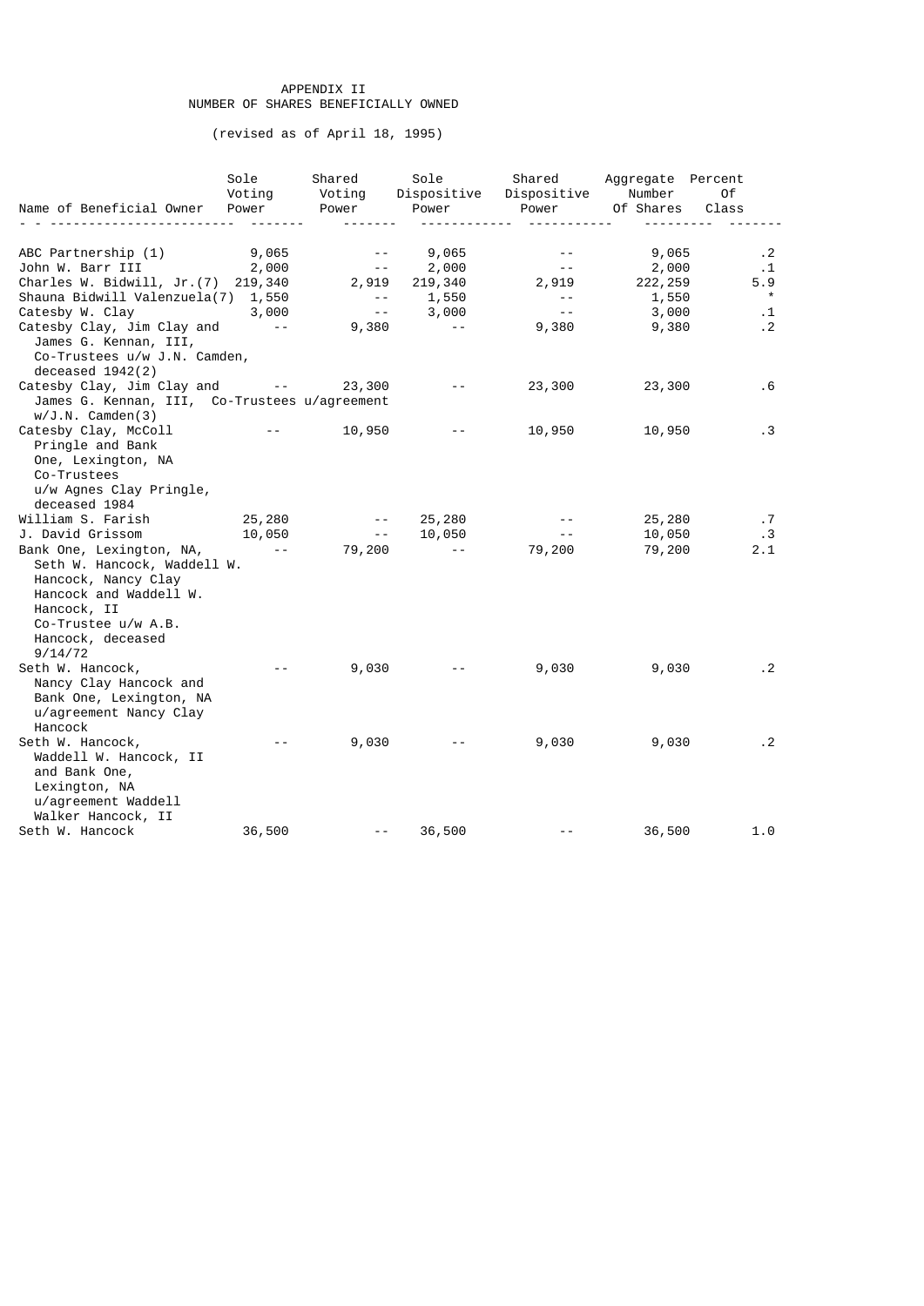# APPENDIX II
## NUMBER OF SHARES BENEFICIALLY OWNED

(revised as of April 18, 1995)

| Name of Beneficial Owner | Sole Voting Power | Shared Voting Power | Sole Dispositive Power | Shared Dispositive Power | Aggregate Number Of Shares | Percent Of Class |
|---|---|---|---|---|---|---|
| ABC Partnership (1) | 9,065 | -- | 9,065 | -- | 9,065 | .2 |
| John W. Barr III | 2,000 | -- | 2,000 | -- | 2,000 | .1 |
| Charles W. Bidwill, Jr.(7) | 219,340 | 2,919 | 219,340 | 2,919 | 222,259 | 5.9 |
| Shauna Bidwill Valenzuela(7) | 1,550 | -- | 1,550 | -- | 1,550 | * |
| Catesby W. Clay | 3,000 | -- | 3,000 | -- | 3,000 | .1 |
| Catesby Clay, Jim Clay and James G. Kennan, III, Co-Trustees u/w J.N. Camden, deceased 1942(2) | -- | 9,380 | -- | 9,380 | 9,380 | .2 |
| Catesby Clay, Jim Clay and James G. Kennan, III, Co-Trustees u/agreement w/J.N. Camden(3) | -- | 23,300 | -- | 23,300 | 23,300 | .6 |
| Catesby Clay, McColl Pringle and Bank One, Lexington, NA Co-Trustees u/w Agnes Clay Pringle, deceased 1984 | -- | 10,950 | -- | 10,950 | 10,950 | .3 |
| William S. Farish | 25,280 | -- | 25,280 | -- | 25,280 | .7 |
| J. David Grissom | 10,050 | -- | 10,050 | -- | 10,050 | .3 |
| Bank One, Lexington, NA, Seth W. Hancock, Waddell W. Hancock, Nancy Clay Hancock and Waddell W. Hancock, II Co-Trustee u/w A.B. Hancock, deceased 9/14/72 | -- | 79,200 | -- | 79,200 | 79,200 | 2.1 |
| Seth W. Hancock, Nancy Clay Hancock and Bank One, Lexington, NA u/agreement Nancy Clay Hancock | -- | 9,030 | -- | 9,030 | 9,030 | .2 |
| Seth W. Hancock, Waddell W. Hancock, II and Bank One, Lexington, NA u/agreement Waddell Walker Hancock, II | -- | 9,030 | -- | 9,030 | 9,030 | .2 |
| Seth W. Hancock | 36,500 | -- | 36,500 | -- | 36,500 | 1.0 |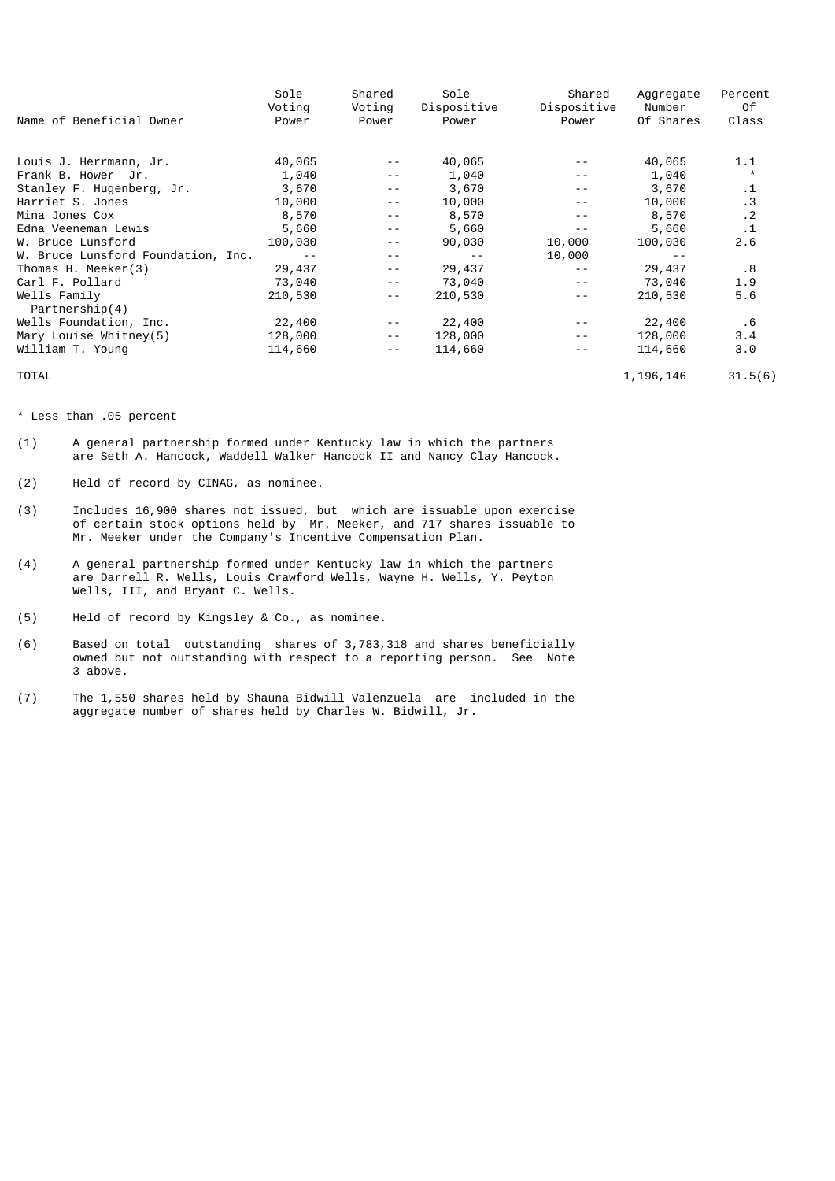| Name of Beneficial Owner | Sole Voting Power | Shared Voting Power | Sole Dispositive Power | Shared Dispositive Power | Aggregate Number Of Shares | Percent Of Class |
|---|---|---|---|---|---|---|
| Louis J. Herrmann, Jr. | 40,065 | -- | 40,065 | -- | 40,065 | 1.1 |
| Frank B. Hower Jr. | 1,040 | -- | 1,040 | -- | 1,040 | * |
| Stanley F. Hugenberg, Jr. | 3,670 | -- | 3,670 | -- | 3,670 | .1 |
| Harriet S. Jones | 10,000 | -- | 10,000 | -- | 10,000 | .3 |
| Mina Jones Cox | 8,570 | -- | 8,570 | -- | 8,570 | .2 |
| Edna Veeneman Lewis | 5,660 | -- | 5,660 | -- | 5,660 | .1 |
| W. Bruce Lunsford | 100,030 | -- | 90,030 | 10,000 | 100,030 | 2.6 |
| W. Bruce Lunsford Foundation, Inc. | -- | -- | -- | 10,000 | -- | |
| Thomas H. Meeker(3) | 29,437 | -- | 29,437 | -- | 29,437 | .8 |
| Carl F. Pollard | 73,040 | -- | 73,040 | -- | 73,040 | 1.9 |
| Wells Family Partnership(4) | 210,530 | -- | 210,530 | -- | 210,530 | 5.6 |
| Wells Foundation, Inc. | 22,400 | -- | 22,400 | -- | 22,400 | .6 |
| Mary Louise Whitney(5) | 128,000 | -- | 128,000 | -- | 128,000 | 3.4 |
| William T. Young | 114,660 | -- | 114,660 | -- | 114,660 | 3.0 |
| TOTAL | | | | | 1,196,146 | 31.5(6) |

\* Less than .05 percent

(1) A general partnership formed under Kentucky law in which the partners are Seth A. Hancock, Waddell Walker Hancock II and Nancy Clay Hancock.

(2) Held of record by CINAG, as nominee.

(3) Includes 16,900 shares not issued, but which are issuable upon exercise of certain stock options held by Mr. Meeker, and 717 shares issuable to Mr. Meeker under the Company's Incentive Compensation Plan.

(4) A general partnership formed under Kentucky law in which the partners are Darrell R. Wells, Louis Crawford Wells, Wayne H. Wells, Y. Peyton Wells, III, and Bryant C. Wells.

(5) Held of record by Kingsley & Co., as nominee.

(6) Based on total outstanding shares of 3,783,318 and shares beneficially owned but not outstanding with respect to a reporting person. See Note 3 above.

(7) The 1,550 shares held by Shauna Bidwill Valenzuela are included in the aggregate number of shares held by Charles W. Bidwill, Jr.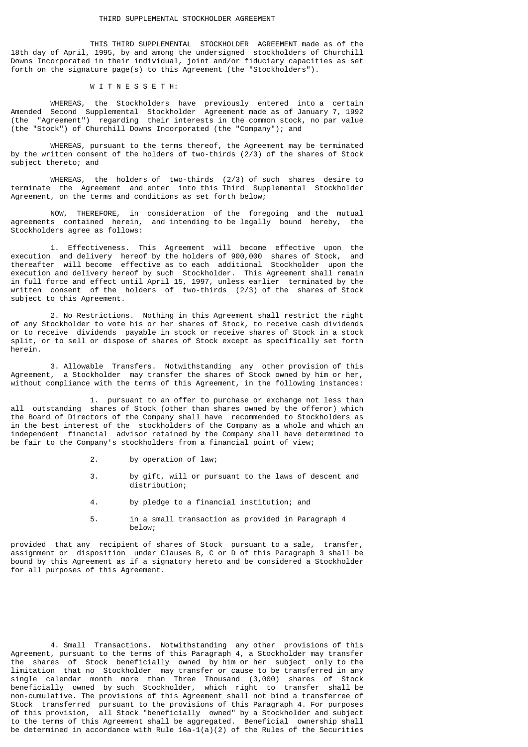# THIRD SUPPLEMENTAL STOCKHOLDER AGREEMENT

THIS THIRD SUPPLEMENTAL STOCKHOLDER AGREEMENT made as of the 18th day of April, 1995, by and among the undersigned stockholders of Churchill Downs Incorporated in their individual, joint and/or fiduciary capacities as set forth on the signature page(s) to this Agreement (the "Stockholders").

W I T N E S S E T H:

WHEREAS, the Stockholders have previously entered into a certain Amended Second Supplemental Stockholder Agreement made as of January 7, 1992 (the "Agreement") regarding their interests in the common stock, no par value (the "Stock") of Churchill Downs Incorporated (the "Company"); and

WHEREAS, pursuant to the terms thereof, the Agreement may be terminated by the written consent of the holders of two-thirds (2/3) of the shares of Stock subject thereto; and

WHEREAS, the holders of two-thirds (2/3) of such shares desire to terminate the Agreement and enter into this Third Supplemental Stockholder Agreement, on the terms and conditions as set forth below;

NOW, THEREFORE, in consideration of the foregoing and the mutual agreements contained herein, and intending to be legally bound hereby, the Stockholders agree as follows:

1. Effectiveness. This Agreement will become effective upon the execution and delivery hereof by the holders of 900,000 shares of Stock, and thereafter will become effective as to each additional Stockholder upon the execution and delivery hereof by such Stockholder. This Agreement shall remain in full force and effect until April 15, 1997, unless earlier terminated by the written consent of the holders of two-thirds (2/3) of the shares of Stock subject to this Agreement.

2. No Restrictions. Nothing in this Agreement shall restrict the right of any Stockholder to vote his or her shares of Stock, to receive cash dividends or to receive dividends payable in stock or receive shares of Stock in a stock split, or to sell or dispose of shares of Stock except as specifically set forth herein.

3. Allowable Transfers. Notwithstanding any other provision of this Agreement, a Stockholder may transfer the shares of Stock owned by him or her, without compliance with the terms of this Agreement, in the following instances:

1. pursuant to an offer to purchase or exchange not less than all outstanding shares of Stock (other than shares owned by the offeror) which the Board of Directors of the Company shall have recommended to Stockholders as in the best interest of the stockholders of the Company as a whole and which an independent financial advisor retained by the Company shall have determined to be fair to the Company's stockholders from a financial point of view;

2. by operation of law;

3. by gift, will or pursuant to the laws of descent and distribution;

4. by pledge to a financial institution; and

5. in a small transaction as provided in Paragraph 4 below;

provided that any recipient of shares of Stock pursuant to a sale, transfer, assignment or disposition under Clauses B, C or D of this Paragraph 3 shall be bound by this Agreement as if a signatory hereto and be considered a Stockholder for all purposes of this Agreement.

4. Small Transactions. Notwithstanding any other provisions of this Agreement, pursuant to the terms of this Paragraph 4, a Stockholder may transfer the shares of Stock beneficially owned by him or her subject only to the limitation that no Stockholder may transfer or cause to be transferred in any single calendar month more than Three Thousand (3,000) shares of Stock beneficially owned by such Stockholder, which right to transfer shall be non-cumulative. The provisions of this Agreement shall not bind a transferee of Stock transferred pursuant to the provisions of this Paragraph 4. For purposes of this provision, all Stock "beneficially owned" by a Stockholder and subject to the terms of this Agreement shall be aggregated. Beneficial ownership shall be determined in accordance with Rule 16a-1(a)(2) of the Rules of the Securities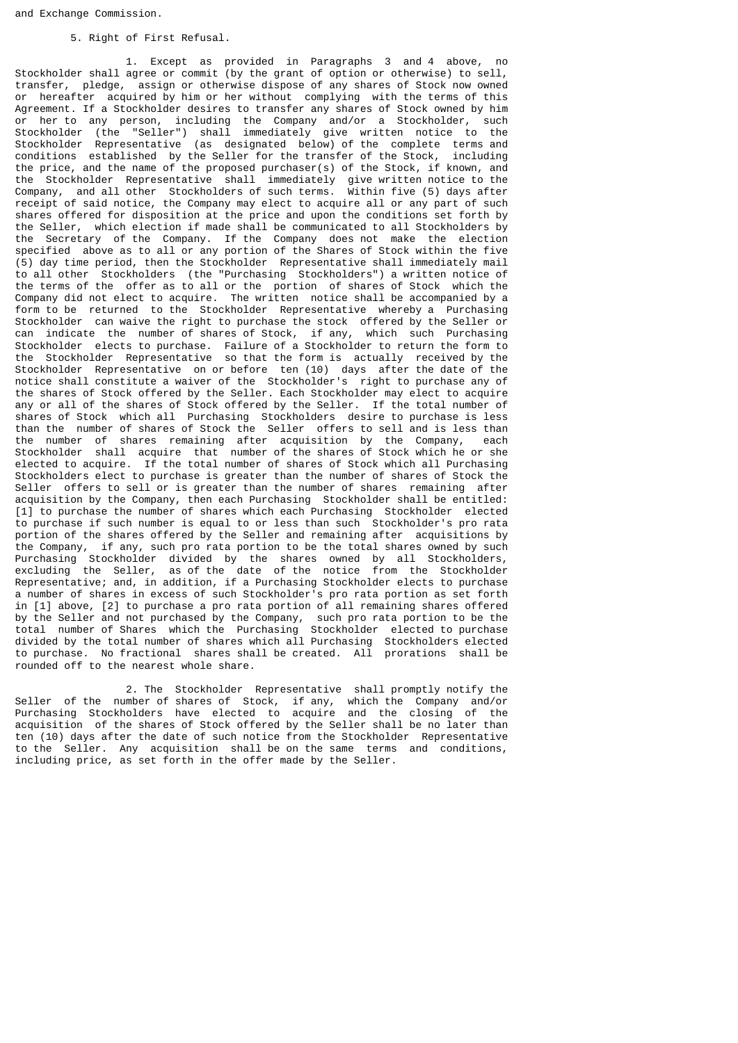and Exchange Commission.

5. Right of First Refusal.

1. Except as provided in Paragraphs 3 and 4 above, no Stockholder shall agree or commit (by the grant of option or otherwise) to sell, transfer, pledge, assign or otherwise dispose of any shares of Stock now owned or hereafter acquired by him or her without complying with the terms of this Agreement. If a Stockholder desires to transfer any shares of Stock owned by him or her to any person, including the Company and/or a Stockholder, such Stockholder (the "Seller") shall immediately give written notice to the Stockholder Representative (as designated below) of the complete terms and conditions established by the Seller for the transfer of the Stock, including the price, and the name of the proposed purchaser(s) of the Stock, if known, and the Stockholder Representative shall immediately give written notice to the Company, and all other Stockholders of such terms. Within five (5) days after receipt of said notice, the Company may elect to acquire all or any part of such shares offered for disposition at the price and upon the conditions set forth by the Seller, which election if made shall be communicated to all Stockholders by the Secretary of the Company. If the Company does not make the election specified above as to all or any portion of the Shares of Stock within the five (5) day time period, then the Stockholder Representative shall immediately mail to all other Stockholders (the "Purchasing Stockholders") a written notice of the terms of the offer as to all or the portion of shares of Stock which the Company did not elect to acquire. The written notice shall be accompanied by a form to be returned to the Stockholder Representative whereby a Purchasing Stockholder can waive the right to purchase the stock offered by the Seller or can indicate the number of shares of Stock, if any, which such Purchasing Stockholder elects to purchase. Failure of a Stockholder to return the form to the Stockholder Representative so that the form is actually received by the Stockholder Representative on or before ten (10) days after the date of the notice shall constitute a waiver of the Stockholder's right to purchase any of the shares of Stock offered by the Seller. Each Stockholder may elect to acquire any or all of the shares of Stock offered by the Seller. If the total number of shares of Stock which all Purchasing Stockholders desire to purchase is less than the number of shares of Stock the Seller offers to sell and is less than the number of shares remaining after acquisition by the Company, each Stockholder shall acquire that number of the shares of Stock which he or she elected to acquire. If the total number of shares of Stock which all Purchasing Stockholders elect to purchase is greater than the number of shares of Stock the Seller offers to sell or is greater than the number of shares remaining after acquisition by the Company, then each Purchasing Stockholder shall be entitled: [1] to purchase the number of shares which each Purchasing Stockholder elected to purchase if such number is equal to or less than such Stockholder's pro rata portion of the shares offered by the Seller and remaining after acquisitions by the Company, if any, such pro rata portion to be the total shares owned by such Purchasing Stockholder divided by the shares owned by all Stockholders, excluding the Seller, as of the date of the notice from the Stockholder Representative; and, in addition, if a Purchasing Stockholder elects to purchase a number of shares in excess of such Stockholder's pro rata portion as set forth in [1] above, [2] to purchase a pro rata portion of all remaining shares offered by the Seller and not purchased by the Company, such pro rata portion to be the total number of Shares which the Purchasing Stockholder elected to purchase divided by the total number of shares which all Purchasing Stockholders elected to purchase. No fractional shares shall be created. All prorations shall be rounded off to the nearest whole share.

2. The Stockholder Representative shall promptly notify the Seller of the number of shares of Stock, if any, which the Company and/or Purchasing Stockholders have elected to acquire and the closing of the acquisition of the shares of Stock offered by the Seller shall be no later than ten (10) days after the date of such notice from the Stockholder Representative to the Seller. Any acquisition shall be on the same terms and conditions, including price, as set forth in the offer made by the Seller.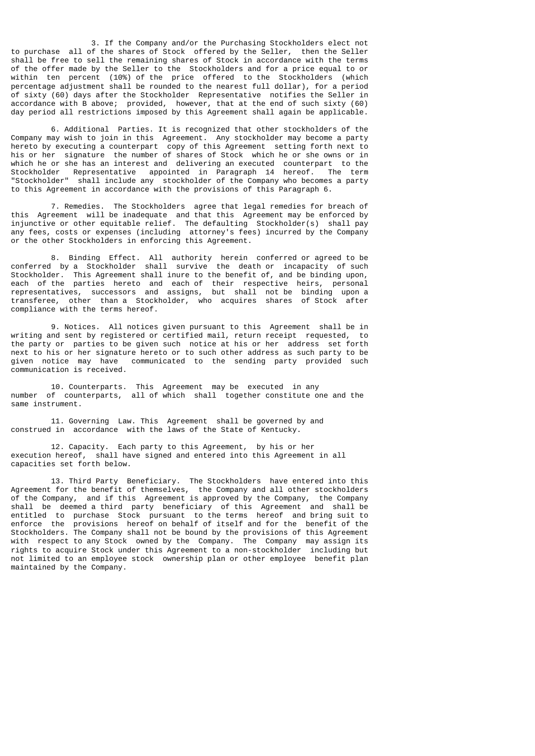3. If the Company and/or the Purchasing Stockholders elect not to purchase all of the shares of Stock offered by the Seller, then the Seller shall be free to sell the remaining shares of Stock in accordance with the terms of the offer made by the Seller to the Stockholders and for a price equal to or within ten percent (10%) of the price offered to the Stockholders (which percentage adjustment shall be rounded to the nearest full dollar), for a period of sixty (60) days after the Stockholder Representative notifies the Seller in accordance with B above; provided, however, that at the end of such sixty (60) day period all restrictions imposed by this Agreement shall again be applicable.

6. Additional Parties. It is recognized that other stockholders of the Company may wish to join in this Agreement. Any stockholder may become a party hereto by executing a counterpart copy of this Agreement setting forth next to his or her signature the number of shares of Stock which he or she owns or in which he or she has an interest and delivering an executed counterpart to the Stockholder Representative appointed in Paragraph 14 hereof. The term "Stockholder" shall include any stockholder of the Company who becomes a party to this Agreement in accordance with the provisions of this Paragraph 6.

7. Remedies. The Stockholders agree that legal remedies for breach of this Agreement will be inadequate and that this Agreement may be enforced by injunctive or other equitable relief. The defaulting Stockholder(s) shall pay any fees, costs or expenses (including attorney's fees) incurred by the Company or the other Stockholders in enforcing this Agreement.

8. Binding Effect. All authority herein conferred or agreed to be conferred by a Stockholder shall survive the death or incapacity of such Stockholder. This Agreement shall inure to the benefit of, and be binding upon, each of the parties hereto and each of their respective heirs, personal representatives, successors and assigns, but shall not be binding upon a transferee, other than a Stockholder, who acquires shares of Stock after compliance with the terms hereof.

9. Notices. All notices given pursuant to this Agreement shall be in writing and sent by registered or certified mail, return receipt requested, to the party or parties to be given such notice at his or her address set forth next to his or her signature hereto or to such other address as such party to be given notice may have communicated to the sending party provided such communication is received.

10. Counterparts. This Agreement may be executed in any number of counterparts, all of which shall together constitute one and the same instrument.

11. Governing Law. This Agreement shall be governed by and construed in accordance with the laws of the State of Kentucky.

12. Capacity. Each party to this Agreement, by his or her execution hereof, shall have signed and entered into this Agreement in all capacities set forth below.

13. Third Party Beneficiary. The Stockholders have entered into this Agreement for the benefit of themselves, the Company and all other stockholders of the Company, and if this Agreement is approved by the Company, the Company shall be deemed a third party beneficiary of this Agreement and shall be entitled to purchase Stock pursuant to the terms hereof and bring suit to enforce the provisions hereof on behalf of itself and for the benefit of the Stockholders. The Company shall not be bound by the provisions of this Agreement with respect to any Stock owned by the Company. The Company may assign its rights to acquire Stock under this Agreement to a non-stockholder including but not limited to an employee stock ownership plan or other employee benefit plan maintained by the Company.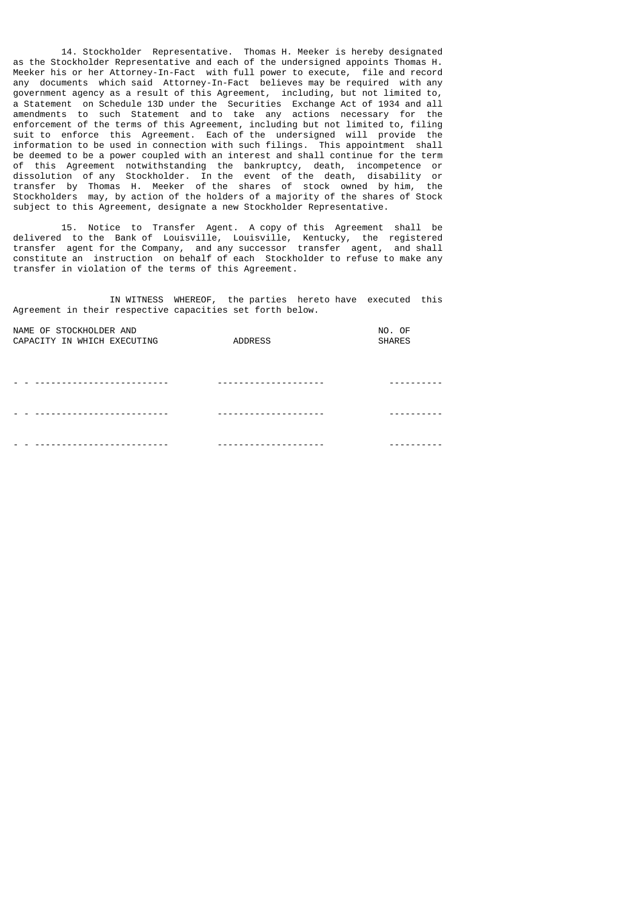14. Stockholder Representative. Thomas H. Meeker is hereby designated as the Stockholder Representative and each of the undersigned appoints Thomas H. Meeker his or her Attorney-In-Fact with full power to execute, file and record any documents which said Attorney-In-Fact believes may be required with any government agency as a result of this Agreement, including, but not limited to, a Statement on Schedule 13D under the Securities Exchange Act of 1934 and all amendments to such Statement and to take any actions necessary for the enforcement of the terms of this Agreement, including but not limited to, filing suit to enforce this Agreement. Each of the undersigned will provide the information to be used in connection with such filings. This appointment shall be deemed to be a power coupled with an interest and shall continue for the term of this Agreement notwithstanding the bankruptcy, death, incompetence or dissolution of any Stockholder. In the event of the death, disability or transfer by Thomas H. Meeker of the shares of stock owned by him, the Stockholders may, by action of the holders of a majority of the shares of Stock subject to this Agreement, designate a new Stockholder Representative.

15. Notice to Transfer Agent. A copy of this Agreement shall be delivered to the Bank of Louisville, Louisville, Kentucky, the registered transfer agent for the Company, and any successor transfer agent, and shall constitute an instruction on behalf of each Stockholder to refuse to make any transfer in violation of the terms of this Agreement.

IN WITNESS WHEREOF, the parties hereto have executed this Agreement in their respective capacities set forth below.

| NAME OF STOCKHOLDER AND CAPACITY IN WHICH EXECUTING | ADDRESS | NO. OF SHARES |
|---|---|---|
| ___________________________ | ____________________ | __________ |
| ___________________________ | ____________________ | __________ |
| ___________________________ | ____________________ | __________ |